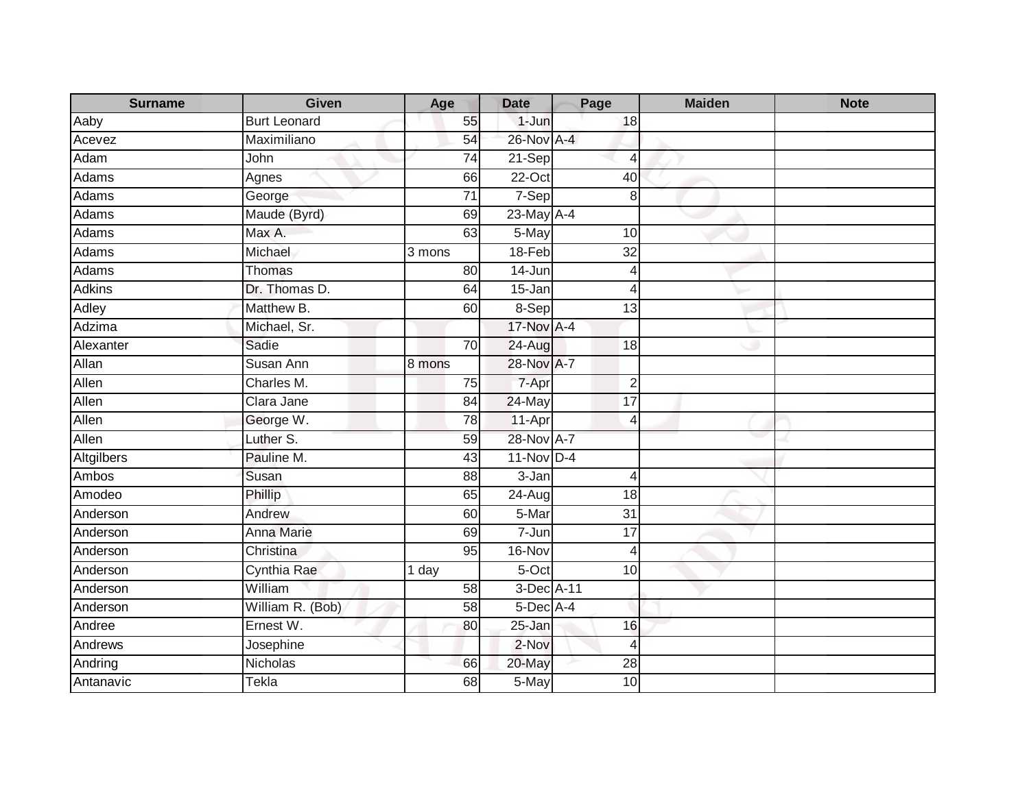| Surname | Given | Age | Date | Page | Maiden | Note |
|---|---|---|---|---|---|---|
| Aaby | Burt Leonard | 55 | 1-Jun | 18 | | |
| Acevez | Maximiliano | 54 | 26-Nov | A-4 | | |
| Adam | John | 74 | 21-Sep | 4 | | |
| Adams | Agnes | 66 | 22-Oct | 40 | | |
| Adams | George | 71 | 7-Sep | 8 | | |
| Adams | Maude (Byrd) | 69 | 23-May | A-4 | | |
| Adams | Max A. | 63 | 5-May | 10 | | |
| Adams | Michael | 3 mons | 18-Feb | 32 | | |
| Adams | Thomas | 80 | 14-Jun | 4 | | |
| Adkins | Dr. Thomas D. | 64 | 15-Jan | 4 | | |
| Adley | Matthew B. | 60 | 8-Sep | 13 | | |
| Adzima | Michael, Sr. | | 17-Nov | A-4 | | |
| Alexanter | Sadie | 70 | 24-Aug | 18 | | |
| Allan | Susan Ann | 8 mons | 28-Nov | A-7 | | |
| Allen | Charles M. | 75 | 7-Apr | 2 | | |
| Allen | Clara Jane | 84 | 24-May | 17 | | |
| Allen | George W. | 78 | 11-Apr | 4 | | |
| Allen | Luther S. | 59 | 28-Nov | A-7 | | |
| Altgilbers | Pauline M. | 43 | 11-Nov | D-4 | | |
| Ambos | Susan | 88 | 3-Jan | 4 | | |
| Amodeo | Phillip | 65 | 24-Aug | 18 | | |
| Anderson | Andrew | 60 | 5-Mar | 31 | | |
| Anderson | Anna Marie | 69 | 7-Jun | 17 | | |
| Anderson | Christina | 95 | 16-Nov | 4 | | |
| Anderson | Cynthia Rae | 1 day | 5-Oct | 10 | | |
| Anderson | William | 58 | 3-Dec | A-11 | | |
| Anderson | William R. (Bob) | 58 | 5-Dec | A-4 | | |
| Andree | Ernest W. | 80 | 25-Jan | 16 | | |
| Andrews | Josephine | | 2-Nov | 4 | | |
| Andring | Nicholas | 66 | 20-May | 28 | | |
| Antanavic | Tekla | 68 | 5-May | 10 | | |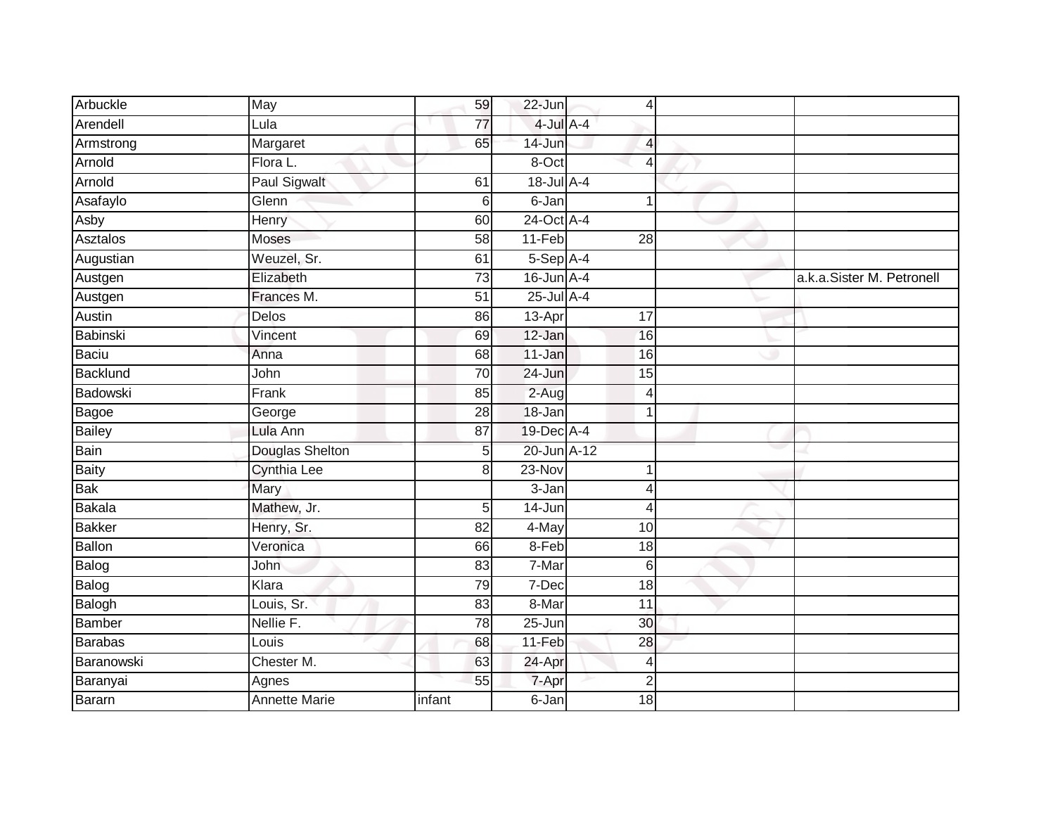| | | | | | | |
|---|---|---|---|---|---|---|
| Arbuckle | May | 59 | 22-Jun | 4 | | |
| Arendell | Lula | 77 | 4-Jul | A-4 | | |
| Armstrong | Margaret | 65 | 14-Jun | 4 | | |
| Arnold | Flora L. | | 8-Oct | 4 | | |
| Arnold | Paul Sigwalt | 61 | 18-Jul | A-4 | | |
| Asafaylo | Glenn | 6 | 6-Jan | 1 | | |
| Asby | Henry | 60 | 24-Oct | A-4 | | |
| Asztalos | Moses | 58 | 11-Feb | 28 | | |
| Augustian | Weuzel, Sr. | 61 | 5-Sep | A-4 | | |
| Austgen | Elizabeth | 73 | 16-Jun | A-4 | | a.k.a.Sister M. Petronell |
| Austgen | Frances M. | 51 | 25-Jul | A-4 | | |
| Austin | Delos | 86 | 13-Apr | 17 | | |
| Babinski | Vincent | 69 | 12-Jan | 16 | | |
| Baciu | Anna | 68 | 11-Jan | 16 | | |
| Backlund | John | 70 | 24-Jun | 15 | | |
| Badowski | Frank | 85 | 2-Aug | 4 | | |
| Bagoe | George | 28 | 18-Jan | 1 | | |
| Bailey | Lula Ann | 87 | 19-Dec | A-4 | | |
| Bain | Douglas Shelton | 5 | 20-Jun | A-12 | | |
| Baity | Cynthia Lee | 8 | 23-Nov | 1 | | |
| Bak | Mary | | 3-Jan | 4 | | |
| Bakala | Mathew, Jr. | 5 | 14-Jun | 4 | | |
| Bakker | Henry, Sr. | 82 | 4-May | 10 | | |
| Ballon | Veronica | 66 | 8-Feb | 18 | | |
| Balog | John | 83 | 7-Mar | 6 | | |
| Balog | Klara | 79 | 7-Dec | 18 | | |
| Balogh | Louis, Sr. | 83 | 8-Mar | 11 | | |
| Bamber | Nellie F. | 78 | 25-Jun | 30 | | |
| Barabas | Louis | 68 | 11-Feb | 28 | | |
| Baranowski | Chester M. | 63 | 24-Apr | 4 | | |
| Baranyai | Agnes | 55 | 7-Apr | 2 | | |
| Bararn | Annette Marie | infant | 6-Jan | 18 | | |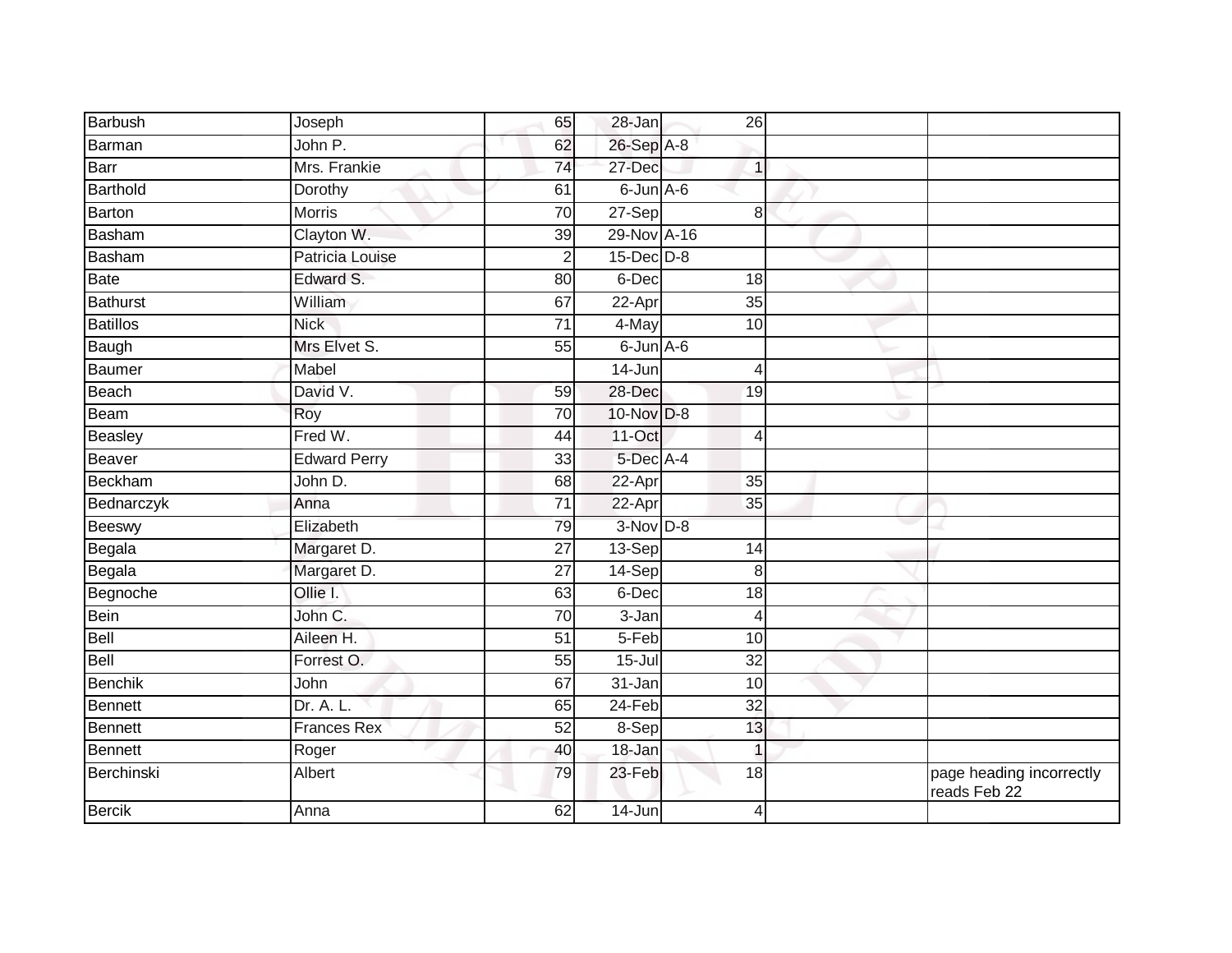| | | | | | | |
|---|---|---|---|---|---|---|
| Barbush | Joseph | 65 | 28-Jan | 26 | | |
| Barman | John P. | 62 | 26-Sep | A-8 | | |
| Barr | Mrs. Frankie | 74 | 27-Dec | 1 | | |
| Barthold | Dorothy | 61 | 6-Jun | A-6 | | |
| Barton | Morris | 70 | 27-Sep | 8 | | |
| Basham | Clayton W. | 39 | 29-Nov | A-16 | | |
| Basham | Patricia Louise | 2 | 15-Dec | D-8 | | |
| Bate | Edward S. | 80 | 6-Dec | 18 | | |
| Bathurst | William | 67 | 22-Apr | 35 | | |
| Batillos | Nick | 71 | 4-May | 10 | | |
| Baugh | Mrs Elvet S. | 55 | 6-Jun | A-6 | | |
| Baumer | Mabel | | 14-Jun | 4 | | |
| Beach | David V. | 59 | 28-Dec | 19 | | |
| Beam | Roy | 70 | 10-Nov | D-8 | | |
| Beasley | Fred W. | 44 | 11-Oct | 4 | | |
| Beaver | Edward Perry | 33 | 5-Dec | A-4 | | |
| Beckham | John D. | 68 | 22-Apr | 35 | | |
| Bednarczyk | Anna | 71 | 22-Apr | 35 | | |
| Beeswy | Elizabeth | 79 | 3-Nov | D-8 | | |
| Begala | Margaret D. | 27 | 13-Sep | 14 | | |
| Begala | Margaret D. | 27 | 14-Sep | 8 | | |
| Begnoche | Ollie I. | 63 | 6-Dec | 18 | | |
| Bein | John C. | 70 | 3-Jan | 4 | | |
| Bell | Aileen H. | 51 | 5-Feb | 10 | | |
| Bell | Forrest O. | 55 | 15-Jul | 32 | | |
| Benchik | John | 67 | 31-Jan | 10 | | |
| Bennett | Dr. A. L. | 65 | 24-Feb | 32 | | |
| Bennett | Frances Rex | 52 | 8-Sep | 13 | | |
| Bennett | Roger | 40 | 18-Jan | 1 | | |
| Berchinski | Albert | 79 | 23-Feb | 18 | | page heading incorrectly reads Feb 22 |
| Bercik | Anna | 62 | 14-Jun | 4 | | |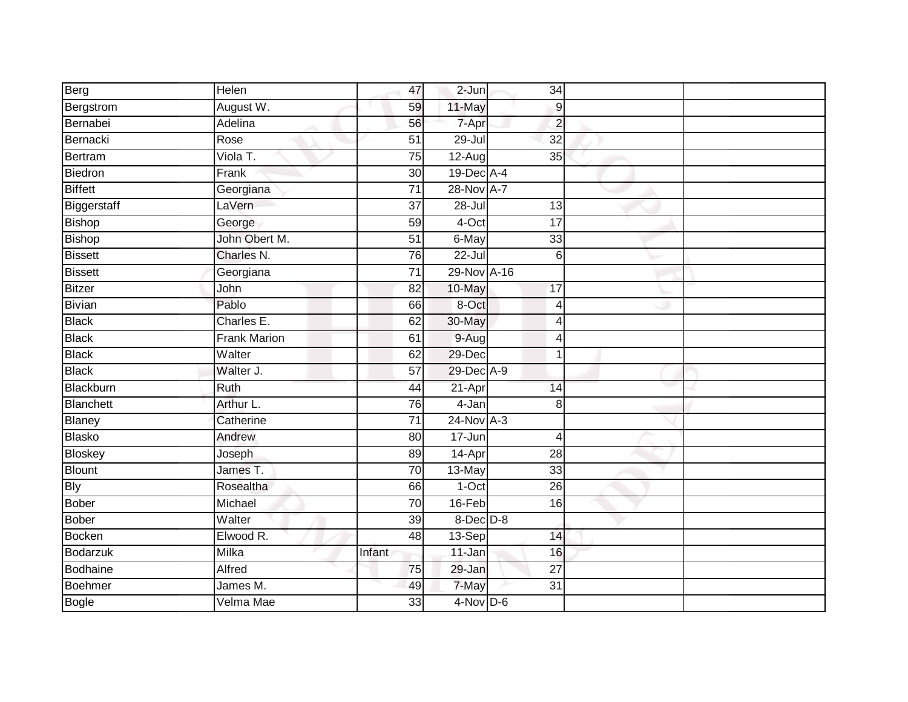| | | | | | | |
|---|---|---|---|---|---|---|
| Berg | Helen | 47 | 2-Jun | 34 | | |
| Bergstrom | August W. | 59 | 11-May | 9 | | |
| Bernabei | Adelina | 56 | 7-Apr | 2 | | |
| Bernacki | Rose | 51 | 29-Jul | 32 | | |
| Bertram | Viola T. | 75 | 12-Aug | 35 | | |
| Biedron | Frank | 30 | 19-Dec | A-4 | | |
| Biffett | Georgiana | 71 | 28-Nov | A-7 | | |
| Biggerstaff | LaVern | 37 | 28-Jul | 13 | | |
| Bishop | George | 59 | 4-Oct | 17 | | |
| Bishop | John Obert M. | 51 | 6-May | 33 | | |
| Bissett | Charles N. | 76 | 22-Jul | 6 | | |
| Bissett | Georgiana | 71 | 29-Nov | A-16 | | |
| Bitzer | John | 82 | 10-May | 17 | | |
| Bivian | Pablo | 66 | 8-Oct | 4 | | |
| Black | Charles E. | 62 | 30-May | 4 | | |
| Black | Frank Marion | 61 | 9-Aug | 4 | | |
| Black | Walter | 62 | 29-Dec | 1 | | |
| Black | Walter J. | 57 | 29-Dec | A-9 | | |
| Blackburn | Ruth | 44 | 21-Apr | 14 | | |
| Blanchett | Arthur L. | 76 | 4-Jan | 8 | | |
| Blaney | Catherine | 71 | 24-Nov | A-3 | | |
| Blasko | Andrew | 80 | 17-Jun | 4 | | |
| Bloskey | Joseph | 89 | 14-Apr | 28 | | |
| Blount | James T. | 70 | 13-May | 33 | | |
| Bly | Rosealtha | 66 | 1-Oct | 26 | | |
| Bober | Michael | 70 | 16-Feb | 16 | | |
| Bober | Walter | 39 | 8-Dec | D-8 | | |
| Bocken | Elwood R. | 48 | 13-Sep | 14 | | |
| Bodarzuk | Milka | Infant | 11-Jan | 16 | | |
| Bodhaine | Alfred | 75 | 29-Jan | 27 | | |
| Boehmer | James M. | 49 | 7-May | 31 | | |
| Bogle | Velma Mae | 33 | 4-Nov | D-6 | | |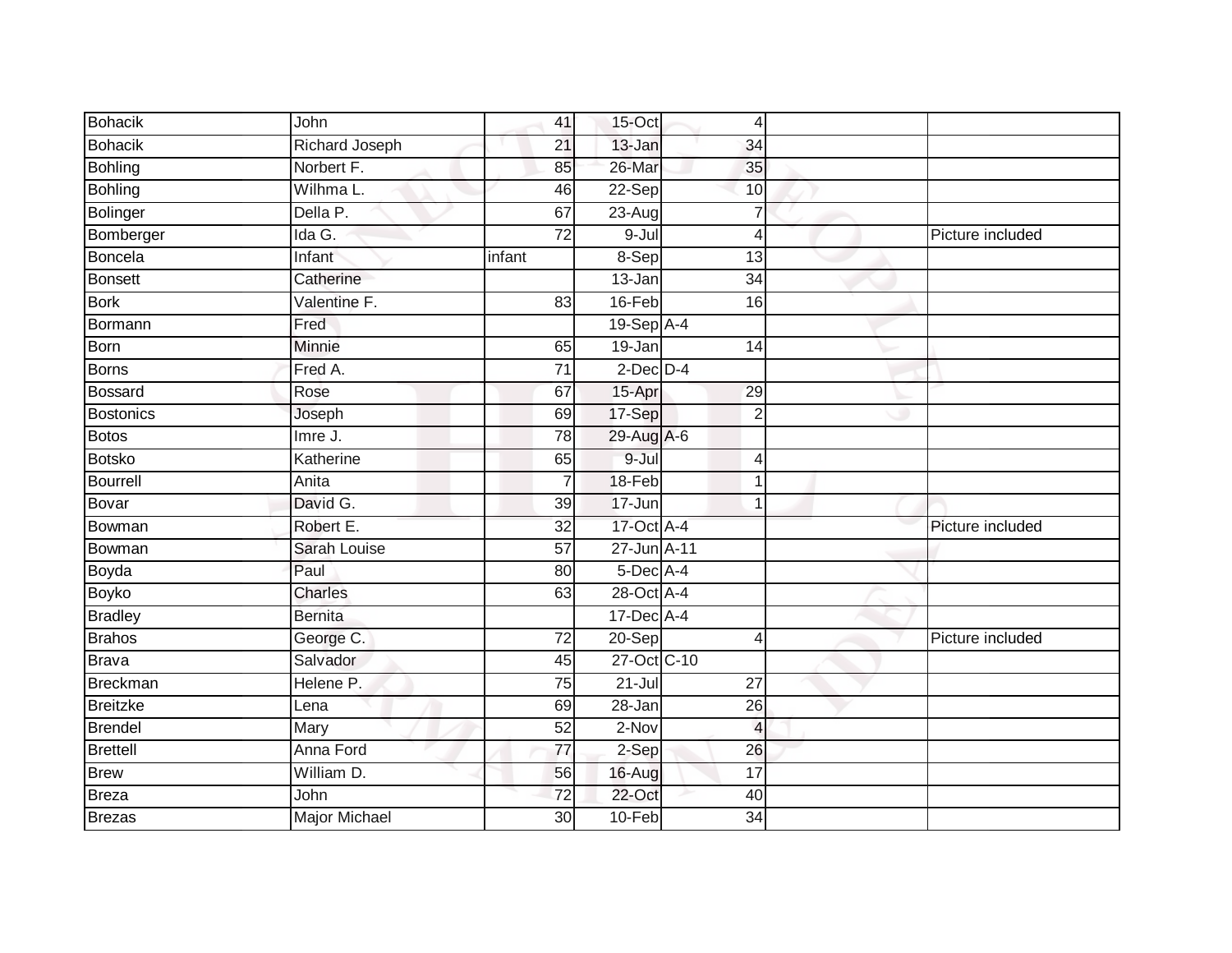| | | | | | | |
|---|---|---|---|---|---|---|
| Bohacik | John | 41 | 15-Oct | 4 | | |
| Bohacik | Richard Joseph | 21 | 13-Jan | 34 | | |
| Bohling | Norbert F. | 85 | 26-Mar | 35 | | |
| Bohling | Wilhma L. | 46 | 22-Sep | 10 | | |
| Bolinger | Della P. | 67 | 23-Aug | 7 | | |
| Bomberger | Ida G. | 72 | 9-Jul | 4 | | Picture included |
| Boncela | Infant | infant | 8-Sep | 13 | | |
| Bonsett | Catherine | | 13-Jan | 34 | | |
| Bork | Valentine F. | 83 | 16-Feb | 16 | | |
| Bormann | Fred | | 19-Sep | A-4 | | |
| Born | Minnie | 65 | 19-Jan | 14 | | |
| Borns | Fred A. | 71 | 2-Dec | D-4 | | |
| Bossard | Rose | 67 | 15-Apr | 29 | | |
| Bostonics | Joseph | 69 | 17-Sep | 2 | | |
| Botos | Imre J. | 78 | 29-Aug | A-6 | | |
| Botsko | Katherine | 65 | 9-Jul | 4 | | |
| Bourrell | Anita | 7 | 18-Feb | 1 | | |
| Bovar | David G. | 39 | 17-Jun | 1 | | |
| Bowman | Robert E. | 32 | 17-Oct | A-4 | | Picture included |
| Bowman | Sarah Louise | 57 | 27-Jun | A-11 | | |
| Boyda | Paul | 80 | 5-Dec | A-4 | | |
| Boyko | Charles | 63 | 28-Oct | A-4 | | |
| Bradley | Bernita | | 17-Dec | A-4 | | |
| Brahos | George C. | 72 | 20-Sep | 4 | | Picture included |
| Brava | Salvador | 45 | 27-Oct | C-10 | | |
| Breckman | Helene P. | 75 | 21-Jul | 27 | | |
| Breitzke | Lena | 69 | 28-Jan | 26 | | |
| Brendel | Mary | 52 | 2-Nov | 4 | | |
| Brettell | Anna Ford | 77 | 2-Sep | 26 | | |
| Brew | William D. | 56 | 16-Aug | 17 | | |
| Breza | John | 72 | 22-Oct | 40 | | |
| Brezas | Major Michael | 30 | 10-Feb | 34 | | |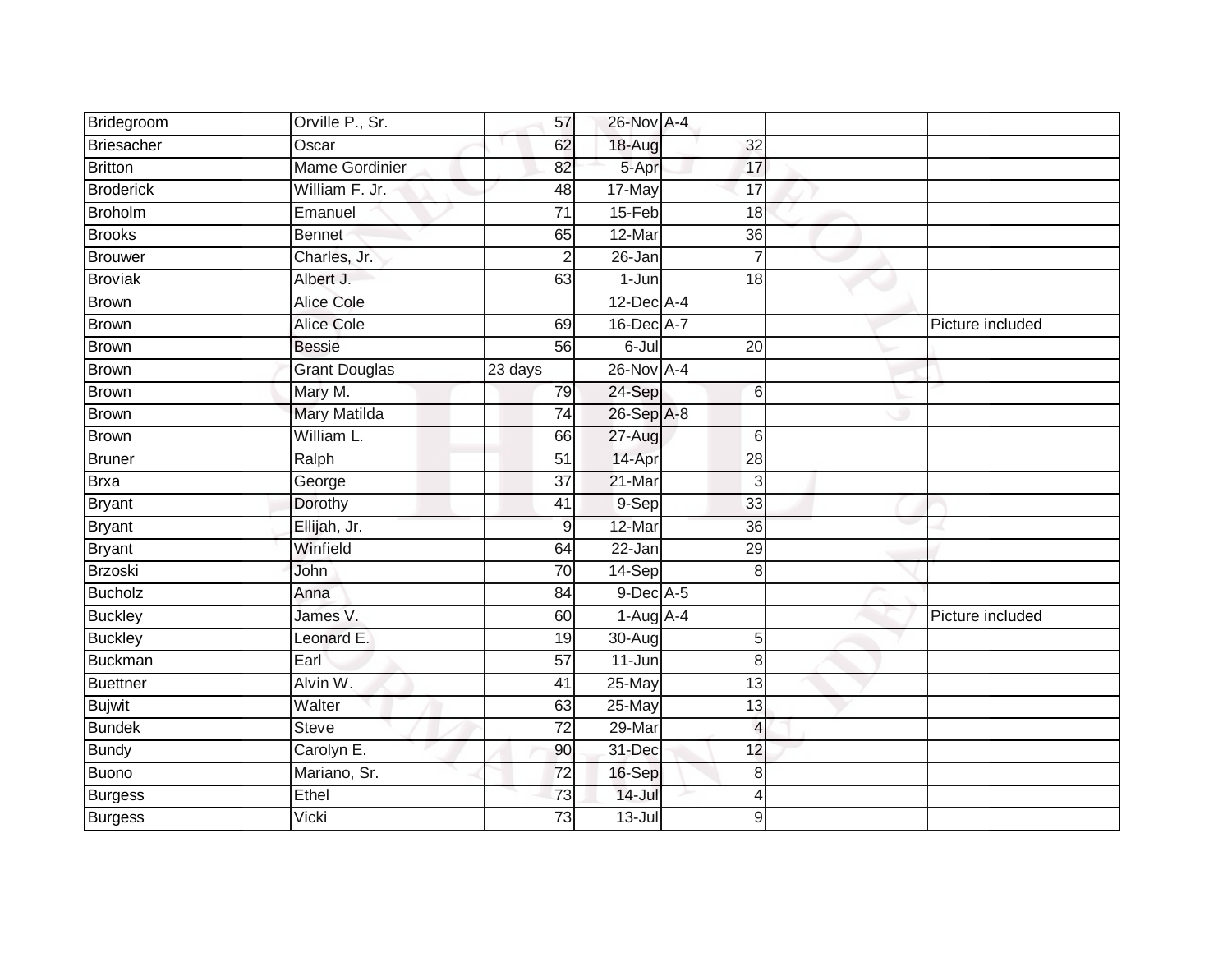| | | | | | | | |
|---|---|---|---|---|---|---|---|
| Bridegroom | Orville P., Sr. | 57 | 26-Nov | A-4 | | | |
| Briesacher | Oscar | 62 | 18-Aug | | 32 | | |
| Britton | Mame Gordinier | 82 | 5-Apr | | 17 | | |
| Broderick | William F. Jr. | 48 | 17-May | | 17 | | |
| Broholm | Emanuel | 71 | 15-Feb | | 18 | | |
| Brooks | Bennet | 65 | 12-Mar | | 36 | | |
| Brouwer | Charles, Jr. | 2 | 26-Jan | | 7 | | |
| Broviak | Albert J. | 63 | 1-Jun | | 18 | | |
| Brown | Alice Cole | | 12-Dec | A-4 | | | |
| Brown | Alice Cole | 69 | 16-Dec | A-7 | | | Picture included |
| Brown | Bessie | 56 | 6-Jul | | 20 | | |
| Brown | Grant Douglas | 23 days | 26-Nov | A-4 | | | |
| Brown | Mary M. | 79 | 24-Sep | | 6 | | |
| Brown | Mary Matilda | 74 | 26-Sep | A-8 | | | |
| Brown | William L. | 66 | 27-Aug | | 6 | | |
| Bruner | Ralph | 51 | 14-Apr | | 28 | | |
| Brxa | George | 37 | 21-Mar | | 3 | | |
| Bryant | Dorothy | 41 | 9-Sep | | 33 | | |
| Bryant | Ellijah, Jr. | 9 | 12-Mar | | 36 | | |
| Bryant | Winfield | 64 | 22-Jan | | 29 | | |
| Brzoski | John | 70 | 14-Sep | | 8 | | |
| Bucholz | Anna | 84 | 9-Dec | A-5 | | | |
| Buckley | James V. | 60 | 1-Aug | A-4 | | | Picture included |
| Buckley | Leonard E. | 19 | 30-Aug | | 5 | | |
| Buckman | Earl | 57 | 11-Jun | | 8 | | |
| Buettner | Alvin W. | 41 | 25-May | | 13 | | |
| Bujwit | Walter | 63 | 25-May | | 13 | | |
| Bundek | Steve | 72 | 29-Mar | | 4 | | |
| Bundy | Carolyn E. | 90 | 31-Dec | | 12 | | |
| Buono | Mariano, Sr. | 72 | 16-Sep | | 8 | | |
| Burgess | Ethel | 73 | 14-Jul | | 4 | | |
| Burgess | Vicki | 73 | 13-Jul | | 9 | | |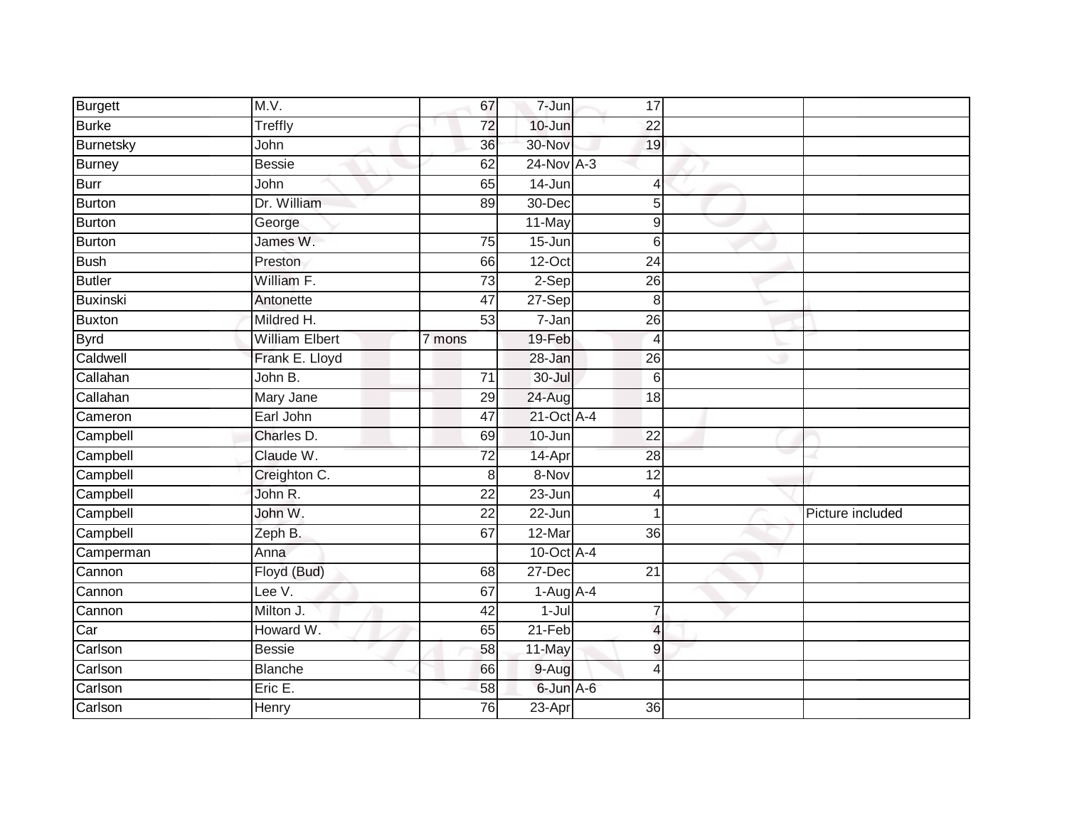| | | | | | | |
|---|---|---|---|---|---|---|
| Burgett | M.V. | 67 | 7-Jun | 17 | | |
| Burke | Treffly | 72 | 10-Jun | 22 | | |
| Burnetsky | John | 36 | 30-Nov | 19 | | |
| Burney | Bessie | 62 | 24-Nov | A-3 | | |
| Burr | John | 65 | 14-Jun | 4 | | |
| Burton | Dr. William | 89 | 30-Dec | 5 | | |
| Burton | George | | 11-May | 9 | | |
| Burton | James W. | 75 | 15-Jun | 6 | | |
| Bush | Preston | 66 | 12-Oct | 24 | | |
| Butler | William F. | 73 | 2-Sep | 26 | | |
| Buxinski | Antonette | 47 | 27-Sep | 8 | | |
| Buxton | Mildred H. | 53 | 7-Jan | 26 | | |
| Byrd | William Elbert | 7 mons | 19-Feb | 4 | | |
| Caldwell | Frank E. Lloyd | | 28-Jan | 26 | | |
| Callahan | John B. | 71 | 30-Jul | 6 | | |
| Callahan | Mary Jane | 29 | 24-Aug | 18 | | |
| Cameron | Earl John | 47 | 21-Oct | A-4 | | |
| Campbell | Charles D. | 69 | 10-Jun | 22 | | |
| Campbell | Claude W. | 72 | 14-Apr | 28 | | |
| Campbell | Creighton C. | 8 | 8-Nov | 12 | | |
| Campbell | John R. | 22 | 23-Jun | 4 | | |
| Campbell | John W. | 22 | 22-Jun | 1 | | Picture included |
| Campbell | Zeph B. | 67 | 12-Mar | 36 | | |
| Camperman | Anna | | 10-Oct | A-4 | | |
| Cannon | Floyd (Bud) | 68 | 27-Dec | 21 | | |
| Cannon | Lee V. | 67 | 1-Aug | A-4 | | |
| Cannon | Milton J. | 42 | 1-Jul | 7 | | |
| Car | Howard W. | 65 | 21-Feb | 4 | | |
| Carlson | Bessie | 58 | 11-May | 9 | | |
| Carlson | Blanche | 66 | 9-Aug | 4 | | |
| Carlson | Eric E. | 58 | 6-Jun | A-6 | | |
| Carlson | Henry | 76 | 23-Apr | 36 | | |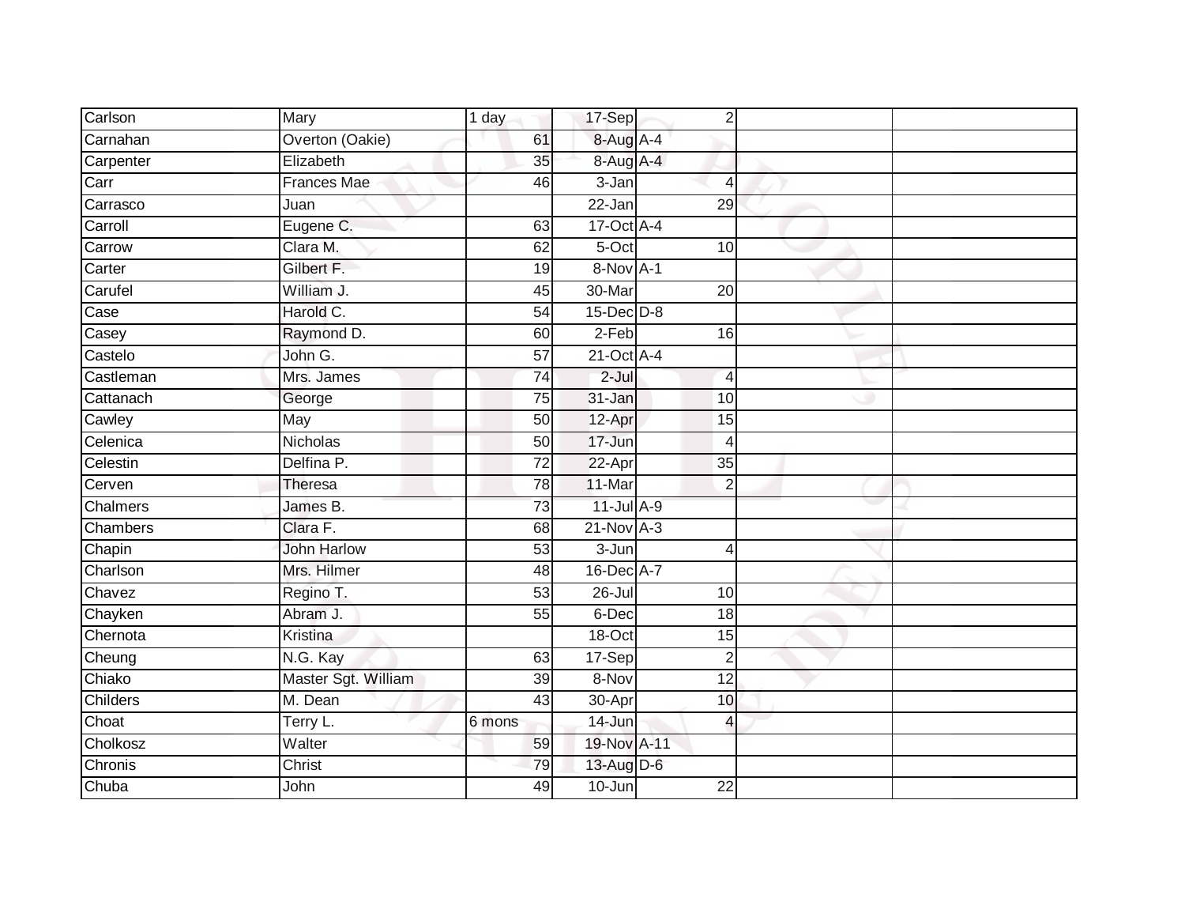| | | | | | | |
|---|---|---|---|---|---|---|
| Carlson | Mary | 1 day | 17-Sep | 2 | | |
| Carnahan | Overton (Oakie) | 61 | 8-Aug | A-4 | | |
| Carpenter | Elizabeth | 35 | 8-Aug | A-4 | | |
| Carr | Frances Mae | 46 | 3-Jan | 4 | | |
| Carrasco | Juan | | 22-Jan | 29 | | |
| Carroll | Eugene C. | 63 | 17-Oct | A-4 | | |
| Carrow | Clara M. | 62 | 5-Oct | 10 | | |
| Carter | Gilbert F. | 19 | 8-Nov | A-1 | | |
| Carufel | William J. | 45 | 30-Mar | 20 | | |
| Case | Harold C. | 54 | 15-Dec | D-8 | | |
| Casey | Raymond D. | 60 | 2-Feb | 16 | | |
| Castelo | John G. | 57 | 21-Oct | A-4 | | |
| Castleman | Mrs. James | 74 | 2-Jul | 4 | | |
| Cattanach | George | 75 | 31-Jan | 10 | | |
| Cawley | May | 50 | 12-Apr | 15 | | |
| Celenica | Nicholas | 50 | 17-Jun | 4 | | |
| Celestin | Delfina P. | 72 | 22-Apr | 35 | | |
| Cerven | Theresa | 78 | 11-Mar | 2 | | |
| Chalmers | James B. | 73 | 11-Jul | A-9 | | |
| Chambers | Clara F. | 68 | 21-Nov | A-3 | | |
| Chapin | John Harlow | 53 | 3-Jun | 4 | | |
| Charlson | Mrs. Hilmer | 48 | 16-Dec | A-7 | | |
| Chavez | Regino T. | 53 | 26-Jul | 10 | | |
| Chayken | Abram J. | 55 | 6-Dec | 18 | | |
| Chernota | Kristina | | 18-Oct | 15 | | |
| Cheung | N.G. Kay | 63 | 17-Sep | 2 | | |
| Chiako | Master Sgt. William | 39 | 8-Nov | 12 | | |
| Childers | M. Dean | 43 | 30-Apr | 10 | | |
| Choat | Terry L. | 6 mons | 14-Jun | 4 | | |
| Cholkosz | Walter | 59 | 19-Nov | A-11 | | |
| Chronis | Christ | 79 | 13-Aug | D-6 | | |
| Chuba | John | 49 | 10-Jun | 22 | | |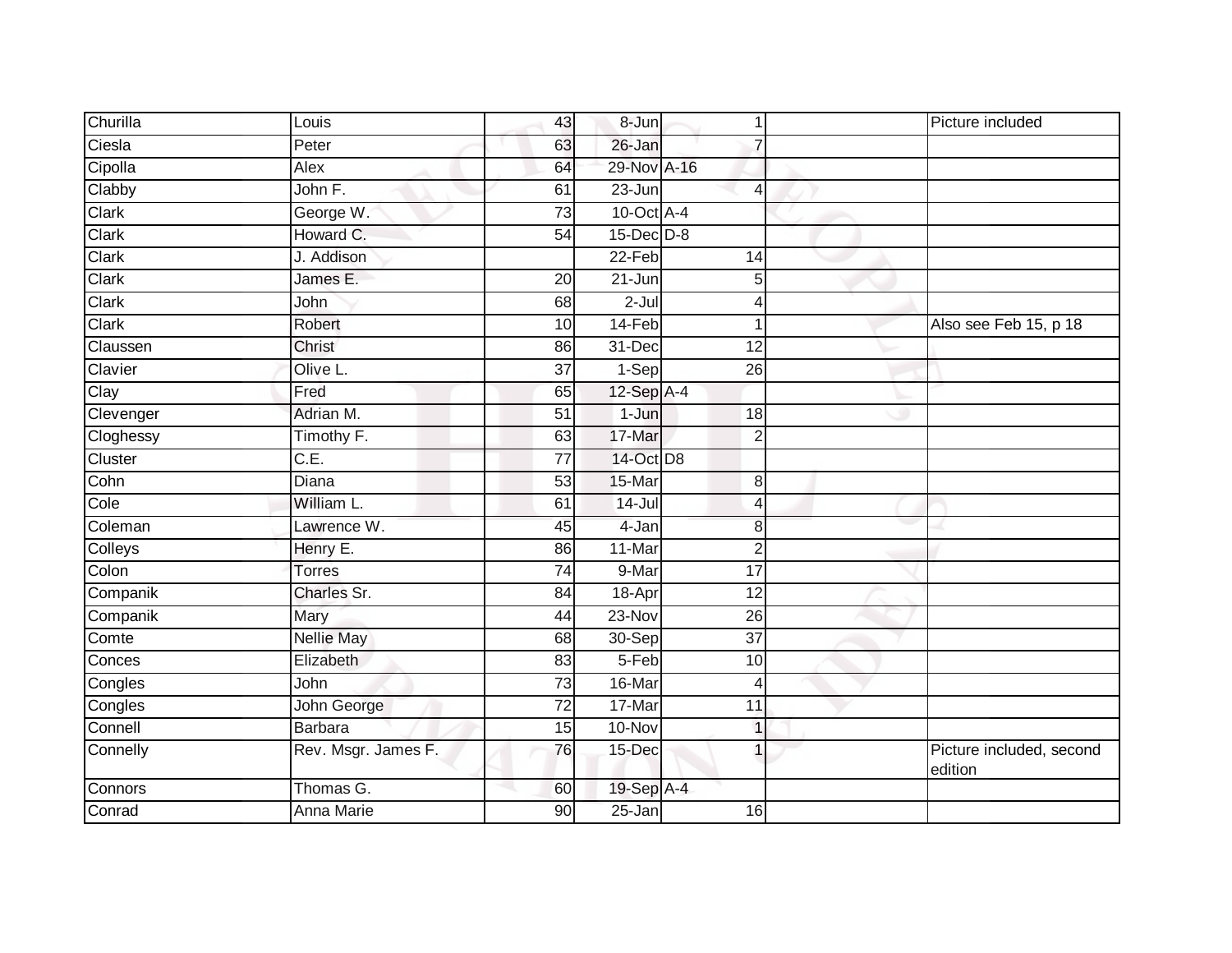| | | | | | | |
|---|---|---|---|---|---|---|
| Churilla | Louis | 43 | 8-Jun | 1 | | Picture included |
| Ciesla | Peter | 63 | 26-Jan | 7 | | |
| Cipolla | Alex | 64 | 29-Nov | A-16 | | |
| Clabby | John F. | 61 | 23-Jun | 4 | | |
| Clark | George W. | 73 | 10-Oct | A-4 | | |
| Clark | Howard C. | 54 | 15-Dec | D-8 | | |
| Clark | J. Addison | | 22-Feb | 14 | | |
| Clark | James E. | 20 | 21-Jun | 5 | | |
| Clark | John | 68 | 2-Jul | 4 | | |
| Clark | Robert | 10 | 14-Feb | 1 | | Also see Feb 15, p 18 |
| Claussen | Christ | 86 | 31-Dec | 12 | | |
| Clavier | Olive L. | 37 | 1-Sep | 26 | | |
| Clay | Fred | 65 | 12-Sep | A-4 | | |
| Clevenger | Adrian M. | 51 | 1-Jun | 18 | | |
| Cloghessy | Timothy F. | 63 | 17-Mar | 2 | | |
| Cluster | C.E. | 77 | 14-Oct | D8 | | |
| Cohn | Diana | 53 | 15-Mar | 8 | | |
| Cole | William L. | 61 | 14-Jul | 4 | | |
| Coleman | Lawrence W. | 45 | 4-Jan | 8 | | |
| Colleys | Henry E. | 86 | 11-Mar | 2 | | |
| Colon | Torres | 74 | 9-Mar | 17 | | |
| Companik | Charles Sr. | 84 | 18-Apr | 12 | | |
| Companik | Mary | 44 | 23-Nov | 26 | | |
| Comte | Nellie May | 68 | 30-Sep | 37 | | |
| Conces | Elizabeth | 83 | 5-Feb | 10 | | |
| Congles | John | 73 | 16-Mar | 4 | | |
| Congles | John George | 72 | 17-Mar | 11 | | |
| Connell | Barbara | 15 | 10-Nov | 1 | | |
| Connelly | Rev. Msgr. James F. | 76 | 15-Dec | 1 | | Picture included, second edition |
| Connors | Thomas G. | 60 | 19-Sep | A-4 | | |
| Conrad | Anna Marie | 90 | 25-Jan | 16 | | |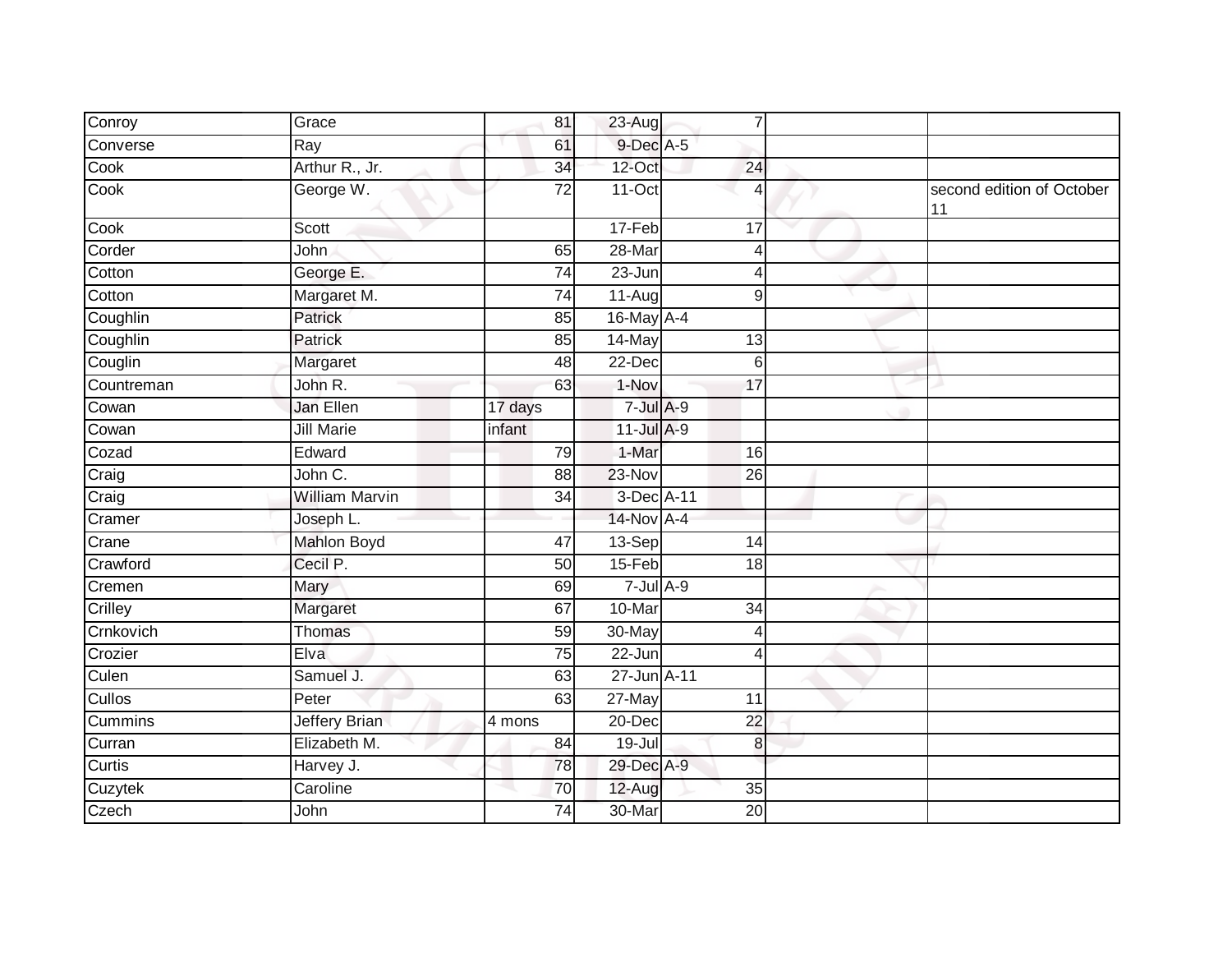| | | | | | | | |
|---|---|---|---|---|---|---|---|
| Conroy | Grace | 81 | 23-Aug | | 7 | | |
| Converse | Ray | 61 | 9-Dec | A-5 | | | |
| Cook | Arthur R., Jr. | 34 | 12-Oct | | 24 | | |
| Cook | George W. | 72 | 11-Oct | | 4 | | second edition of October 11 |
| Cook | Scott | | 17-Feb | | 17 | | |
| Corder | John | 65 | 28-Mar | | 4 | | |
| Cotton | George E. | 74 | 23-Jun | | 4 | | |
| Cotton | Margaret M. | 74 | 11-Aug | | 9 | | |
| Coughlin | Patrick | 85 | 16-May | A-4 | | | |
| Coughlin | Patrick | 85 | 14-May | | 13 | | |
| Couglin | Margaret | 48 | 22-Dec | | 6 | | |
| Countreman | John R. | 63 | 1-Nov | | 17 | | |
| Cowan | Jan Ellen | 17 days | 7-Jul | A-9 | | | |
| Cowan | Jill Marie | infant | 11-Jul | A-9 | | | |
| Cozad | Edward | 79 | 1-Mar | | 16 | | |
| Craig | John C. | 88 | 23-Nov | | 26 | | |
| Craig | William Marvin | 34 | 3-Dec | A-11 | | | |
| Cramer | Joseph L. | | 14-Nov | A-4 | | | |
| Crane | Mahlon Boyd | 47 | 13-Sep | | 14 | | |
| Crawford | Cecil P. | 50 | 15-Feb | | 18 | | |
| Cremen | Mary | 69 | 7-Jul | A-9 | | | |
| Crilley | Margaret | 67 | 10-Mar | | 34 | | |
| Crnkovich | Thomas | 59 | 30-May | | 4 | | |
| Crozier | Elva | 75 | 22-Jun | | 4 | | |
| Culen | Samuel J. | 63 | 27-Jun | A-11 | | | |
| Cullos | Peter | 63 | 27-May | | 11 | | |
| Cummins | Jeffery Brian | 4 mons | 20-Dec | | 22 | | |
| Curran | Elizabeth M. | 84 | 19-Jul | | 8 | | |
| Curtis | Harvey J. | 78 | 29-Dec | A-9 | | | |
| Cuzytek | Caroline | 70 | 12-Aug | | 35 | | |
| Czech | John | 74 | 30-Mar | | 20 | | |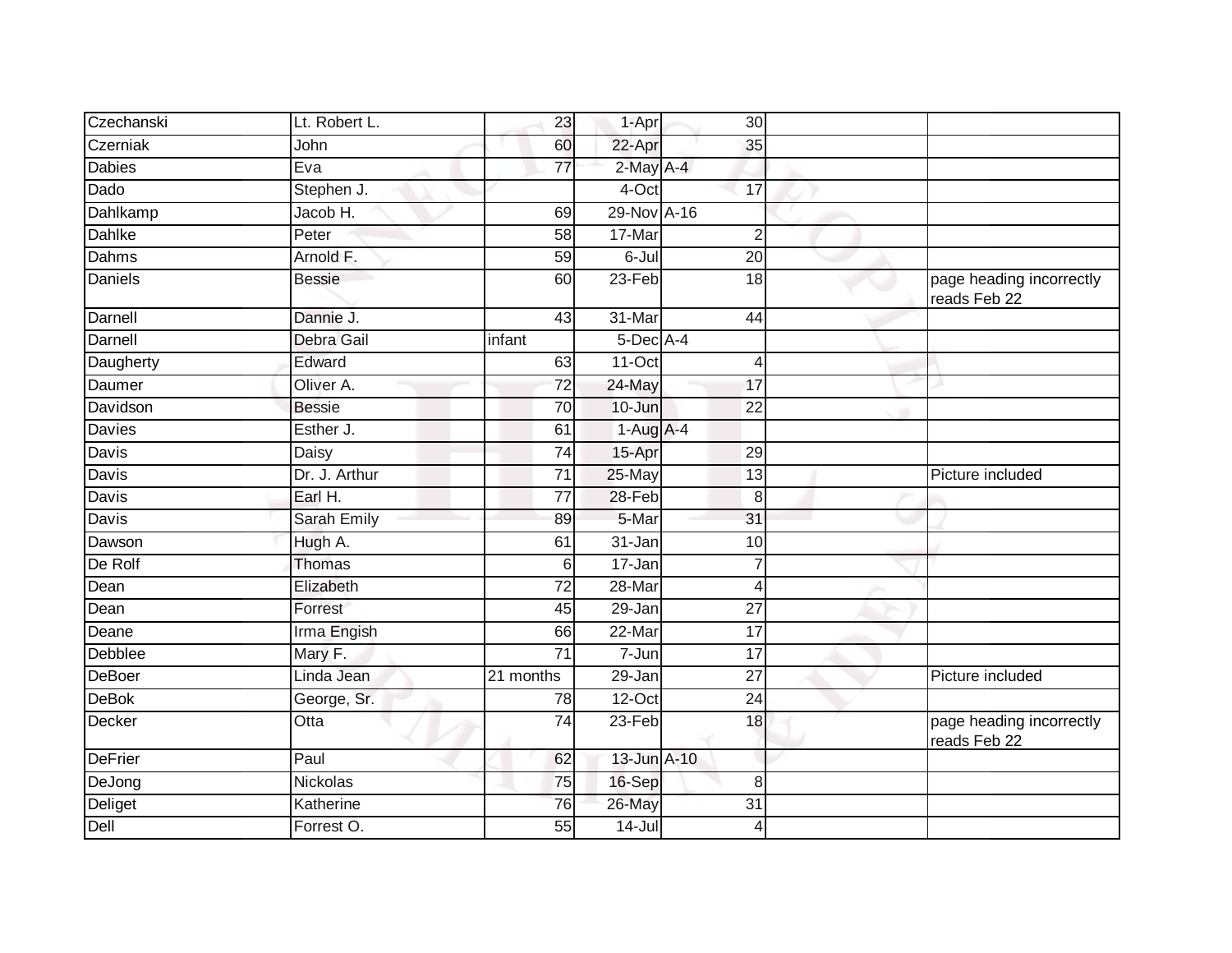| | | | | | | |
|---|---|---|---|---|---|---|
| Czechanski | Lt. Robert L. | 23 | 1-Apr | 30 | | |
| Czerniak | John | 60 | 22-Apr | 35 | | |
| Dabies | Eva | 77 | 2-May | A-4 | | |
| Dado | Stephen J. | | 4-Oct | 17 | | |
| Dahlkamp | Jacob H. | 69 | 29-Nov | A-16 | | |
| Dahlke | Peter | 58 | 17-Mar | 2 | | |
| Dahms | Arnold F. | 59 | 6-Jul | 20 | | |
| Daniels | Bessie | 60 | 23-Feb | 18 | | page heading incorrectly reads Feb 22 |
| Darnell | Dannie J. | 43 | 31-Mar | 44 | | |
| Darnell | Debra Gail | infant | 5-Dec | A-4 | | |
| Daugherty | Edward | 63 | 11-Oct | 4 | | |
| Daumer | Oliver A. | 72 | 24-May | 17 | | |
| Davidson | Bessie | 70 | 10-Jun | 22 | | |
| Davies | Esther J. | 61 | 1-Aug | A-4 | | |
| Davis | Daisy | 74 | 15-Apr | 29 | | |
| Davis | Dr. J. Arthur | 71 | 25-May | 13 | | Picture included |
| Davis | Earl H. | 77 | 28-Feb | 8 | | |
| Davis | Sarah Emily | 89 | 5-Mar | 31 | | |
| Dawson | Hugh A. | 61 | 31-Jan | 10 | | |
| De Rolf | Thomas | 6 | 17-Jan | 7 | | |
| Dean | Elizabeth | 72 | 28-Mar | 4 | | |
| Dean | Forrest | 45 | 29-Jan | 27 | | |
| Deane | Irma Engish | 66 | 22-Mar | 17 | | |
| Debblee | Mary F. | 71 | 7-Jun | 17 | | |
| DeBoer | Linda Jean | 21 months | 29-Jan | 27 | | Picture included |
| DeBok | George, Sr. | 78 | 12-Oct | 24 | | |
| Decker | Otta | 74 | 23-Feb | 18 | | page heading incorrectly reads Feb 22 |
| DeFrier | Paul | 62 | 13-Jun | A-10 | | |
| DeJong | Nickolas | 75 | 16-Sep | 8 | | |
| Deliget | Katherine | 76 | 26-May | 31 | | |
| Dell | Forrest O. | 55 | 14-Jul | 4 | | |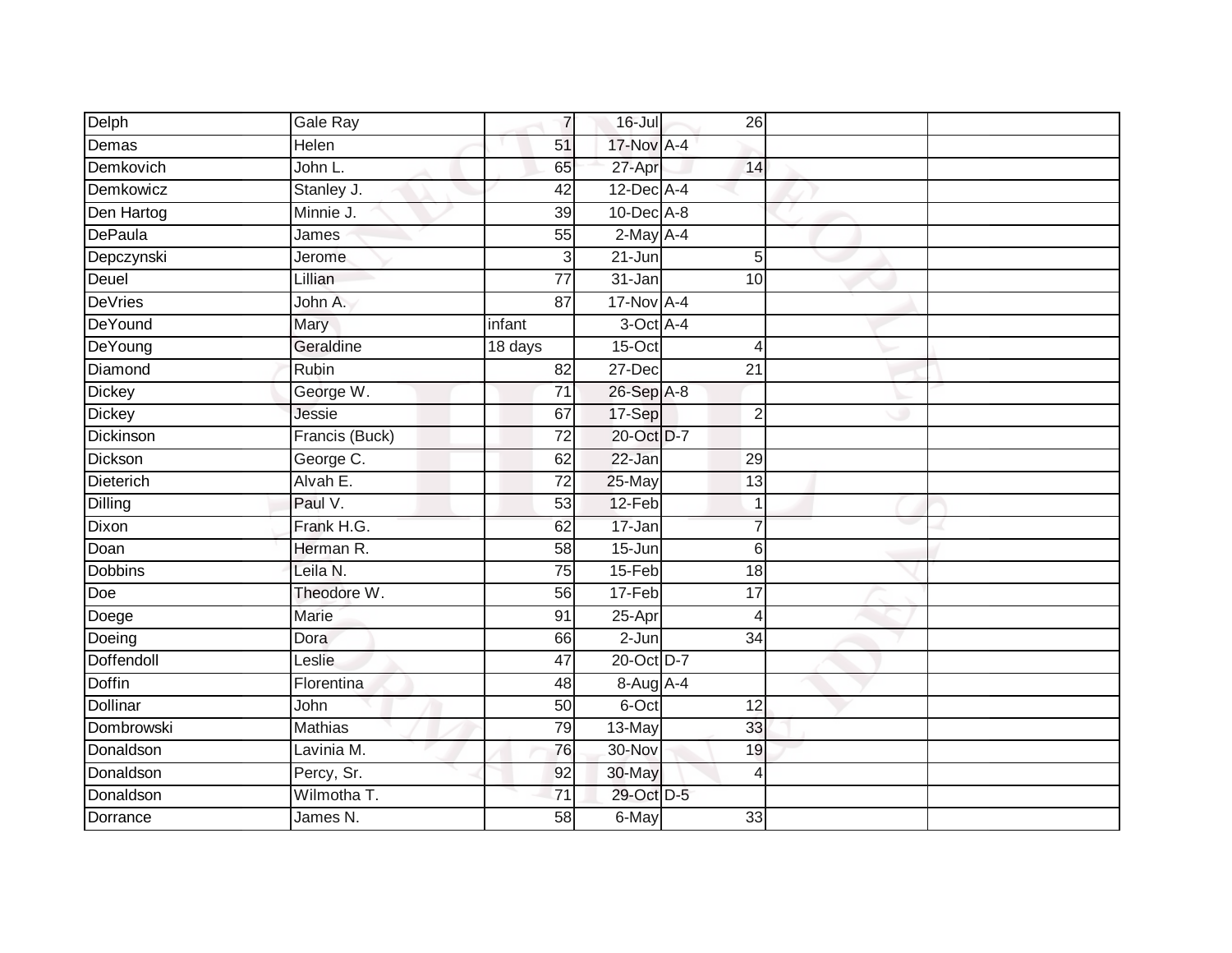| | | | | | | |
|---|---|---|---|---|---|---|
| Delph | Gale Ray | 7 | 16-Jul | 26 | | |
| Demas | Helen | 51 | 17-Nov | A-4 | | |
| Demkovich | John L. | 65 | 27-Apr | 14 | | |
| Demkowicz | Stanley J. | 42 | 12-Dec | A-4 | | |
| Den Hartog | Minnie J. | 39 | 10-Dec | A-8 | | |
| DePaula | James | 55 | 2-May | A-4 | | |
| Depczynski | Jerome | 3 | 21-Jun | 5 | | |
| Deuel | Lillian | 77 | 31-Jan | 10 | | |
| DeVries | John A. | 87 | 17-Nov | A-4 | | |
| DeYound | Mary | infant | 3-Oct | A-4 | | |
| DeYoung | Geraldine | 18 days | 15-Oct | 4 | | |
| Diamond | Rubin | 82 | 27-Dec | 21 | | |
| Dickey | George W. | 71 | 26-Sep | A-8 | | |
| Dickey | Jessie | 67 | 17-Sep | 2 | | |
| Dickinson | Francis (Buck) | 72 | 20-Oct | D-7 | | |
| Dickson | George C. | 62 | 22-Jan | 29 | | |
| Dieterich | Alvah E. | 72 | 25-May | 13 | | |
| Dilling | Paul V. | 53 | 12-Feb | 1 | | |
| Dixon | Frank H.G. | 62 | 17-Jan | 7 | | |
| Doan | Herman R. | 58 | 15-Jun | 6 | | |
| Dobbins | Leila N. | 75 | 15-Feb | 18 | | |
| Doe | Theodore W. | 56 | 17-Feb | 17 | | |
| Doege | Marie | 91 | 25-Apr | 4 | | |
| Doeing | Dora | 66 | 2-Jun | 34 | | |
| Doffendoll | Leslie | 47 | 20-Oct | D-7 | | |
| Doffin | Florentina | 48 | 8-Aug | A-4 | | |
| Dollinar | John | 50 | 6-Oct | 12 | | |
| Dombrowski | Mathias | 79 | 13-May | 33 | | |
| Donaldson | Lavinia M. | 76 | 30-Nov | 19 | | |
| Donaldson | Percy, Sr. | 92 | 30-May | 4 | | |
| Donaldson | Wilmotha T. | 71 | 29-Oct | D-5 | | |
| Dorrance | James N. | 58 | 6-May | 33 | | |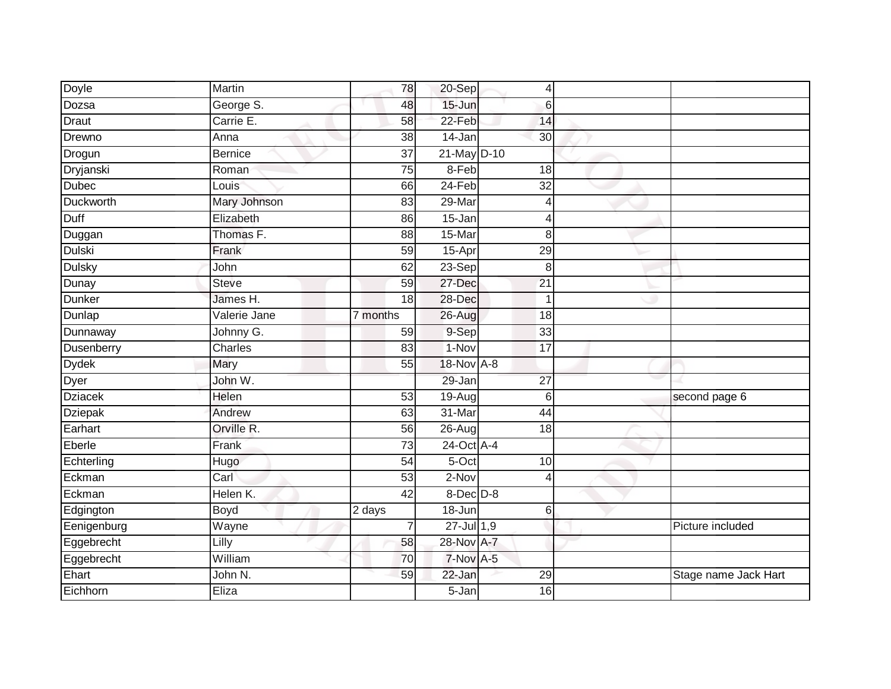| | | | | | | |
|---|---|---|---|---|---|---|
| Doyle | Martin | 78 | 20-Sep | 4 | | |
| Dozsa | George S. | 48 | 15-Jun | 6 | | |
| Draut | Carrie E. | 58 | 22-Feb | 14 | | |
| Drewno | Anna | 38 | 14-Jan | 30 | | |
| Drogun | Bernice | 37 | 21-May | D-10 | | |
| Dryjanski | Roman | 75 | 8-Feb | 18 | | |
| Dubec | Louis | 66 | 24-Feb | 32 | | |
| Duckworth | Mary Johnson | 83 | 29-Mar | 4 | | |
| Duff | Elizabeth | 86 | 15-Jan | 4 | | |
| Duggan | Thomas F. | 88 | 15-Mar | 8 | | |
| Dulski | Frank | 59 | 15-Apr | 29 | | |
| Dulsky | John | 62 | 23-Sep | 8 | | |
| Dunay | Steve | 59 | 27-Dec | 21 | | |
| Dunker | James H. | 18 | 28-Dec | 1 | | |
| Dunlap | Valerie Jane | 7 months | 26-Aug | 18 | | |
| Dunnaway | Johnny G. | 59 | 9-Sep | 33 | | |
| Dusenberry | Charles | 83 | 1-Nov | 17 | | |
| Dydek | Mary | 55 | 18-Nov | A-8 | | |
| Dyer | John W. | | 29-Jan | 27 | | |
| Dziacek | Helen | 53 | 19-Aug | 6 | | second page 6 |
| Dziepak | Andrew | 63 | 31-Mar | 44 | | |
| Earhart | Orville R. | 56 | 26-Aug | 18 | | |
| Eberle | Frank | 73 | 24-Oct | A-4 | | |
| Echterling | Hugo | 54 | 5-Oct | 10 | | |
| Eckman | Carl | 53 | 2-Nov | 4 | | |
| Eckman | Helen K. | 42 | 8-Dec | D-8 | | |
| Edgington | Boyd | 2 days | 18-Jun | 6 | | |
| Eenigenburg | Wayne | 7 | 27-Jul | 1,9 | | Picture included |
| Eggebrecht | Lilly | 58 | 28-Nov | A-7 | | |
| Eggebrecht | William | 70 | 7-Nov | A-5 | | |
| Ehart | John N. | 59 | 22-Jan | 29 | | Stage name Jack Hart |
| Eichhorn | Eliza | | 5-Jan | 16 | | |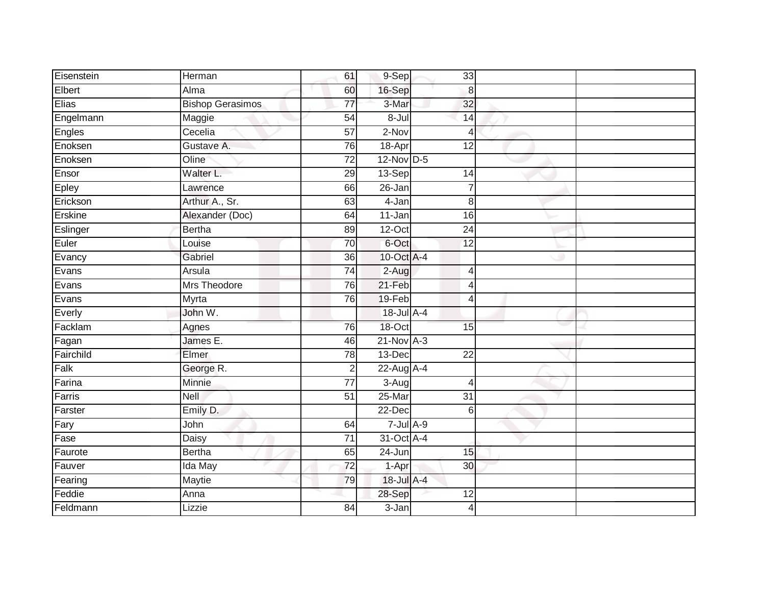| Eisenstein | Herman | 61 | 9-Sep | 33 | | |
|---|---|---|---|---|---|---|
| Elbert | Alma | 60 | 16-Sep | 8 | | |
| Elias | Bishop Gerasimos | 77 | 3-Mar | 32 | | |
| Engelmann | Maggie | 54 | 8-Jul | 14 | | |
| Engles | Cecelia | 57 | 2-Nov | 4 | | |
| Enoksen | Gustave A. | 76 | 18-Apr | 12 | | |
| Enoksen | Oline | 72 | 12-Nov | D-5 | | |
| Ensor | Walter L. | 29 | 13-Sep | 14 | | |
| Epley | Lawrence | 66 | 26-Jan | 7 | | |
| Erickson | Arthur A., Sr. | 63 | 4-Jan | 8 | | |
| Erskine | Alexander (Doc) | 64 | 11-Jan | 16 | | |
| Eslinger | Bertha | 89 | 12-Oct | 24 | | |
| Euler | Louise | 70 | 6-Oct | 12 | | |
| Evancy | Gabriel | 36 | 10-Oct | A-4 | | |
| Evans | Arsula | 74 | 2-Aug | 4 | | |
| Evans | Mrs Theodore | 76 | 21-Feb | 4 | | |
| Evans | Myrta | 76 | 19-Feb | 4 | | |
| Everly | John W. | | 18-Jul | A-4 | | |
| Facklam | Agnes | 76 | 18-Oct | 15 | | |
| Fagan | James E. | 46 | 21-Nov | A-3 | | |
| Fairchild | Elmer | 78 | 13-Dec | 22 | | |
| Falk | George R. | 2 | 22-Aug | A-4 | | |
| Farina | Minnie | 77 | 3-Aug | 4 | | |
| Farris | Nell | 51 | 25-Mar | 31 | | |
| Farster | Emily D. | | 22-Dec | 6 | | |
| Fary | John | 64 | 7-Jul | A-9 | | |
| Fase | Daisy | 71 | 31-Oct | A-4 | | |
| Faurote | Bertha | 65 | 24-Jun | 15 | | |
| Fauver | Ida May | 72 | 1-Apr | 30 | | |
| Fearing | Maytie | 79 | 18-Jul | A-4 | | |
| Feddie | Anna | | 28-Sep | 12 | | |
| Feldmann | Lizzie | 84 | 3-Jan | 4 | | |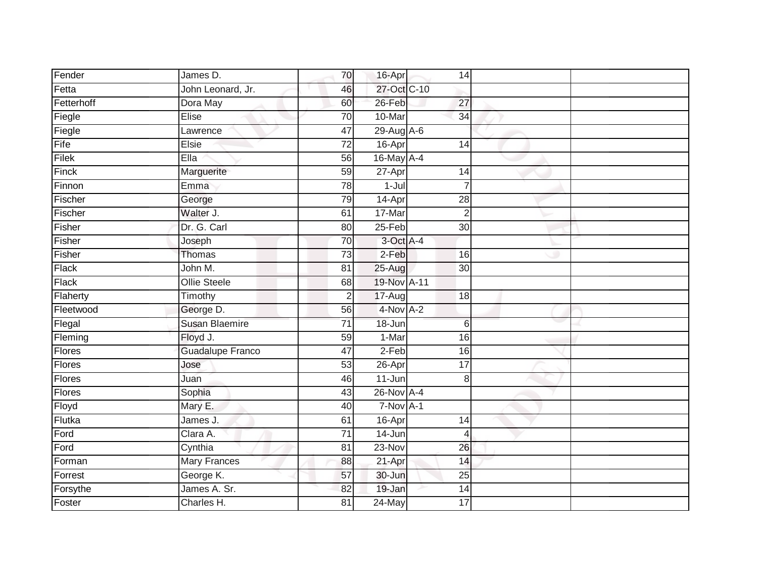| | | | | | | |
|---|---|---|---|---|---|---|
| Fender | James D. | 70 | 16-Apr | 14 | | |
| Fetta | John Leonard, Jr. | 46 | 27-Oct | C-10 | | |
| Fetterhoff | Dora May | 60 | 26-Feb | 27 | | |
| Fiegle | Elise | 70 | 10-Mar | 34 | | |
| Fiegle | Lawrence | 47 | 29-Aug | A-6 | | |
| Fife | Elsie | 72 | 16-Apr | 14 | | |
| Filek | Ella | 56 | 16-May | A-4 | | |
| Finck | Marguerite | 59 | 27-Apr | 14 | | |
| Finnon | Emma | 78 | 1-Jul | 7 | | |
| Fischer | George | 79 | 14-Apr | 28 | | |
| Fischer | Walter J. | 61 | 17-Mar | 2 | | |
| Fisher | Dr. G. Carl | 80 | 25-Feb | 30 | | |
| Fisher | Joseph | 70 | 3-Oct | A-4 | | |
| Fisher | Thomas | 73 | 2-Feb | 16 | | |
| Flack | John M. | 81 | 25-Aug | 30 | | |
| Flack | Ollie Steele | 68 | 19-Nov | A-11 | | |
| Flaherty | Timothy | 2 | 17-Aug | 18 | | |
| Fleetwood | George D. | 56 | 4-Nov | A-2 | | |
| Flegal | Susan Blaemire | 71 | 18-Jun | 6 | | |
| Fleming | Floyd J. | 59 | 1-Mar | 16 | | |
| Flores | Guadalupe Franco | 47 | 2-Feb | 16 | | |
| Flores | Jose | 53 | 26-Apr | 17 | | |
| Flores | Juan | 46 | 11-Jun | 8 | | |
| Flores | Sophia | 43 | 26-Nov | A-4 | | |
| Floyd | Mary E. | 40 | 7-Nov | A-1 | | |
| Flutka | James J. | 61 | 16-Apr | 14 | | |
| Ford | Clara A. | 71 | 14-Jun | 4 | | |
| Ford | Cynthia | 81 | 23-Nov | 26 | | |
| Forman | Mary Frances | 88 | 21-Apr | 14 | | |
| Forrest | George K. | 57 | 30-Jun | 25 | | |
| Forsythe | James A. Sr. | 82 | 19-Jan | 14 | | |
| Foster | Charles H. | 81 | 24-May | 17 | | |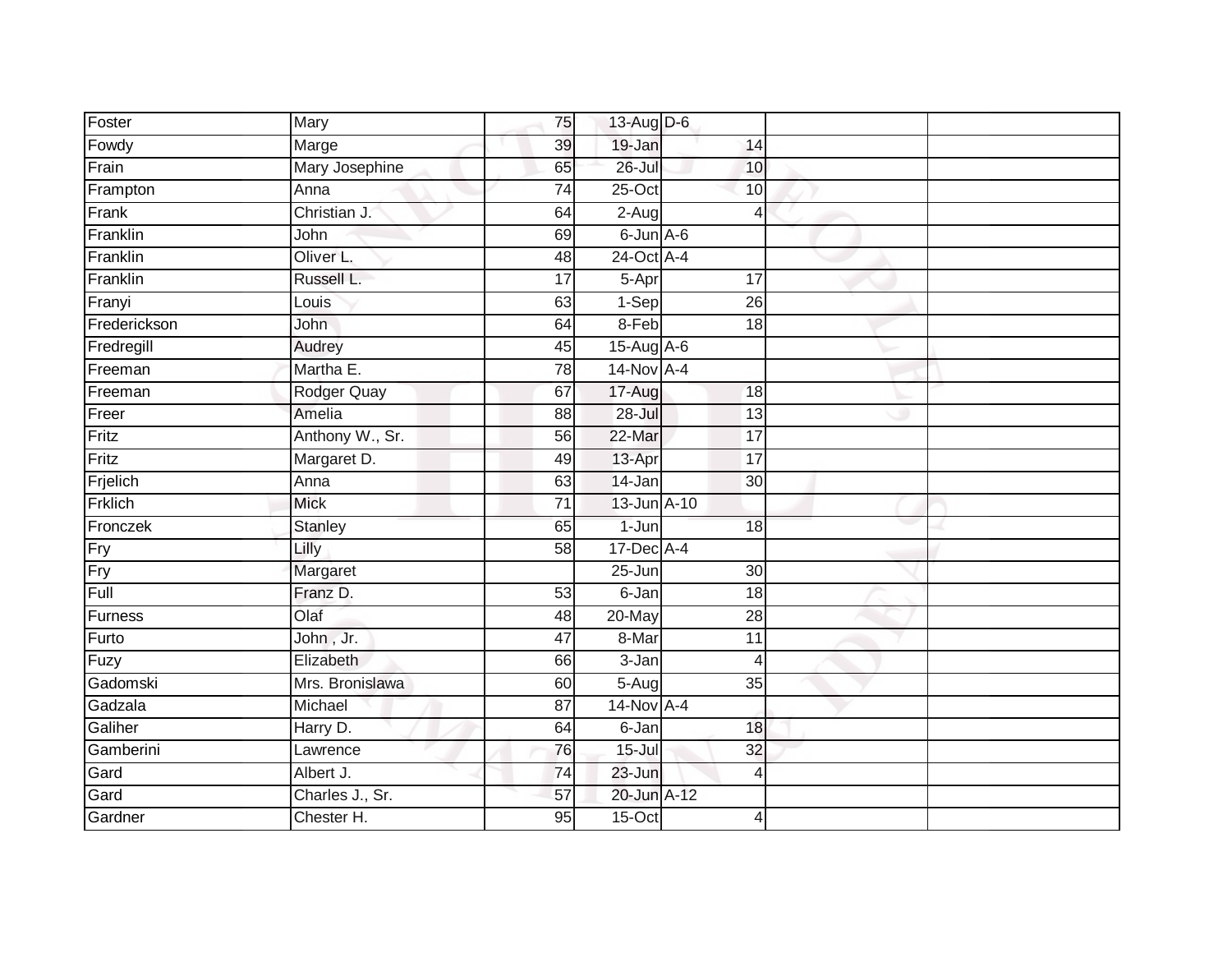| | | | | | | |
|---|---|---|---|---|---|---|
| Foster | Mary | 75 | 13-Aug | D-6 | | |
| Fowdy | Marge | 39 | 19-Jan | 14 | | |
| Frain | Mary Josephine | 65 | 26-Jul | 10 | | |
| Frampton | Anna | 74 | 25-Oct | 10 | | |
| Frank | Christian J. | 64 | 2-Aug | 4 | | |
| Franklin | John | 69 | 6-Jun | A-6 | | |
| Franklin | Oliver L. | 48 | 24-Oct | A-4 | | |
| Franklin | Russell L. | 17 | 5-Apr | 17 | | |
| Franyi | Louis | 63 | 1-Sep | 26 | | |
| Frederickson | John | 64 | 8-Feb | 18 | | |
| Fredregill | Audrey | 45 | 15-Aug | A-6 | | |
| Freeman | Martha E. | 78 | 14-Nov | A-4 | | |
| Freeman | Rodger Quay | 67 | 17-Aug | 18 | | |
| Freer | Amelia | 88 | 28-Jul | 13 | | |
| Fritz | Anthony W., Sr. | 56 | 22-Mar | 17 | | |
| Fritz | Margaret D. | 49 | 13-Apr | 17 | | |
| Frjelich | Anna | 63 | 14-Jan | 30 | | |
| Frklich | Mick | 71 | 13-Jun | A-10 | | |
| Fronczek | Stanley | 65 | 1-Jun | 18 | | |
| Fry | Lilly | 58 | 17-Dec | A-4 | | |
| Fry | Margaret | | 25-Jun | 30 | | |
| Full | Franz D. | 53 | 6-Jan | 18 | | |
| Furness | Olaf | 48 | 20-May | 28 | | |
| Furto | John , Jr. | 47 | 8-Mar | 11 | | |
| Fuzy | Elizabeth | 66 | 3-Jan | 4 | | |
| Gadomski | Mrs. Bronislawa | 60 | 5-Aug | 35 | | |
| Gadzala | Michael | 87 | 14-Nov | A-4 | | |
| Galiher | Harry D. | 64 | 6-Jan | 18 | | |
| Gamberini | Lawrence | 76 | 15-Jul | 32 | | |
| Gard | Albert J. | 74 | 23-Jun | 4 | | |
| Gard | Charles J., Sr. | 57 | 20-Jun | A-12 | | |
| Gardner | Chester H. | 95 | 15-Oct | 4 | | |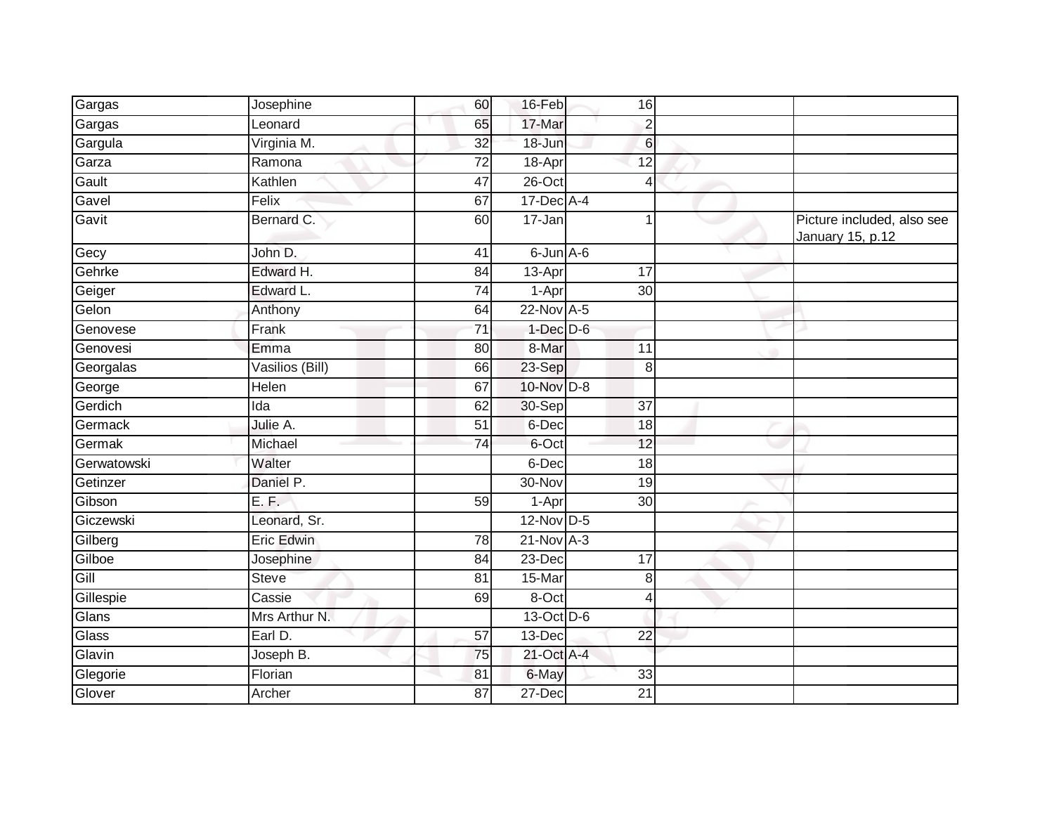| | | | | | | |
|---|---|---|---|---|---|---|
| Gargas | Josephine | 60 | 16-Feb | 16 | | |
| Gargas | Leonard | 65 | 17-Mar | 2 | | |
| Gargula | Virginia M. | 32 | 18-Jun | 6 | | |
| Garza | Ramona | 72 | 18-Apr | 12 | | |
| Gault | Kathlen | 47 | 26-Oct | 4 | | |
| Gavel | Felix | 67 | 17-Dec | A-4 | | |
| Gavit | Bernard C. | 60 | 17-Jan | 1 | | Picture included, also see January 15, p.12 |
| Gecy | John D. | 41 | 6-Jun | A-6 | | |
| Gehrke | Edward H. | 84 | 13-Apr | 17 | | |
| Geiger | Edward L. | 74 | 1-Apr | 30 | | |
| Gelon | Anthony | 64 | 22-Nov | A-5 | | |
| Genovese | Frank | 71 | 1-Dec | D-6 | | |
| Genovesi | Emma | 80 | 8-Mar | 11 | | |
| Georgalas | Vasilios (Bill) | 66 | 23-Sep | 8 | | |
| George | Helen | 67 | 10-Nov | D-8 | | |
| Gerdich | Ida | 62 | 30-Sep | 37 | | |
| Germack | Julie A. | 51 | 6-Dec | 18 | | |
| Germak | Michael | 74 | 6-Oct | 12 | | |
| Gerwatowski | Walter | | 6-Dec | 18 | | |
| Getinzer | Daniel P. | | 30-Nov | 19 | | |
| Gibson | E. F. | 59 | 1-Apr | 30 | | |
| Giczewski | Leonard, Sr. | | 12-Nov | D-5 | | |
| Gilberg | Eric Edwin | 78 | 21-Nov | A-3 | | |
| Gilboe | Josephine | 84 | 23-Dec | 17 | | |
| Gill | Steve | 81 | 15-Mar | 8 | | |
| Gillespie | Cassie | 69 | 8-Oct | 4 | | |
| Glans | Mrs Arthur N. | | 13-Oct | D-6 | | |
| Glass | Earl D. | 57 | 13-Dec | 22 | | |
| Glavin | Joseph B. | 75 | 21-Oct | A-4 | | |
| Glegorie | Florian | 81 | 6-May | 33 | | |
| Glover | Archer | 87 | 27-Dec | 21 | | |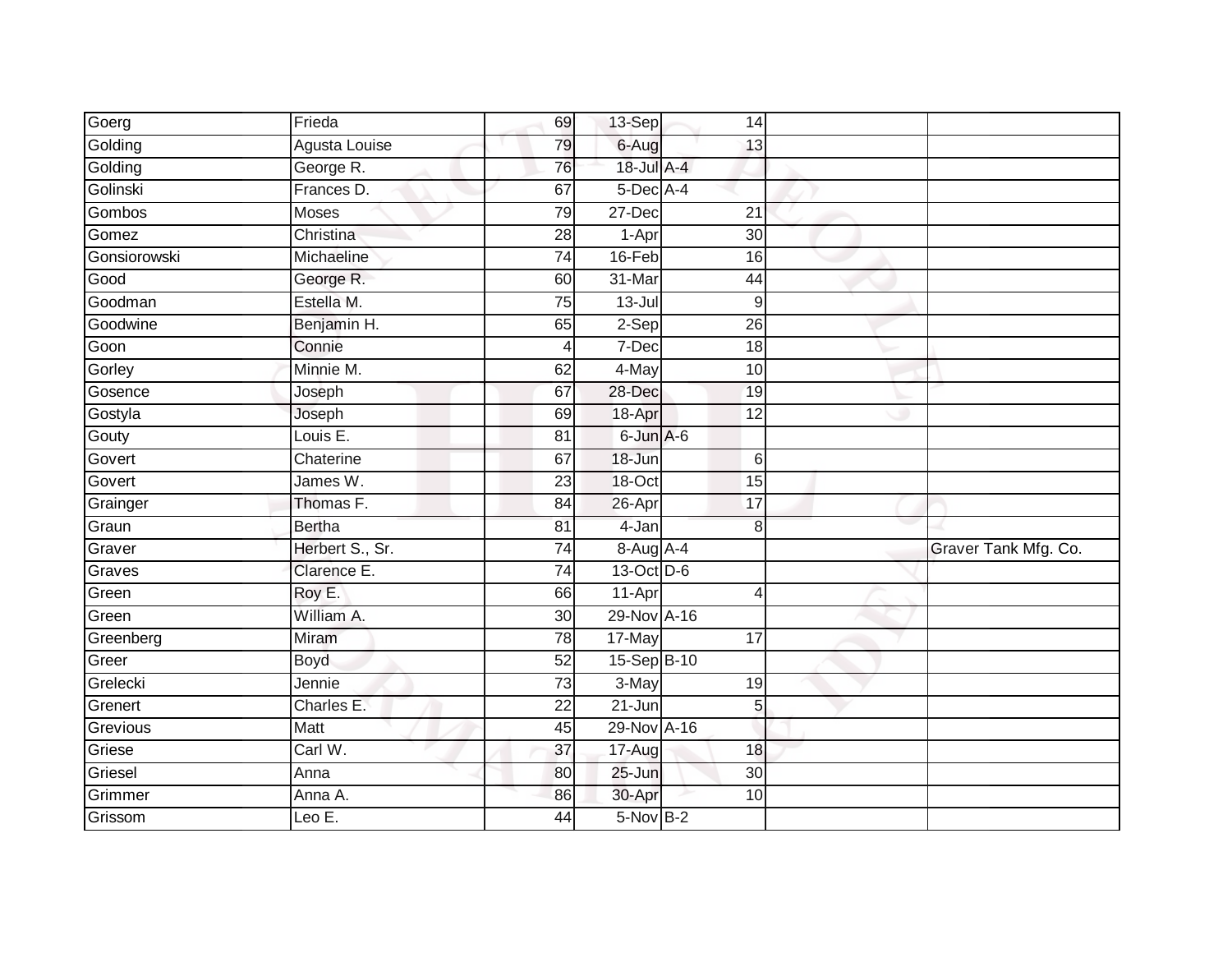| | | | | | | | |
|---|---|---|---|---|---|---|---|
| Goerg | Frieda | 69 | 13-Sep | | 14 | | |
| Golding | Agusta Louise | 79 | 6-Aug | | 13 | | |
| Golding | George R. | 76 | 18-Jul | A-4 | | | |
| Golinski | Frances D. | 67 | 5-Dec | A-4 | | | |
| Gombos | Moses | 79 | 27-Dec | | 21 | | |
| Gomez | Christina | 28 | 1-Apr | | 30 | | |
| Gonsiorowski | Michaeline | 74 | 16-Feb | | 16 | | |
| Good | George R. | 60 | 31-Mar | | 44 | | |
| Goodman | Estella M. | 75 | 13-Jul | | 9 | | |
| Goodwine | Benjamin H. | 65 | 2-Sep | | 26 | | |
| Goon | Connie | 4 | 7-Dec | | 18 | | |
| Gorley | Minnie M. | 62 | 4-May | | 10 | | |
| Gosence | Joseph | 67 | 28-Dec | | 19 | | |
| Gostyla | Joseph | 69 | 18-Apr | | 12 | | |
| Gouty | Louis E. | 81 | 6-Jun | A-6 | | | |
| Govert | Chaterine | 67 | 18-Jun | | 6 | | |
| Govert | James W. | 23 | 18-Oct | | 15 | | |
| Grainger | Thomas F. | 84 | 26-Apr | | 17 | | |
| Graun | Bertha | 81 | 4-Jan | | 8 | | |
| Graver | Herbert S., Sr. | 74 | 8-Aug | A-4 | | | Graver Tank Mfg. Co. |
| Graves | Clarence E. | 74 | 13-Oct | D-6 | | | |
| Green | Roy E. | 66 | 11-Apr | | 4 | | |
| Green | William A. | 30 | 29-Nov | A-16 | | | |
| Greenberg | Miram | 78 | 17-May | | 17 | | |
| Greer | Boyd | 52 | 15-Sep | B-10 | | | |
| Grelecki | Jennie | 73 | 3-May | | 19 | | |
| Grenert | Charles E. | 22 | 21-Jun | | 5 | | |
| Grevious | Matt | 45 | 29-Nov | A-16 | | | |
| Griese | Carl W. | 37 | 17-Aug | | 18 | | |
| Griesel | Anna | 80 | 25-Jun | | 30 | | |
| Grimmer | Anna A. | 86 | 30-Apr | | 10 | | |
| Grissom | Leo E. | 44 | 5-Nov | B-2 | | | |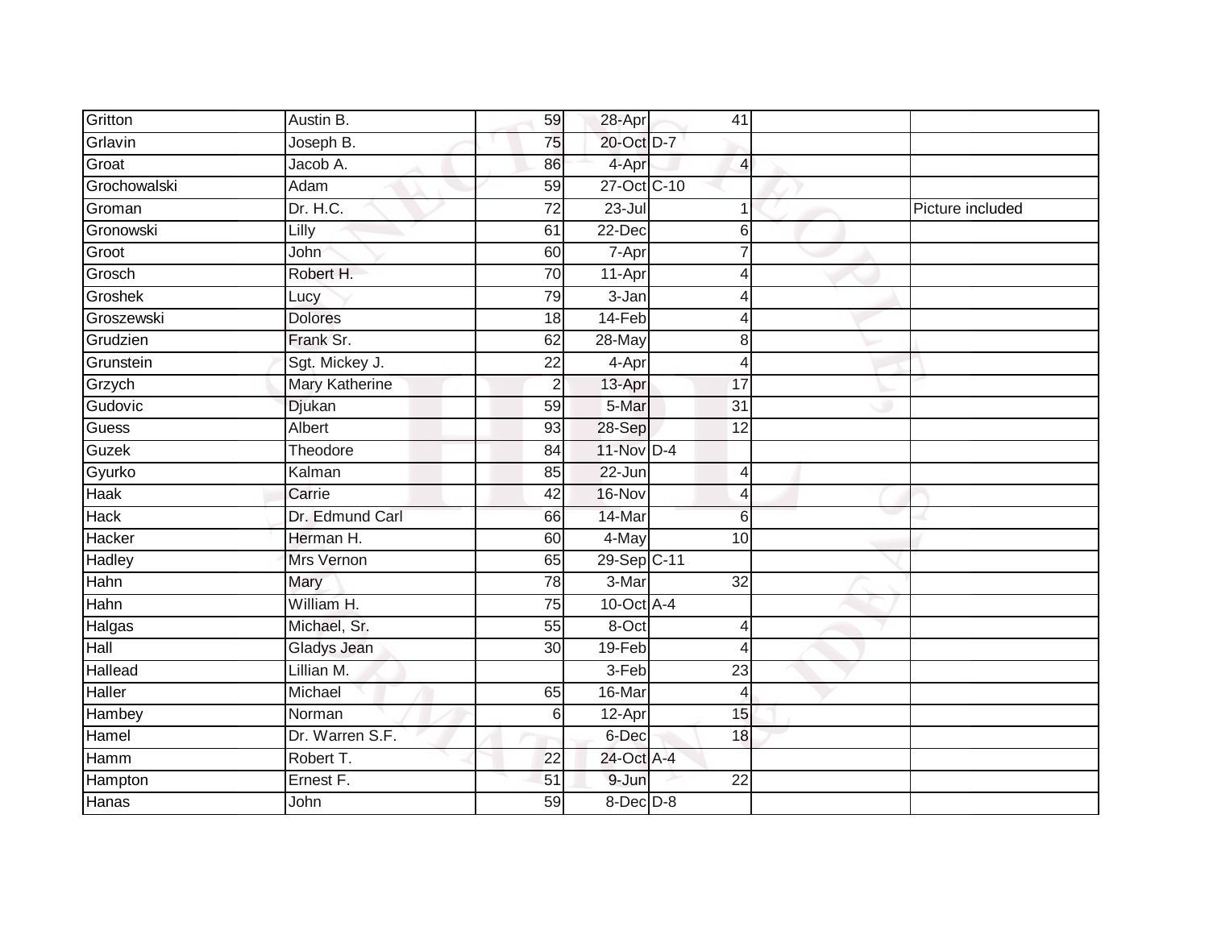| | | | | | | |
|---|---|---|---|---|---|---|
| Gritton | Austin B. | 59 | 28-Apr | 41 | | |
| Grlavin | Joseph B. | 75 | 20-Oct | D-7 | | |
| Groat | Jacob A. | 86 | 4-Apr | 4 | | |
| Grochowalski | Adam | 59 | 27-Oct | C-10 | | |
| Groman | Dr. H.C. | 72 | 23-Jul | 1 | | Picture included |
| Gronowski | Lilly | 61 | 22-Dec | 6 | | |
| Groot | John | 60 | 7-Apr | 7 | | |
| Grosch | Robert H. | 70 | 11-Apr | 4 | | |
| Groshek | Lucy | 79 | 3-Jan | 4 | | |
| Groszewski | Dolores | 18 | 14-Feb | 4 | | |
| Grudzien | Frank Sr. | 62 | 28-May | 8 | | |
| Grunstein | Sgt. Mickey J. | 22 | 4-Apr | 4 | | |
| Grzych | Mary Katherine | 2 | 13-Apr | 17 | | |
| Gudovic | Djukan | 59 | 5-Mar | 31 | | |
| Guess | Albert | 93 | 28-Sep | 12 | | |
| Guzek | Theodore | 84 | 11-Nov | D-4 | | |
| Gyurko | Kalman | 85 | 22-Jun | 4 | | |
| Haak | Carrie | 42 | 16-Nov | 4 | | |
| Hack | Dr. Edmund Carl | 66 | 14-Mar | 6 | | |
| Hacker | Herman H. | 60 | 4-May | 10 | | |
| Hadley | Mrs Vernon | 65 | 29-Sep | C-11 | | |
| Hahn | Mary | 78 | 3-Mar | 32 | | |
| Hahn | William H. | 75 | 10-Oct | A-4 | | |
| Halgas | Michael, Sr. | 55 | 8-Oct | 4 | | |
| Hall | Gladys Jean | 30 | 19-Feb | 4 | | |
| Hallead | Lillian M. | | 3-Feb | 23 | | |
| Haller | Michael | 65 | 16-Mar | 4 | | |
| Hambey | Norman | 6 | 12-Apr | 15 | | |
| Hamel | Dr. Warren S.F. | | 6-Dec | 18 | | |
| Hamm | Robert T. | 22 | 24-Oct | A-4 | | |
| Hampton | Ernest F. | 51 | 9-Jun | 22 | | |
| Hanas | John | 59 | 8-Dec | D-8 | | |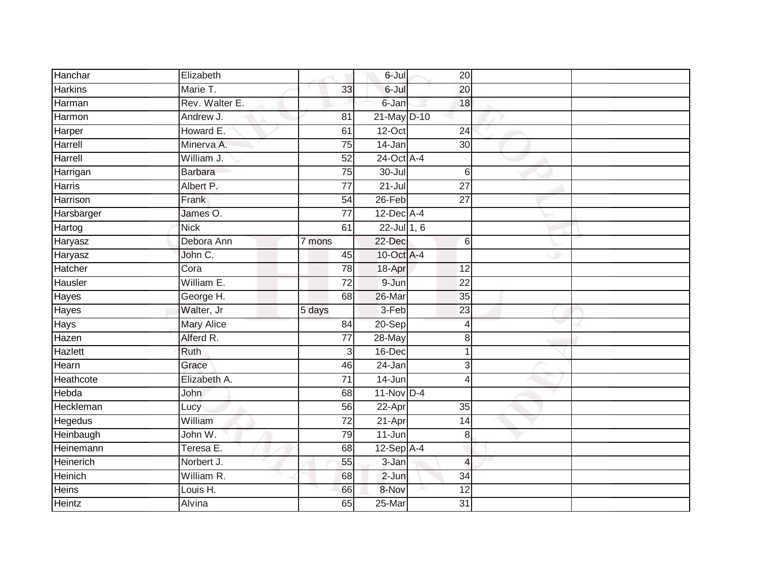| | | | | | | |
|---|---|---|---|---|---|---|
| Hanchar | Elizabeth | | 6-Jul | 20 | | |
| Harkins | Marie T. | 33 | 6-Jul | 20 | | |
| Harman | Rev. Walter E. | | 6-Jan | 18 | | |
| Harmon | Andrew J. | 81 | 21-May | D-10 | | |
| Harper | Howard E. | 61 | 12-Oct | 24 | | |
| Harrell | Minerva A. | 75 | 14-Jan | 30 | | |
| Harrell | William J. | 52 | 24-Oct | A-4 | | |
| Harrigan | Barbara | 75 | 30-Jul | 6 | | |
| Harris | Albert P. | 77 | 21-Jul | 27 | | |
| Harrison | Frank | 54 | 26-Feb | 27 | | |
| Harsbarger | James O. | 77 | 12-Dec | A-4 | | |
| Hartog | Nick | 61 | 22-Jul | 1, 6 | | |
| Haryasz | Debora Ann | 7 mons | 22-Dec | 6 | | |
| Haryasz | John C. | 45 | 10-Oct | A-4 | | |
| Hatcher | Cora | 78 | 18-Apr | 12 | | |
| Hausler | William E. | 72 | 9-Jun | 22 | | |
| Hayes | George H. | 68 | 26-Mar | 35 | | |
| Hayes | Walter, Jr | 5 days | 3-Feb | 23 | | |
| Hays | Mary Alice | 84 | 20-Sep | 4 | | |
| Hazen | Alferd R. | 77 | 28-May | 8 | | |
| Hazlett | Ruth | 3 | 16-Dec | 1 | | |
| Hearn | Grace | 46 | 24-Jan | 3 | | |
| Heathcote | Elizabeth A. | 71 | 14-Jun | 4 | | |
| Hebda | John | 68 | 11-Nov | D-4 | | |
| Heckleman | Lucy | 56 | 22-Apr | 35 | | |
| Hegedus | William | 72 | 21-Apr | 14 | | |
| Heinbaugh | John W. | 79 | 11-Jun | 8 | | |
| Heinemann | Teresa E. | 68 | 12-Sep | A-4 | | |
| Heinerich | Norbert J. | 55 | 3-Jan | 4 | | |
| Heinich | William R. | 68 | 2-Jun | 34 | | |
| Heins | Louis H. | 66 | 8-Nov | 12 | | |
| Heintz | Alvina | 65 | 25-Mar | 31 | | |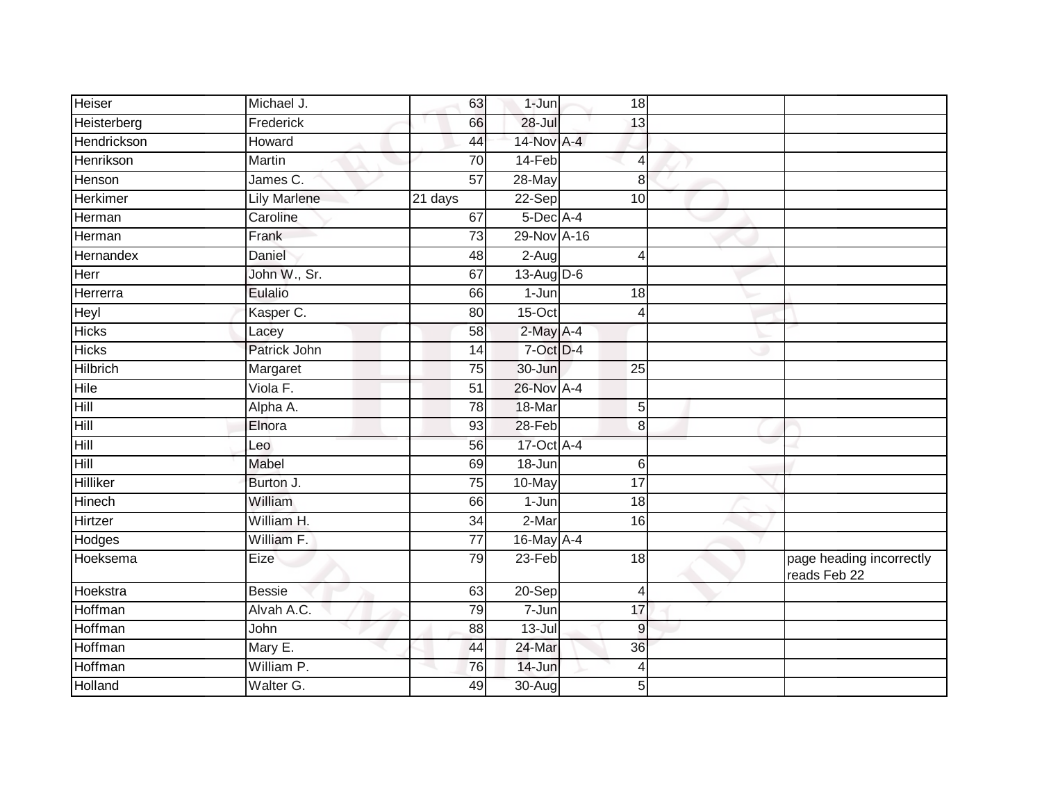| | | | | | | |
|---|---|---|---|---|---|---|
| Heiser | Michael J. | 63 | 1-Jun | 18 | | |
| Heisterberg | Frederick | 66 | 28-Jul | 13 | | |
| Hendrickson | Howard | 44 | 14-Nov | A-4 | | |
| Henrikson | Martin | 70 | 14-Feb | 4 | | |
| Henson | James C. | 57 | 28-May | 8 | | |
| Herkimer | Lily Marlene | 21 days | 22-Sep | 10 | | |
| Herman | Caroline | 67 | 5-Dec | A-4 | | |
| Herman | Frank | 73 | 29-Nov | A-16 | | |
| Hernandex | Daniel | 48 | 2-Aug | 4 | | |
| Herr | John W., Sr. | 67 | 13-Aug | D-6 | | |
| Herrerra | Eulalio | 66 | 1-Jun | 18 | | |
| Heyl | Kasper C. | 80 | 15-Oct | 4 | | |
| Hicks | Lacey | 58 | 2-May | A-4 | | |
| Hicks | Patrick John | 14 | 7-Oct | D-4 | | |
| Hilbrich | Margaret | 75 | 30-Jun | 25 | | |
| Hile | Viola F. | 51 | 26-Nov | A-4 | | |
| Hill | Alpha A. | 78 | 18-Mar | 5 | | |
| Hill | Elnora | 93 | 28-Feb | 8 | | |
| Hill | Leo | 56 | 17-Oct | A-4 | | |
| Hill | Mabel | 69 | 18-Jun | 6 | | |
| Hilliker | Burton J. | 75 | 10-May | 17 | | |
| Hinech | William | 66 | 1-Jun | 18 | | |
| Hirtzer | William H. | 34 | 2-Mar | 16 | | |
| Hodges | William F. | 77 | 16-May | A-4 | | |
| Hoeksema | Eize | 79 | 23-Feb | 18 | | page heading incorrectly reads Feb 22 |
| Hoekstra | Bessie | 63 | 20-Sep | 4 | | |
| Hoffman | Alvah A.C. | 79 | 7-Jun | 17 | | |
| Hoffman | John | 88 | 13-Jul | 9 | | |
| Hoffman | Mary E. | 44 | 24-Mar | 36 | | |
| Hoffman | William P. | 76 | 14-Jun | 4 | | |
| Holland | Walter G. | 49 | 30-Aug | 5 | | |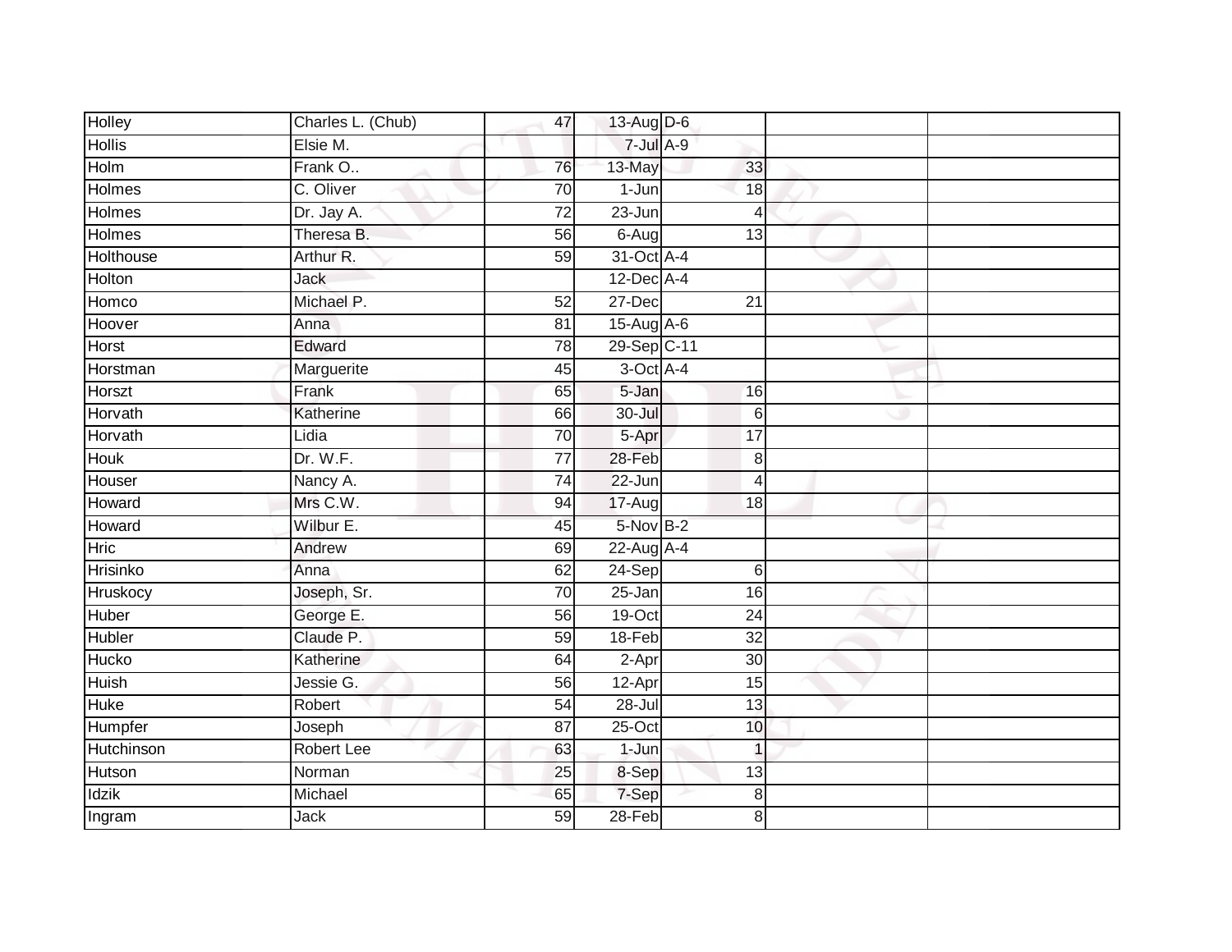| Holley | Charles L. (Chub) | 47 | 13-Aug | D-6 | | |
|---|---|---|---|---|---|---|
| Hollis | Elsie M. | | 7-Jul | A-9 | | |
| Holm | Frank O.. | 76 | 13-May | 33 | | |
| Holmes | C. Oliver | 70 | 1-Jun | 18 | | |
| Holmes | Dr. Jay A. | 72 | 23-Jun | 4 | | |
| Holmes | Theresa B. | 56 | 6-Aug | 13 | | |
| Holthouse | Arthur R. | 59 | 31-Oct | A-4 | | |
| Holton | Jack | | 12-Dec | A-4 | | |
| Homco | Michael P. | 52 | 27-Dec | 21 | | |
| Hoover | Anna | 81 | 15-Aug | A-6 | | |
| Horst | Edward | 78 | 29-Sep | C-11 | | |
| Horstman | Marguerite | 45 | 3-Oct | A-4 | | |
| Horszt | Frank | 65 | 5-Jan | 16 | | |
| Horvath | Katherine | 66 | 30-Jul | 6 | | |
| Horvath | Lidia | 70 | 5-Apr | 17 | | |
| Houk | Dr. W.F. | 77 | 28-Feb | 8 | | |
| Houser | Nancy A. | 74 | 22-Jun | 4 | | |
| Howard | Mrs C.W. | 94 | 17-Aug | 18 | | |
| Howard | Wilbur E. | 45 | 5-Nov | B-2 | | |
| Hric | Andrew | 69 | 22-Aug | A-4 | | |
| Hrisinko | Anna | 62 | 24-Sep | 6 | | |
| Hruskocy | Joseph, Sr. | 70 | 25-Jan | 16 | | |
| Huber | George E. | 56 | 19-Oct | 24 | | |
| Hubler | Claude P. | 59 | 18-Feb | 32 | | |
| Hucko | Katherine | 64 | 2-Apr | 30 | | |
| Huish | Jessie G. | 56 | 12-Apr | 15 | | |
| Huke | Robert | 54 | 28-Jul | 13 | | |
| Humpfer | Joseph | 87 | 25-Oct | 10 | | |
| Hutchinson | Robert Lee | 63 | 1-Jun | 1 | | |
| Hutson | Norman | 25 | 8-Sep | 13 | | |
| Idzik | Michael | 65 | 7-Sep | 8 | | |
| Ingram | Jack | 59 | 28-Feb | 8 | | |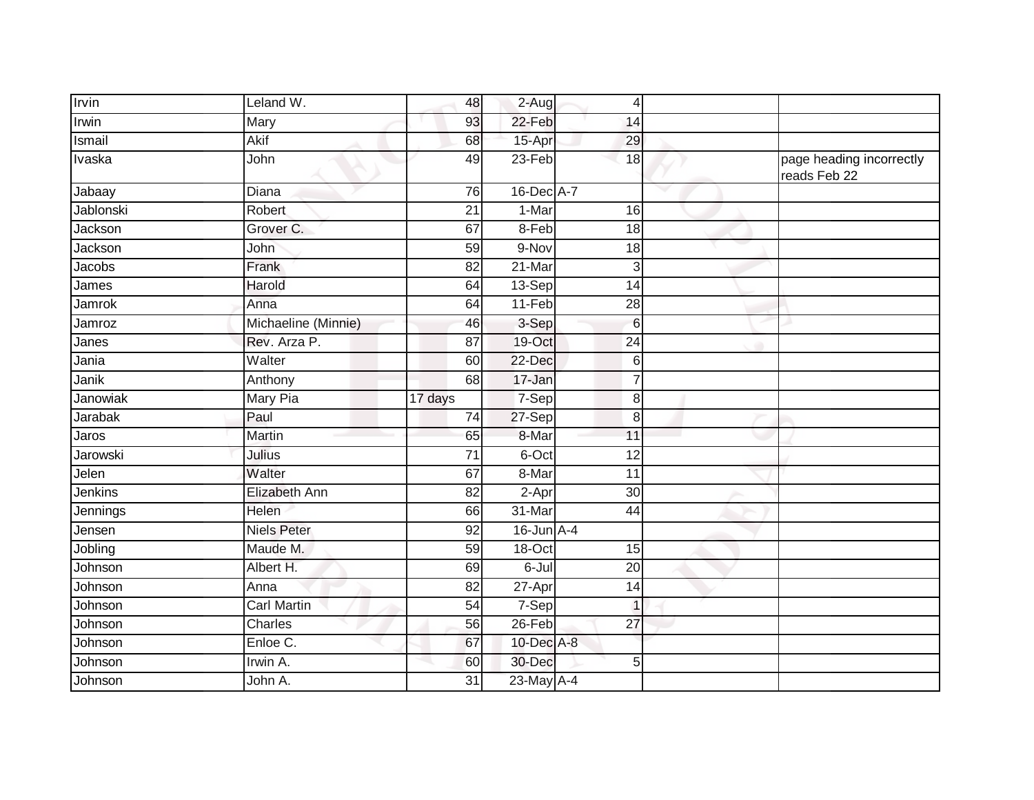| | | | | | | |
|---|---|---|---|---|---|---|
| Irvin | Leland W. | 48 | 2-Aug | 4 | | |
| Irwin | Mary | 93 | 22-Feb | 14 | | |
| Ismail | Akif | 68 | 15-Apr | 29 | | |
| Ivaska | John | 49 | 23-Feb | 18 | | page heading incorrectly reads Feb 22 |
| Jabaay | Diana | 76 | 16-Dec | A-7 | | |
| Jablonski | Robert | 21 | 1-Mar | 16 | | |
| Jackson | Grover C. | 67 | 8-Feb | 18 | | |
| Jackson | John | 59 | 9-Nov | 18 | | |
| Jacobs | Frank | 82 | 21-Mar | 3 | | |
| James | Harold | 64 | 13-Sep | 14 | | |
| Jamrok | Anna | 64 | 11-Feb | 28 | | |
| Jamroz | Michaeline (Minnie) | 46 | 3-Sep | 6 | | |
| Janes | Rev. Arza P. | 87 | 19-Oct | 24 | | |
| Jania | Walter | 60 | 22-Dec | 6 | | |
| Janik | Anthony | 68 | 17-Jan | 7 | | |
| Janowiak | Mary Pia | 17 days | 7-Sep | 8 | | |
| Jarabak | Paul | 74 | 27-Sep | 8 | | |
| Jaros | Martin | 65 | 8-Mar | 11 | | |
| Jarowski | Julius | 71 | 6-Oct | 12 | | |
| Jelen | Walter | 67 | 8-Mar | 11 | | |
| Jenkins | Elizabeth Ann | 82 | 2-Apr | 30 | | |
| Jennings | Helen | 66 | 31-Mar | 44 | | |
| Jensen | Niels Peter | 92 | 16-Jun | A-4 | | |
| Jobling | Maude M. | 59 | 18-Oct | 15 | | |
| Johnson | Albert H. | 69 | 6-Jul | 20 | | |
| Johnson | Anna | 82 | 27-Apr | 14 | | |
| Johnson | Carl Martin | 54 | 7-Sep | 1 | | |
| Johnson | Charles | 56 | 26-Feb | 27 | | |
| Johnson | Enloe C. | 67 | 10-Dec | A-8 | | |
| Johnson | Irwin A. | 60 | 30-Dec | 5 | | |
| Johnson | John A. | 31 | 23-May | A-4 | | |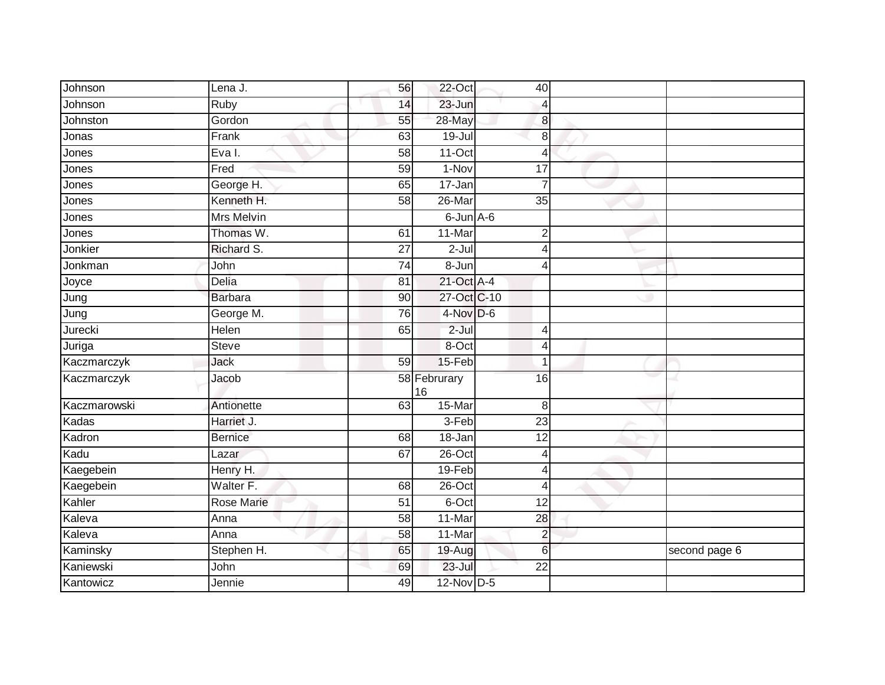| | | | | | | |
|---|---|---|---|---|---|---|
| Johnson | Lena J. | 56 | 22-Oct | 40 | | |
| Johnson | Ruby | 14 | 23-Jun | 4 | | |
| Johnston | Gordon | 55 | 28-May | 8 | | |
| Jonas | Frank | 63 | 19-Jul | 8 | | |
| Jones | Eva I. | 58 | 11-Oct | 4 | | |
| Jones | Fred | 59 | 1-Nov | 17 | | |
| Jones | George H. | 65 | 17-Jan | 7 | | |
| Jones | Kenneth H. | 58 | 26-Mar | 35 | | |
| Jones | Mrs Melvin | | 6-Jun | A-6 | | |
| Jones | Thomas W. | 61 | 11-Mar | 2 | | |
| Jonkier | Richard S. | 27 | 2-Jul | 4 | | |
| Jonkman | John | 74 | 8-Jun | 4 | | |
| Joyce | Delia | 81 | 21-Oct | A-4 | | |
| Jung | Barbara | 90 | 27-Oct | C-10 | | |
| Jung | George M. | 76 | 4-Nov | D-6 | | |
| Jurecki | Helen | 65 | 2-Jul | 4 | | |
| Juriga | Steve | | 8-Oct | 4 | | |
| Kaczmarczyk | Jack | 59 | 15-Feb | 1 | | |
| Kaczmarczyk | Jacob | 58 | Februrary 16 | 16 | | |
| Kaczmarowski | Antionette | 63 | 15-Mar | 8 | | |
| Kadas | Harriet J. | | 3-Feb | 23 | | |
| Kadron | Bernice | 68 | 18-Jan | 12 | | |
| Kadu | Lazar | 67 | 26-Oct | 4 | | |
| Kaegebein | Henry H. | | 19-Feb | 4 | | |
| Kaegebein | Walter F. | 68 | 26-Oct | 4 | | |
| Kahler | Rose Marie | 51 | 6-Oct | 12 | | |
| Kaleva | Anna | 58 | 11-Mar | 28 | | |
| Kaleva | Anna | 58 | 11-Mar | 2 | | |
| Kaminsky | Stephen H. | 65 | 19-Aug | 6 | | second page 6 |
| Kaniewski | John | 69 | 23-Jul | 22 | | |
| Kantowicz | Jennie | 49 | 12-Nov | D-5 | | |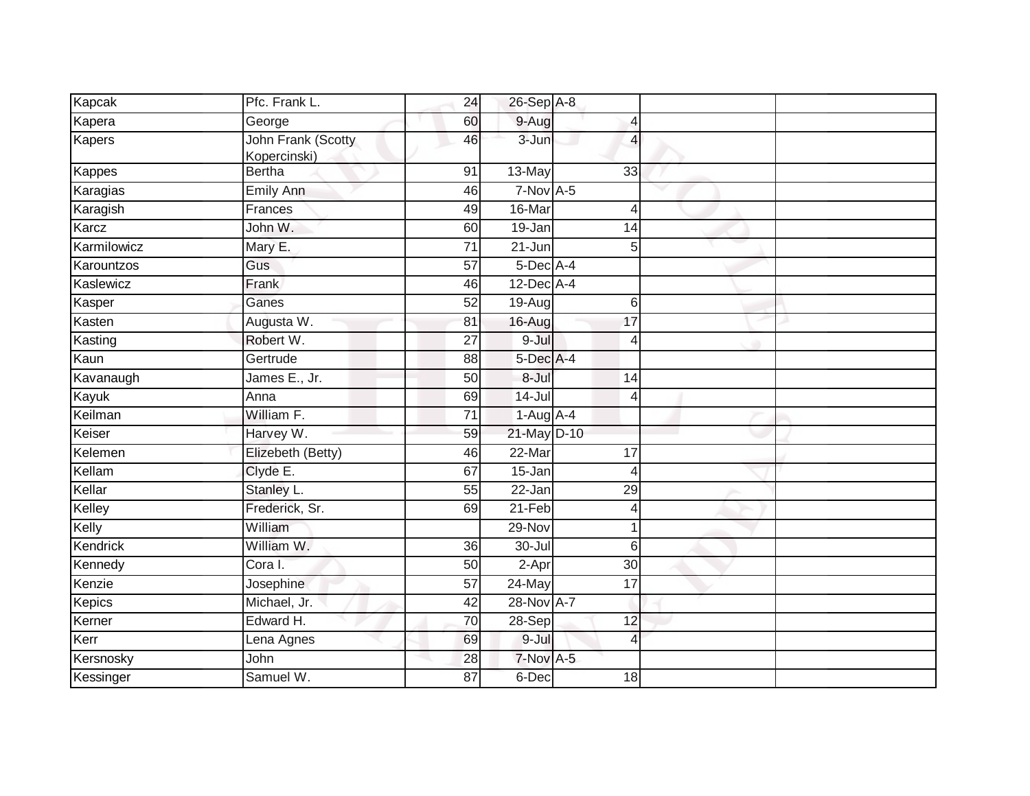| | | | | | | | |
|---|---|---|---|---|---|---|---|
| Kapcak | Pfc. Frank L. | 24 | 26-Sep | A-8 | | | |
| Kapera | George | 60 | 9-Aug | | 4 | | |
| Kapers | John Frank (Scotty Kopercinski) | 46 | 3-Jun | | 4 | | |
| Kappes | Bertha | 91 | 13-May | | 33 | | |
| Karagias | Emily Ann | 46 | 7-Nov | A-5 | | | |
| Karagish | Frances | 49 | 16-Mar | | 4 | | |
| Karcz | John W. | 60 | 19-Jan | | 14 | | |
| Karmilowicz | Mary E. | 71 | 21-Jun | | 5 | | |
| Karountzos | Gus | 57 | 5-Dec | A-4 | | | |
| Kaslewicz | Frank | 46 | 12-Dec | A-4 | | | |
| Kasper | Ganes | 52 | 19-Aug | | 6 | | |
| Kasten | Augusta W. | 81 | 16-Aug | | 17 | | |
| Kasting | Robert W. | 27 | 9-Jul | | 4 | | |
| Kaun | Gertrude | 88 | 5-Dec | A-4 | | | |
| Kavanaugh | James E., Jr. | 50 | 8-Jul | | 14 | | |
| Kayuk | Anna | 69 | 14-Jul | | 4 | | |
| Keilman | William F. | 71 | 1-Aug | A-4 | | | |
| Keiser | Harvey W. | 59 | 21-May | D-10 | | | |
| Kelemen | Elizebeth (Betty) | 46 | 22-Mar | | 17 | | |
| Kellam | Clyde E. | 67 | 15-Jan | | 4 | | |
| Kellar | Stanley L. | 55 | 22-Jan | | 29 | | |
| Kelley | Frederick, Sr. | 69 | 21-Feb | | 4 | | |
| Kelly | William | | 29-Nov | | 1 | | |
| Kendrick | William W. | 36 | 30-Jul | | 6 | | |
| Kennedy | Cora I. | 50 | 2-Apr | | 30 | | |
| Kenzie | Josephine | 57 | 24-May | | 17 | | |
| Kepics | Michael, Jr. | 42 | 28-Nov | A-7 | | | |
| Kerner | Edward H. | 70 | 28-Sep | | 12 | | |
| Kerr | Lena Agnes | 69 | 9-Jul | | 4 | | |
| Kersnosky | John | 28 | 7-Nov | A-5 | | | |
| Kessinger | Samuel W. | 87 | 6-Dec | | 18 | | |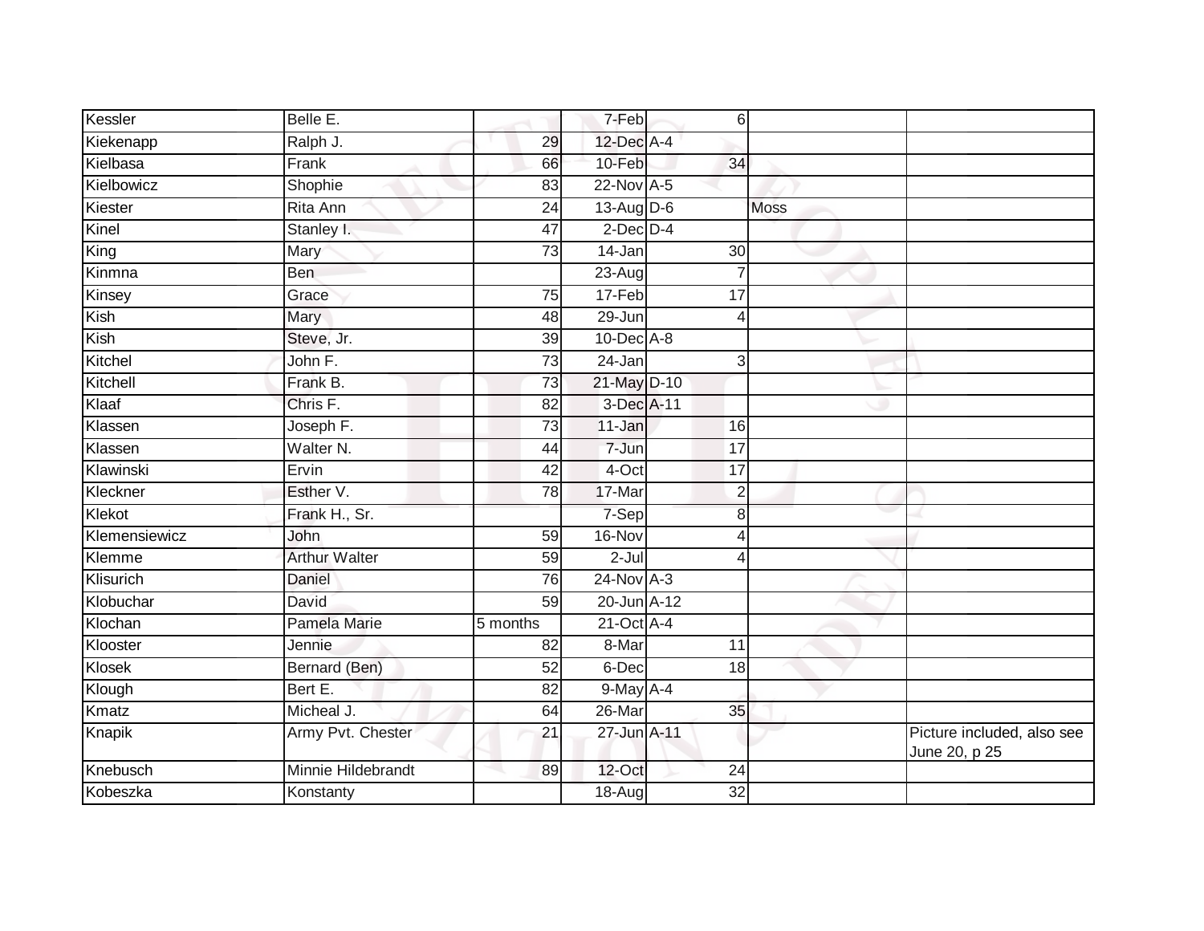| | | | | | | | |
|---|---|---|---|---|---|---|---|
| Kessler | Belle E. | | 7-Feb | | 6 | | |
| Kiekenapp | Ralph J. | 29 | 12-Dec | A-4 | | | |
| Kielbasa | Frank | 66 | 10-Feb | | 34 | | |
| Kielbowicz | Shophie | 83 | 22-Nov | A-5 | | | |
| Kiester | Rita Ann | 24 | 13-Aug | D-6 | | Moss | |
| Kinel | Stanley I. | 47 | 2-Dec | D-4 | | | |
| King | Mary | 73 | 14-Jan | | 30 | | |
| Kinmna | Ben | | 23-Aug | | 7 | | |
| Kinsey | Grace | 75 | 17-Feb | | 17 | | |
| Kish | Mary | 48 | 29-Jun | | 4 | | |
| Kish | Steve, Jr. | 39 | 10-Dec | A-8 | | | |
| Kitchel | John F. | 73 | 24-Jan | | 3 | | |
| Kitchell | Frank B. | 73 | 21-May | D-10 | | | |
| Klaaf | Chris F. | 82 | 3-Dec | A-11 | | | |
| Klassen | Joseph F. | 73 | 11-Jan | | 16 | | |
| Klassen | Walter N. | 44 | 7-Jun | | 17 | | |
| Klawinski | Ervin | 42 | 4-Oct | | 17 | | |
| Kleckner | Esther V. | 78 | 17-Mar | | 2 | | |
| Klekot | Frank H., Sr. | | 7-Sep | | 8 | | |
| Klemensiewicz | John | 59 | 16-Nov | | 4 | | |
| Klemme | Arthur Walter | 59 | 2-Jul | | 4 | | |
| Klisurich | Daniel | 76 | 24-Nov | A-3 | | | |
| Klobuchar | David | 59 | 20-Jun | A-12 | | | |
| Klochan | Pamela Marie | 5 months | 21-Oct | A-4 | | | |
| Klooster | Jennie | 82 | 8-Mar | | 11 | | |
| Klosek | Bernard (Ben) | 52 | 6-Dec | | 18 | | |
| Klough | Bert E. | 82 | 9-May | A-4 | | | |
| Kmatz | Micheal J. | 64 | 26-Mar | | 35 | | |
| Knapik | Army Pvt. Chester | 21 | 27-Jun | A-11 | | | Picture included, also see June 20, p 25 |
| Knebusch | Minnie Hildebrandt | 89 | 12-Oct | | 24 | | |
| Kobeszka | Konstanty | | 18-Aug | | 32 | | |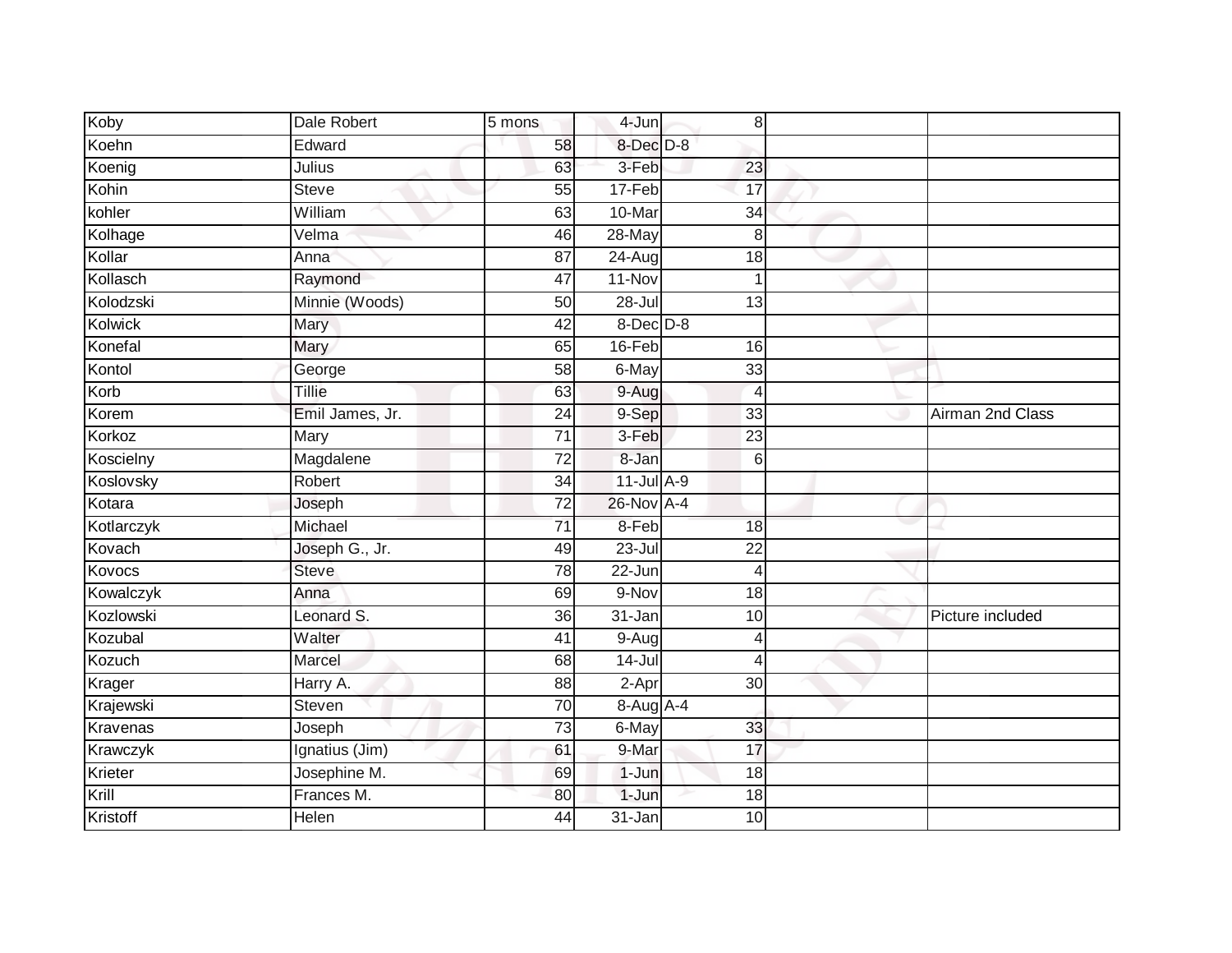| | | | | | | |
|---|---|---|---|---|---|---|
| Koby | Dale Robert | 5 mons | 4-Jun | 8 | | |
| Koehn | Edward | 58 | 8-Dec | D-8 | | |
| Koenig | Julius | 63 | 3-Feb | 23 | | |
| Kohin | Steve | 55 | 17-Feb | 17 | | |
| kohler | William | 63 | 10-Mar | 34 | | |
| Kolhage | Velma | 46 | 28-May | 8 | | |
| Kollar | Anna | 87 | 24-Aug | 18 | | |
| Kollasch | Raymond | 47 | 11-Nov | 1 | | |
| Kolodzski | Minnie (Woods) | 50 | 28-Jul | 13 | | |
| Kolwick | Mary | 42 | 8-Dec | D-8 | | |
| Konefal | Mary | 65 | 16-Feb | 16 | | |
| Kontol | George | 58 | 6-May | 33 | | |
| Korb | Tillie | 63 | 9-Aug | 4 | | |
| Korem | Emil James, Jr. | 24 | 9-Sep | 33 | | Airman 2nd Class |
| Korkoz | Mary | 71 | 3-Feb | 23 | | |
| Koscielny | Magdalene | 72 | 8-Jan | 6 | | |
| Koslovsky | Robert | 34 | 11-Jul | A-9 | | |
| Kotara | Joseph | 72 | 26-Nov | A-4 | | |
| Kotlarczyk | Michael | 71 | 8-Feb | 18 | | |
| Kovach | Joseph G., Jr. | 49 | 23-Jul | 22 | | |
| Kovocs | Steve | 78 | 22-Jun | 4 | | |
| Kowalczyk | Anna | 69 | 9-Nov | 18 | | |
| Kozlowski | Leonard S. | 36 | 31-Jan | 10 | | Picture included |
| Kozubal | Walter | 41 | 9-Aug | 4 | | |
| Kozuch | Marcel | 68 | 14-Jul | 4 | | |
| Krager | Harry A. | 88 | 2-Apr | 30 | | |
| Krajewski | Steven | 70 | 8-Aug | A-4 | | |
| Kravenas | Joseph | 73 | 6-May | 33 | | |
| Krawczyk | Ignatius (Jim) | 61 | 9-Mar | 17 | | |
| Krieter | Josephine M. | 69 | 1-Jun | 18 | | |
| Krill | Frances M. | 80 | 1-Jun | 18 | | |
| Kristoff | Helen | 44 | 31-Jan | 10 | | |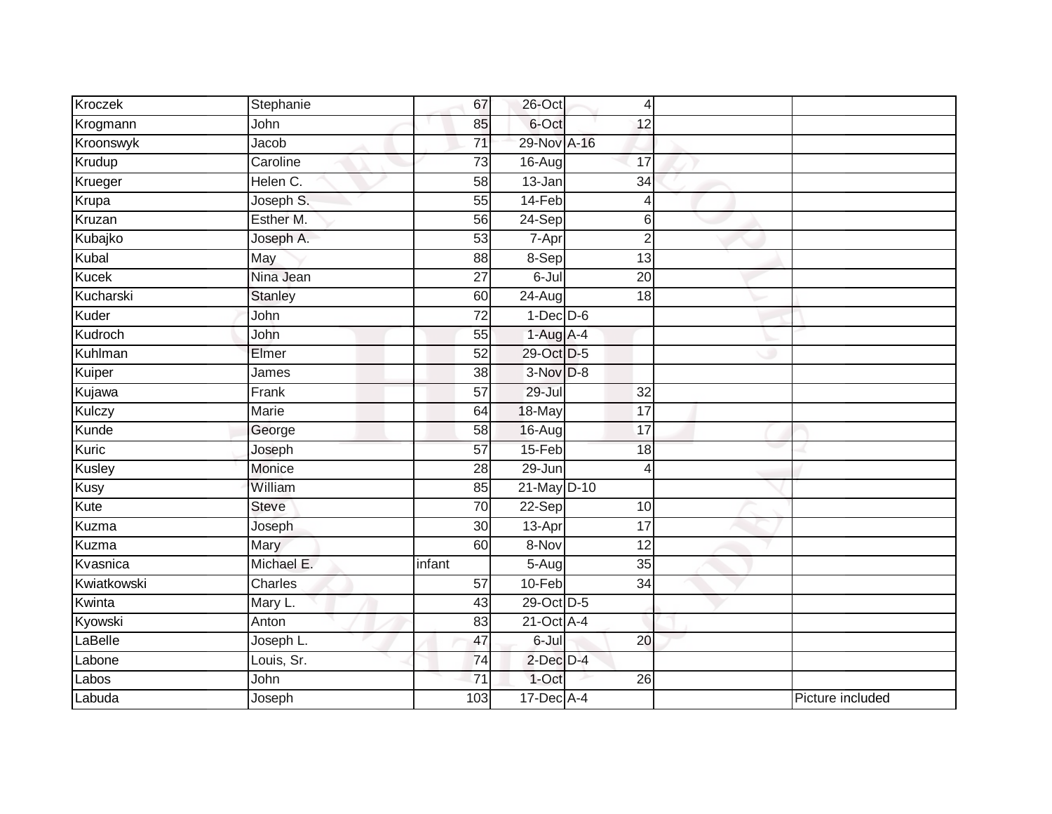| | | | | | | |
|---|---|---|---|---|---|---|
| Kroczek | Stephanie | 67 | 26-Oct | 4 | | |
| Krogmann | John | 85 | 6-Oct | 12 | | |
| Kroonswyk | Jacob | 71 | 29-Nov | A-16 | | |
| Krudup | Caroline | 73 | 16-Aug | 17 | | |
| Krueger | Helen C. | 58 | 13-Jan | 34 | | |
| Krupa | Joseph S. | 55 | 14-Feb | 4 | | |
| Kruzan | Esther M. | 56 | 24-Sep | 6 | | |
| Kubajko | Joseph A. | 53 | 7-Apr | 2 | | |
| Kubal | May | 88 | 8-Sep | 13 | | |
| Kucek | Nina Jean | 27 | 6-Jul | 20 | | |
| Kucharski | Stanley | 60 | 24-Aug | 18 | | |
| Kuder | John | 72 | 1-Dec | D-6 | | |
| Kudroch | John | 55 | 1-Aug | A-4 | | |
| Kuhlman | Elmer | 52 | 29-Oct | D-5 | | |
| Kuiper | James | 38 | 3-Nov | D-8 | | |
| Kujawa | Frank | 57 | 29-Jul | 32 | | |
| Kulczy | Marie | 64 | 18-May | 17 | | |
| Kunde | George | 58 | 16-Aug | 17 | | |
| Kuric | Joseph | 57 | 15-Feb | 18 | | |
| Kusley | Monice | 28 | 29-Jun | 4 | | |
| Kusy | William | 85 | 21-May | D-10 | | |
| Kute | Steve | 70 | 22-Sep | 10 | | |
| Kuzma | Joseph | 30 | 13-Apr | 17 | | |
| Kuzma | Mary | 60 | 8-Nov | 12 | | |
| Kvasnica | Michael E. | infant | 5-Aug | 35 | | |
| Kwiatkowski | Charles | 57 | 10-Feb | 34 | | |
| Kwinta | Mary L. | 43 | 29-Oct | D-5 | | |
| Kyowski | Anton | 83 | 21-Oct | A-4 | | |
| LaBelle | Joseph L. | 47 | 6-Jul | 20 | | |
| Labone | Louis, Sr. | 74 | 2-Dec | D-4 | | |
| Labos | John | 71 | 1-Oct | 26 | | |
| Labuda | Joseph | 103 | 17-Dec | A-4 | | Picture included |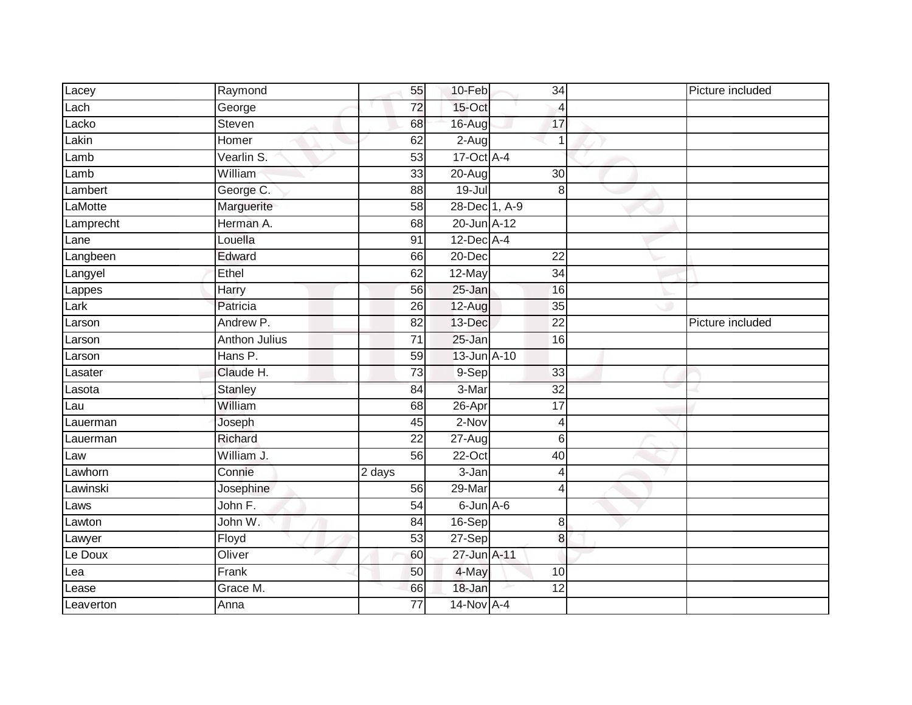| | | | | | | |
|---|---|---|---|---|---|---|
| Lacey | Raymond | 55 | 10-Feb | 34 | | Picture included |
| Lach | George | 72 | 15-Oct | 4 | | |
| Lacko | Steven | 68 | 16-Aug | 17 | | |
| Lakin | Homer | 62 | 2-Aug | 1 | | |
| Lamb | Vearlin S. | 53 | 17-Oct | A-4 | | |
| Lamb | William | 33 | 20-Aug | 30 | | |
| Lambert | George C. | 88 | 19-Jul | 8 | | |
| LaMotte | Marguerite | 58 | 28-Dec | 1, A-9 | | |
| Lamprecht | Herman A. | 68 | 20-Jun | A-12 | | |
| Lane | Louella | 91 | 12-Dec | A-4 | | |
| Langbeen | Edward | 66 | 20-Dec | 22 | | |
| Langyel | Ethel | 62 | 12-May | 34 | | |
| Lappes | Harry | 56 | 25-Jan | 16 | | |
| Lark | Patricia | 26 | 12-Aug | 35 | | |
| Larson | Andrew P. | 82 | 13-Dec | 22 | | Picture included |
| Larson | Anthon Julius | 71 | 25-Jan | 16 | | |
| Larson | Hans P. | 59 | 13-Jun | A-10 | | |
| Lasater | Claude H. | 73 | 9-Sep | 33 | | |
| Lasota | Stanley | 84 | 3-Mar | 32 | | |
| Lau | William | 68 | 26-Apr | 17 | | |
| Lauerman | Joseph | 45 | 2-Nov | 4 | | |
| Lauerman | Richard | 22 | 27-Aug | 6 | | |
| Law | William J. | 56 | 22-Oct | 40 | | |
| Lawhorn | Connie | 2 days | 3-Jan | 4 | | |
| Lawinski | Josephine | 56 | 29-Mar | 4 | | |
| Laws | John F. | 54 | 6-Jun | A-6 | | |
| Lawton | John W. | 84 | 16-Sep | 8 | | |
| Lawyer | Floyd | 53 | 27-Sep | 8 | | |
| Le Doux | Oliver | 60 | 27-Jun | A-11 | | |
| Lea | Frank | 50 | 4-May | 10 | | |
| Lease | Grace M. | 66 | 18-Jan | 12 | | |
| Leaverton | Anna | 77 | 14-Nov | A-4 | | |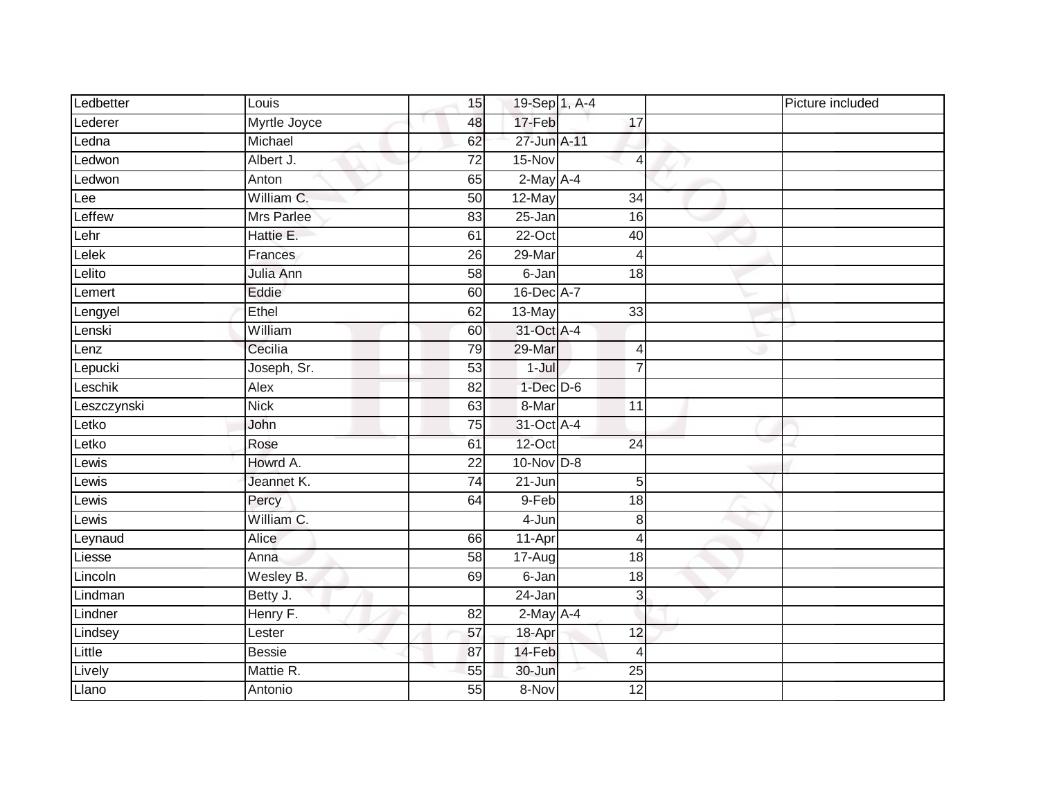| | | | | | | |
|---|---|---|---|---|---|---|
| Ledbetter | Louis | 15 | 19-Sep | 1, A-4 | | Picture included |
| Lederer | Myrtle Joyce | 48 | 17-Feb | 17 | | |
| Ledna | Michael | 62 | 27-Jun | A-11 | | |
| Ledwon | Albert J. | 72 | 15-Nov | 4 | | |
| Ledwon | Anton | 65 | 2-May | A-4 | | |
| Lee | William C. | 50 | 12-May | 34 | | |
| Leffew | Mrs Parlee | 83 | 25-Jan | 16 | | |
| Lehr | Hattie E. | 61 | 22-Oct | 40 | | |
| Lelek | Frances | 26 | 29-Mar | 4 | | |
| Lelito | Julia Ann | 58 | 6-Jan | 18 | | |
| Lemert | Eddie | 60 | 16-Dec | A-7 | | |
| Lengyel | Ethel | 62 | 13-May | 33 | | |
| Lenski | William | 60 | 31-Oct | A-4 | | |
| Lenz | Cecilia | 79 | 29-Mar | 4 | | |
| Lepucki | Joseph, Sr. | 53 | 1-Jul | 7 | | |
| Leschik | Alex | 82 | 1-Dec | D-6 | | |
| Leszczynski | Nick | 63 | 8-Mar | 11 | | |
| Letko | John | 75 | 31-Oct | A-4 | | |
| Letko | Rose | 61 | 12-Oct | 24 | | |
| Lewis | Howrd A. | 22 | 10-Nov | D-8 | | |
| Lewis | Jeannet K. | 74 | 21-Jun | 5 | | |
| Lewis | Percy | 64 | 9-Feb | 18 | | |
| Lewis | William C. | | 4-Jun | 8 | | |
| Leynaud | Alice | 66 | 11-Apr | 4 | | |
| Liesse | Anna | 58 | 17-Aug | 18 | | |
| Lincoln | Wesley B. | 69 | 6-Jan | 18 | | |
| Lindman | Betty J. | | 24-Jan | 3 | | |
| Lindner | Henry F. | 82 | 2-May | A-4 | | |
| Lindsey | Lester | 57 | 18-Apr | 12 | | |
| Little | Bessie | 87 | 14-Feb | 4 | | |
| Lively | Mattie R. | 55 | 30-Jun | 25 | | |
| Llano | Antonio | 55 | 8-Nov | 12 | | |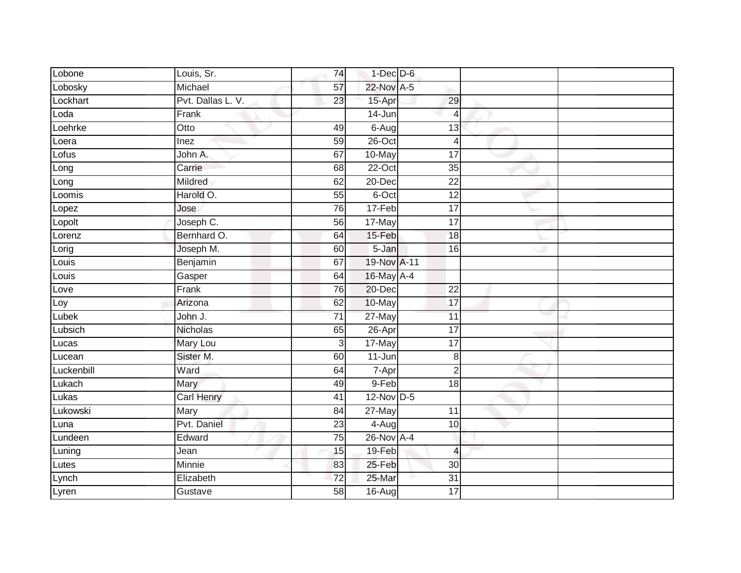| | | | | | | |
|---|---|---|---|---|---|---|
| Lobone | Louis, Sr. | 74 | 1-Dec | D-6 | | |
| Lobosky | Michael | 57 | 22-Nov | A-5 | | |
| Lockhart | Pvt. Dallas L. V. | 23 | 15-Apr | 29 | | |
| Loda | Frank | | 14-Jun | 4 | | |
| Loehrke | Otto | 49 | 6-Aug | 13 | | |
| Loera | Inez | 59 | 26-Oct | 4 | | |
| Lofus | John A. | 67 | 10-May | 17 | | |
| Long | Carrie | 68 | 22-Oct | 35 | | |
| Long | Mildred | 62 | 20-Dec | 22 | | |
| Loomis | Harold O. | 55 | 6-Oct | 12 | | |
| Lopez | Jose | 76 | 17-Feb | 17 | | |
| Lopolt | Joseph C. | 56 | 17-May | 17 | | |
| Lorenz | Bernhard O. | 64 | 15-Feb | 18 | | |
| Lorig | Joseph M. | 60 | 5-Jan | 16 | | |
| Louis | Benjamin | 67 | 19-Nov | A-11 | | |
| Louis | Gasper | 64 | 16-May | A-4 | | |
| Love | Frank | 76 | 20-Dec | 22 | | |
| Loy | Arizona | 62 | 10-May | 17 | | |
| Lubek | John J. | 71 | 27-May | 11 | | |
| Lubsich | Nicholas | 65 | 26-Apr | 17 | | |
| Lucas | Mary Lou | 3 | 17-May | 17 | | |
| Lucean | Sister M. | 60 | 11-Jun | 8 | | |
| Luckenbill | Ward | 64 | 7-Apr | 2 | | |
| Lukach | Mary | 49 | 9-Feb | 18 | | |
| Lukas | Carl Henry | 41 | 12-Nov | D-5 | | |
| Lukowski | Mary | 84 | 27-May | 11 | | |
| Luna | Pvt. Daniel | 23 | 4-Aug | 10 | | |
| Lundeen | Edward | 75 | 26-Nov | A-4 | | |
| Luning | Jean | 15 | 19-Feb | 4 | | |
| Lutes | Minnie | 83 | 25-Feb | 30 | | |
| Lynch | Elizabeth | 72 | 25-Mar | 31 | | |
| Lyren | Gustave | 58 | 16-Aug | 17 | | |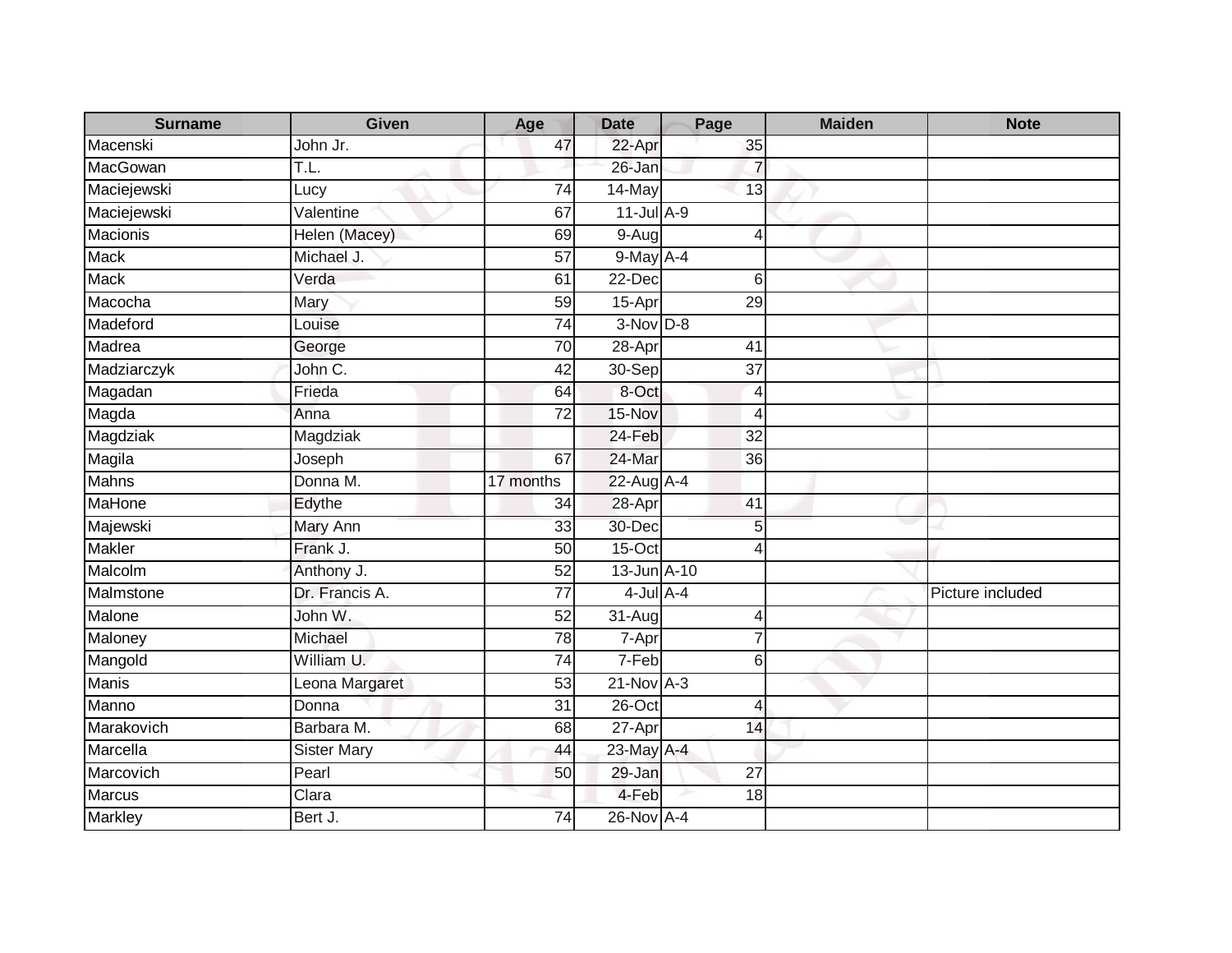| Surname | Given | Age | Date | Page | Maiden | Note |
| --- | --- | --- | --- | --- | --- | --- |
| Macenski | John Jr. | 47 | 22-Apr | 35 | | |
| MacGowan | T.L. | | 26-Jan | 7 | | |
| Maciejewski | Lucy | 74 | 14-May | 13 | | |
| Maciejewski | Valentine | 67 | 11-Jul | A-9 | | |
| Macionis | Helen (Macey) | 69 | 9-Aug | 4 | | |
| Mack | Michael J. | 57 | 9-May | A-4 | | |
| Mack | Verda | 61 | 22-Dec | 6 | | |
| Macocha | Mary | 59 | 15-Apr | 29 | | |
| Madeford | Louise | 74 | 3-Nov | D-8 | | |
| Madrea | George | 70 | 28-Apr | 41 | | |
| Madziarczyk | John C. | 42 | 30-Sep | 37 | | |
| Magadan | Frieda | 64 | 8-Oct | 4 | | |
| Magda | Anna | 72 | 15-Nov | 4 | | |
| Magdziak | Magdziak | | 24-Feb | 32 | | |
| Magila | Joseph | 67 | 24-Mar | 36 | | |
| Mahns | Donna M. | 17 months | 22-Aug | A-4 | | |
| MaHone | Edythe | 34 | 28-Apr | 41 | | |
| Majewski | Mary Ann | 33 | 30-Dec | 5 | | |
| Makler | Frank J. | 50 | 15-Oct | 4 | | |
| Malcolm | Anthony J. | 52 | 13-Jun | A-10 | | |
| Malmstone | Dr. Francis A. | 77 | 4-Jul | A-4 | | Picture included |
| Malone | John W. | 52 | 31-Aug | 4 | | |
| Maloney | Michael | 78 | 7-Apr | 7 | | |
| Mangold | William U. | 74 | 7-Feb | 6 | | |
| Manis | Leona Margaret | 53 | 21-Nov | A-3 | | |
| Manno | Donna | 31 | 26-Oct | 4 | | |
| Marakovich | Barbara M. | 68 | 27-Apr | 14 | | |
| Marcella | Sister Mary | 44 | 23-May | A-4 | | |
| Marcovich | Pearl | 50 | 29-Jan | 27 | | |
| Marcus | Clara | | 4-Feb | 18 | | |
| Markley | Bert J. | 74 | 26-Nov | A-4 | | |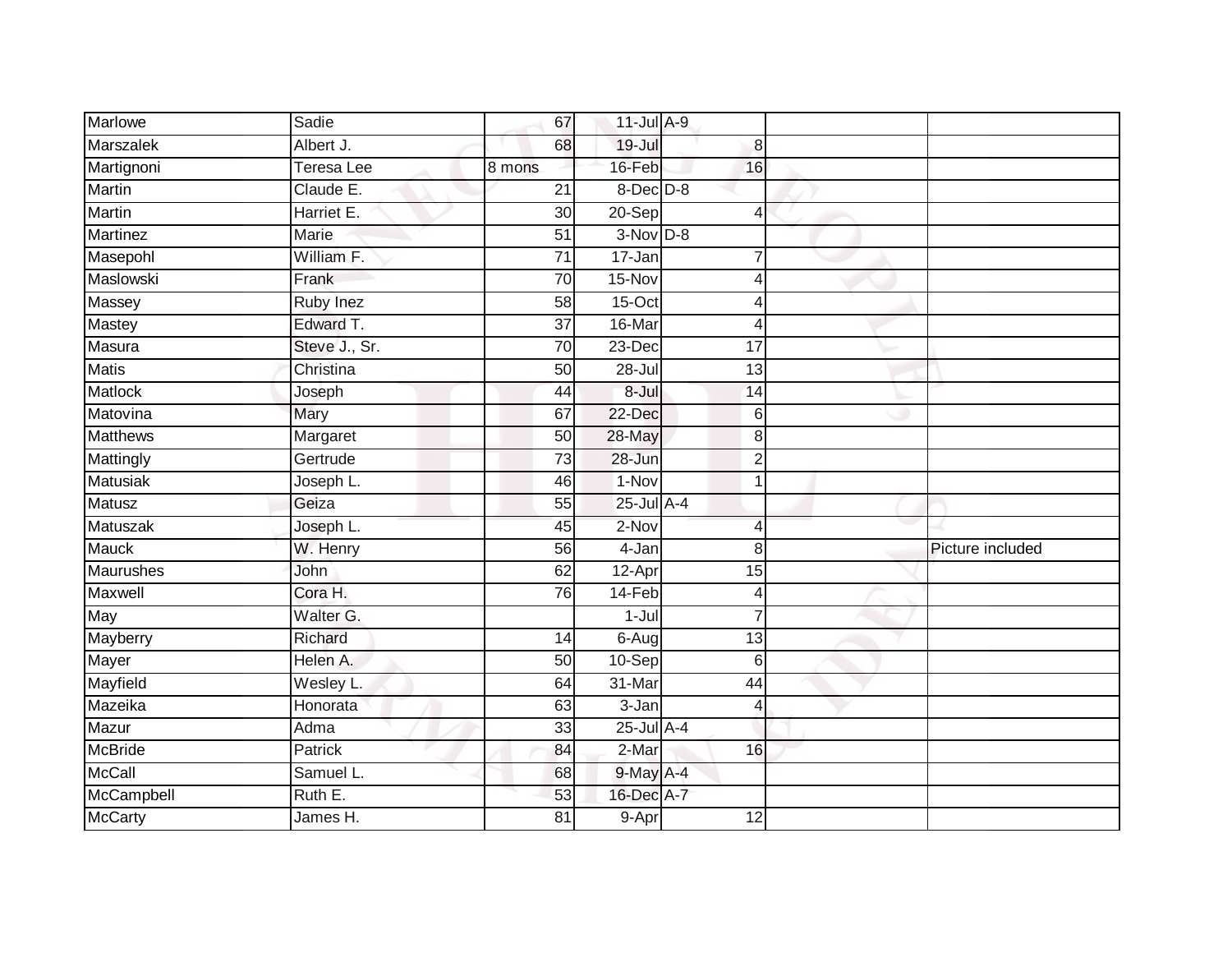| | | | | | | | |
|---|---|---|---|---|---|---|---|
| Marlowe | Sadie | 67 | 11-Jul | A-9 | | | |
| Marszalek | Albert J. | 68 | 19-Jul | | 8 | | |
| Martignoni | Teresa Lee | 8 mons | 16-Feb | | 16 | | |
| Martin | Claude E. | 21 | 8-Dec | D-8 | | | |
| Martin | Harriet E. | 30 | 20-Sep | | 4 | | |
| Martinez | Marie | 51 | 3-Nov | D-8 | | | |
| Masepohl | William F. | 71 | 17-Jan | | 7 | | |
| Maslowski | Frank | 70 | 15-Nov | | 4 | | |
| Massey | Ruby Inez | 58 | 15-Oct | | 4 | | |
| Mastey | Edward T. | 37 | 16-Mar | | 4 | | |
| Masura | Steve J., Sr. | 70 | 23-Dec | | 17 | | |
| Matis | Christina | 50 | 28-Jul | | 13 | | |
| Matlock | Joseph | 44 | 8-Jul | | 14 | | |
| Matovina | Mary | 67 | 22-Dec | | 6 | | |
| Matthews | Margaret | 50 | 28-May | | 8 | | |
| Mattingly | Gertrude | 73 | 28-Jun | | 2 | | |
| Matusiak | Joseph L. | 46 | 1-Nov | | 1 | | |
| Matusz | Geiza | 55 | 25-Jul | A-4 | | | |
| Matuszak | Joseph L. | 45 | 2-Nov | | 4 | | |
| Mauck | W. Henry | 56 | 4-Jan | | 8 | | Picture included |
| Maurushes | John | 62 | 12-Apr | | 15 | | |
| Maxwell | Cora H. | 76 | 14-Feb | | 4 | | |
| May | Walter G. | | 1-Jul | | 7 | | |
| Mayberry | Richard | 14 | 6-Aug | | 13 | | |
| Mayer | Helen A. | 50 | 10-Sep | | 6 | | |
| Mayfield | Wesley L. | 64 | 31-Mar | | 44 | | |
| Mazeika | Honorata | 63 | 3-Jan | | 4 | | |
| Mazur | Adma | 33 | 25-Jul | A-4 | | | |
| McBride | Patrick | 84 | 2-Mar | | 16 | | |
| McCall | Samuel L. | 68 | 9-May | A-4 | | | |
| McCampbell | Ruth E. | 53 | 16-Dec | A-7 | | | |
| McCarty | James H. | 81 | 9-Apr | | 12 | | |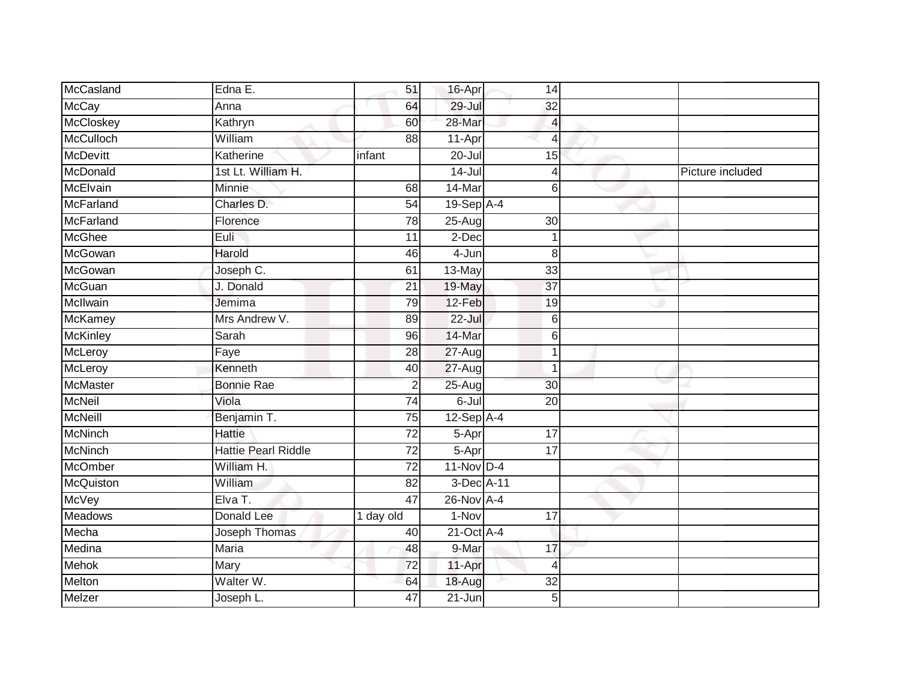| | | | | | | |
|---|---|---|---|---|---|---|
| McCasland | Edna E. | 51 | 16-Apr | 14 | | |
| McCay | Anna | 64 | 29-Jul | 32 | | |
| McCloskey | Kathryn | 60 | 28-Mar | 4 | | |
| McCulloch | William | 88 | 11-Apr | 4 | | |
| McDevitt | Katherine | infant | 20-Jul | 15 | | |
| McDonald | 1st Lt. William H. | | 14-Jul | 4 | | Picture included |
| McElvain | Minnie | 68 | 14-Mar | 6 | | |
| McFarland | Charles D. | 54 | 19-Sep | A-4 | | |
| McFarland | Florence | 78 | 25-Aug | 30 | | |
| McGhee | Euli | 11 | 2-Dec | 1 | | |
| McGowan | Harold | 46 | 4-Jun | 8 | | |
| McGowan | Joseph C. | 61 | 13-May | 33 | | |
| McGuan | J. Donald | 21 | 19-May | 37 | | |
| McIlwain | Jemima | 79 | 12-Feb | 19 | | |
| McKamey | Mrs Andrew V. | 89 | 22-Jul | 6 | | |
| McKinley | Sarah | 96 | 14-Mar | 6 | | |
| McLeroy | Faye | 28 | 27-Aug | 1 | | |
| McLeroy | Kenneth | 40 | 27-Aug | 1 | | |
| McMaster | Bonnie Rae | 2 | 25-Aug | 30 | | |
| McNeil | Viola | 74 | 6-Jul | 20 | | |
| McNeill | Benjamin T. | 75 | 12-Sep | A-4 | | |
| McNinch | Hattie | 72 | 5-Apr | 17 | | |
| McNinch | Hattie Pearl Riddle | 72 | 5-Apr | 17 | | |
| McOmber | William H. | 72 | 11-Nov | D-4 | | |
| McQuiston | William | 82 | 3-Dec | A-11 | | |
| McVey | Elva T. | 47 | 26-Nov | A-4 | | |
| Meadows | Donald Lee | 1 day old | 1-Nov | 17 | | |
| Mecha | Joseph Thomas | 40 | 21-Oct | A-4 | | |
| Medina | Maria | 48 | 9-Mar | 17 | | |
| Mehok | Mary | 72 | 11-Apr | 4 | | |
| Melton | Walter W. | 64 | 18-Aug | 32 | | |
| Melzer | Joseph L. | 47 | 21-Jun | 5 | | |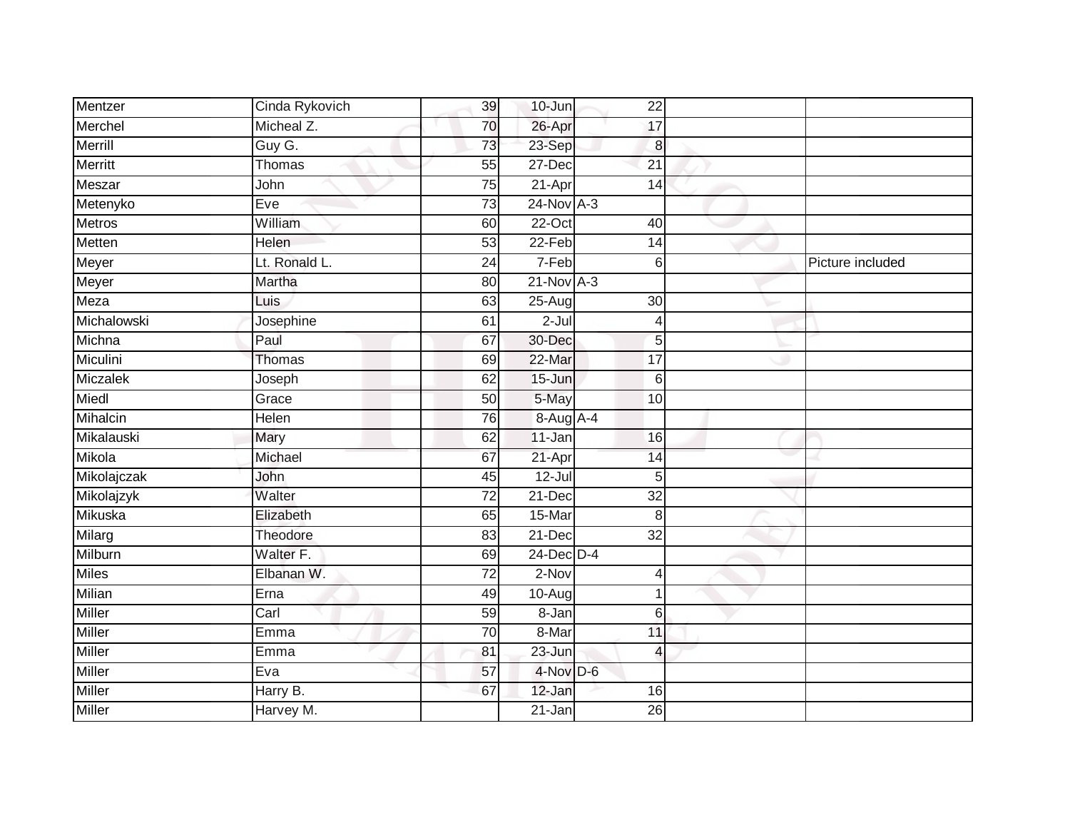| | | | | | | |
|---|---|---|---|---|---|---|
| Mentzer | Cinda Rykovich | 39 | 10-Jun | 22 | | |
| Merchel | Micheal Z. | 70 | 26-Apr | 17 | | |
| Merrill | Guy G. | 73 | 23-Sep | 8 | | |
| Merritt | Thomas | 55 | 27-Dec | 21 | | |
| Meszar | John | 75 | 21-Apr | 14 | | |
| Metenyko | Eve | 73 | 24-Nov | A-3 | | |
| Metros | William | 60 | 22-Oct | 40 | | |
| Metten | Helen | 53 | 22-Feb | 14 | | |
| Meyer | Lt. Ronald L. | 24 | 7-Feb | 6 | | Picture included |
| Meyer | Martha | 80 | 21-Nov | A-3 | | |
| Meza | Luis | 63 | 25-Aug | 30 | | |
| Michalowski | Josephine | 61 | 2-Jul | 4 | | |
| Michna | Paul | 67 | 30-Dec | 5 | | |
| Miculini | Thomas | 69 | 22-Mar | 17 | | |
| Miczalek | Joseph | 62 | 15-Jun | 6 | | |
| Miedl | Grace | 50 | 5-May | 10 | | |
| Mihalcin | Helen | 76 | 8-Aug | A-4 | | |
| Mikalauski | Mary | 62 | 11-Jan | 16 | | |
| Mikola | Michael | 67 | 21-Apr | 14 | | |
| Mikolajczak | John | 45 | 12-Jul | 5 | | |
| Mikolajzyk | Walter | 72 | 21-Dec | 32 | | |
| Mikuska | Elizabeth | 65 | 15-Mar | 8 | | |
| Milarg | Theodore | 83 | 21-Dec | 32 | | |
| Milburn | Walter F. | 69 | 24-Dec | D-4 | | |
| Miles | Elbanan W. | 72 | 2-Nov | 4 | | |
| Milian | Erna | 49 | 10-Aug | 1 | | |
| Miller | Carl | 59 | 8-Jan | 6 | | |
| Miller | Emma | 70 | 8-Mar | 11 | | |
| Miller | Emma | 81 | 23-Jun | 4 | | |
| Miller | Eva | 57 | 4-Nov | D-6 | | |
| Miller | Harry B. | 67 | 12-Jan | 16 | | |
| Miller | Harvey M. | | 21-Jan | 26 | | |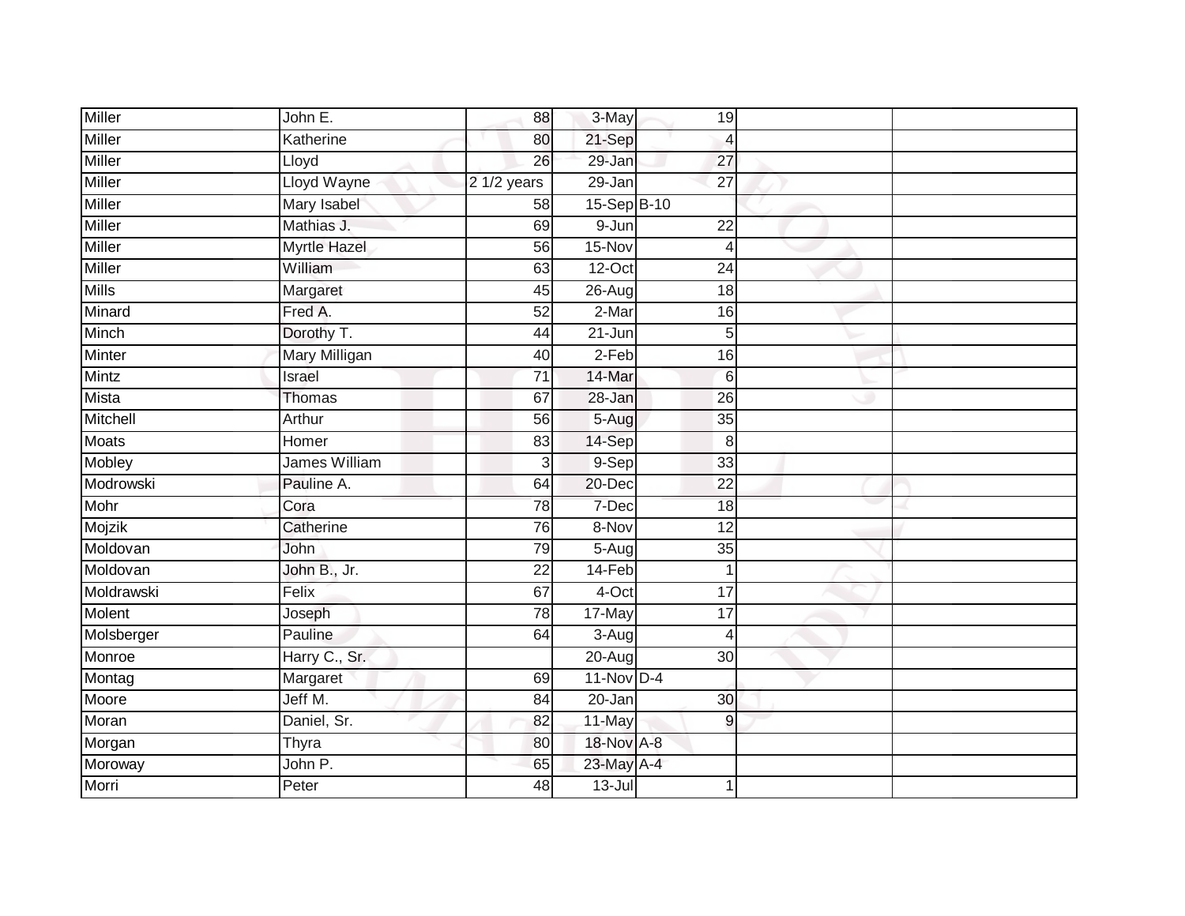| | | | | | | |
|---|---|---|---|---|---|---|
| Miller | John E. | 88 | 3-May | 19 | | |
| Miller | Katherine | 80 | 21-Sep | 4 | | |
| Miller | Lloyd | 26 | 29-Jan | 27 | | |
| Miller | Lloyd Wayne | 2 1/2 years | 29-Jan | 27 | | |
| Miller | Mary Isabel | 58 | 15-Sep | B-10 | | |
| Miller | Mathias J. | 69 | 9-Jun | 22 | | |
| Miller | Myrtle Hazel | 56 | 15-Nov | 4 | | |
| Miller | William | 63 | 12-Oct | 24 | | |
| Mills | Margaret | 45 | 26-Aug | 18 | | |
| Minard | Fred A. | 52 | 2-Mar | 16 | | |
| Minch | Dorothy T. | 44 | 21-Jun | 5 | | |
| Minter | Mary Milligan | 40 | 2-Feb | 16 | | |
| Mintz | Israel | 71 | 14-Mar | 6 | | |
| Mista | Thomas | 67 | 28-Jan | 26 | | |
| Mitchell | Arthur | 56 | 5-Aug | 35 | | |
| Moats | Homer | 83 | 14-Sep | 8 | | |
| Mobley | James William | 3 | 9-Sep | 33 | | |
| Modrowski | Pauline A. | 64 | 20-Dec | 22 | | |
| Mohr | Cora | 78 | 7-Dec | 18 | | |
| Mojzik | Catherine | 76 | 8-Nov | 12 | | |
| Moldovan | John | 79 | 5-Aug | 35 | | |
| Moldovan | John B., Jr. | 22 | 14-Feb | 1 | | |
| Moldrawski | Felix | 67 | 4-Oct | 17 | | |
| Molent | Joseph | 78 | 17-May | 17 | | |
| Molsberger | Pauline | 64 | 3-Aug | 4 | | |
| Monroe | Harry C., Sr. | | 20-Aug | 30 | | |
| Montag | Margaret | 69 | 11-Nov | D-4 | | |
| Moore | Jeff M. | 84 | 20-Jan | 30 | | |
| Moran | Daniel, Sr. | 82 | 11-May | 9 | | |
| Morgan | Thyra | 80 | 18-Nov | A-8 | | |
| Moroway | John P. | 65 | 23-May | A-4 | | |
| Morri | Peter | 48 | 13-Jul | 1 | | |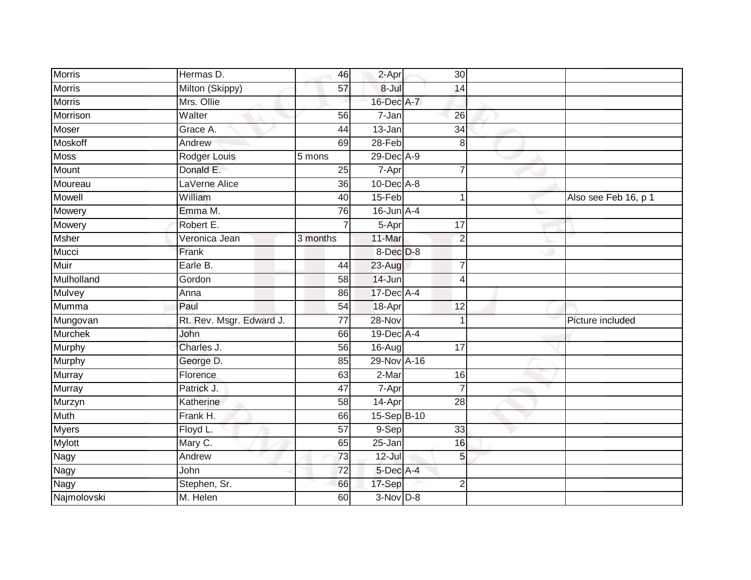| | | | | | | |
|---|---|---|---|---|---|---|
| Morris | Hermas D. | 46 | 2-Apr | 30 | | |
| Morris | Milton (Skippy) | 57 | 8-Jul | 14 | | |
| Morris | Mrs. Ollie | | 16-Dec | A-7 | | |
| Morrison | Walter | 56 | 7-Jan | 26 | | |
| Moser | Grace A. | 44 | 13-Jan | 34 | | |
| Moskoff | Andrew | 69 | 28-Feb | 8 | | |
| Moss | Rodger Louis | 5 mons | 29-Dec | A-9 | | |
| Mount | Donald E. | 25 | 7-Apr | 7 | | |
| Moureau | LaVerne Alice | 36 | 10-Dec | A-8 | | |
| Mowell | William | 40 | 15-Feb | 1 | | Also see Feb 16, p 1 |
| Mowery | Emma M. | 76 | 16-Jun | A-4 | | |
| Mowery | Robert E. | 7 | 5-Apr | 17 | | |
| Msher | Veronica Jean | 3 months | 11-Mar | 2 | | |
| Mucci | Frank | | 8-Dec | D-8 | | |
| Muir | Earle B. | 44 | 23-Aug | 7 | | |
| Mulholland | Gordon | 58 | 14-Jun | 4 | | |
| Mulvey | Anna | 86 | 17-Dec | A-4 | | |
| Mumma | Paul | 54 | 18-Apr | 12 | | |
| Mungovan | Rt. Rev. Msgr. Edward J. | 77 | 28-Nov | 1 | | Picture included |
| Murchek | John | 66 | 19-Dec | A-4 | | |
| Murphy | Charles J. | 56 | 16-Aug | 17 | | |
| Murphy | George D. | 85 | 29-Nov | A-16 | | |
| Murray | Florence | 63 | 2-Mar | 16 | | |
| Murray | Patrick J. | 47 | 7-Apr | 7 | | |
| Murzyn | Katherine | 58 | 14-Apr | 28 | | |
| Muth | Frank H. | 66 | 15-Sep | B-10 | | |
| Myers | Floyd L. | 57 | 9-Sep | 33 | | |
| Mylott | Mary C. | 65 | 25-Jan | 16 | | |
| Nagy | Andrew | 73 | 12-Jul | 5 | | |
| Nagy | John | 72 | 5-Dec | A-4 | | |
| Nagy | Stephen, Sr. | 66 | 17-Sep | 2 | | |
| Najmolovski | M. Helen | 60 | 3-Nov | D-8 | | |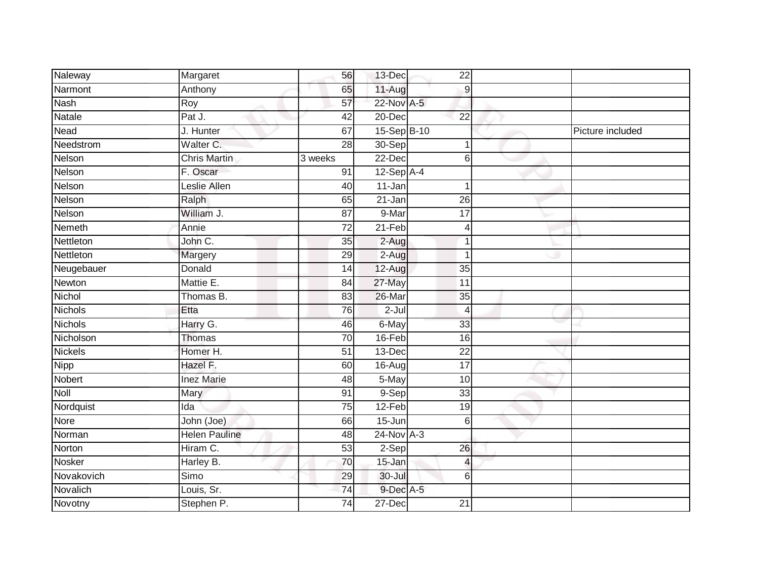| | | | | | | |
|---|---|---|---|---|---|---|
| Naleway | Margaret | 56 | 13-Dec | 22 | | |
| Narmont | Anthony | 65 | 11-Aug | 9 | | |
| Nash | Roy | 57 | 22-Nov | A-5 | | |
| Natale | Pat J. | 42 | 20-Dec | 22 | | |
| Nead | J. Hunter | 67 | 15-Sep | B-10 | | Picture included |
| Needstrom | Walter C. | 28 | 30-Sep | 1 | | |
| Nelson | Chris Martin | 3 weeks | 22-Dec | 6 | | |
| Nelson | F. Oscar | 91 | 12-Sep | A-4 | | |
| Nelson | Leslie Allen | 40 | 11-Jan | 1 | | |
| Nelson | Ralph | 65 | 21-Jan | 26 | | |
| Nelson | William J. | 87 | 9-Mar | 17 | | |
| Nemeth | Annie | 72 | 21-Feb | 4 | | |
| Nettleton | John C. | 35 | 2-Aug | 1 | | |
| Nettleton | Margery | 29 | 2-Aug | 1 | | |
| Neugebauer | Donald | 14 | 12-Aug | 35 | | |
| Newton | Mattie E. | 84 | 27-May | 11 | | |
| Nichol | Thomas B. | 83 | 26-Mar | 35 | | |
| Nichols | Etta | 76 | 2-Jul | 4 | | |
| Nichols | Harry G. | 46 | 6-May | 33 | | |
| Nicholson | Thomas | 70 | 16-Feb | 16 | | |
| Nickels | Homer H. | 51 | 13-Dec | 22 | | |
| Nipp | Hazel F. | 60 | 16-Aug | 17 | | |
| Nobert | Inez Marie | 48 | 5-May | 10 | | |
| Noll | Mary | 91 | 9-Sep | 33 | | |
| Nordquist | Ida | 75 | 12-Feb | 19 | | |
| Nore | John (Joe) | 66 | 15-Jun | 6 | | |
| Norman | Helen Pauline | 48 | 24-Nov | A-3 | | |
| Norton | Hiram C. | 53 | 2-Sep | 26 | | |
| Nosker | Harley B. | 70 | 15-Jan | 4 | | |
| Novakovich | Simo | 29 | 30-Jul | 6 | | |
| Novalich | Louis, Sr. | 74 | 9-Dec | A-5 | | |
| Novotny | Stephen P. | 74 | 27-Dec | 21 | | |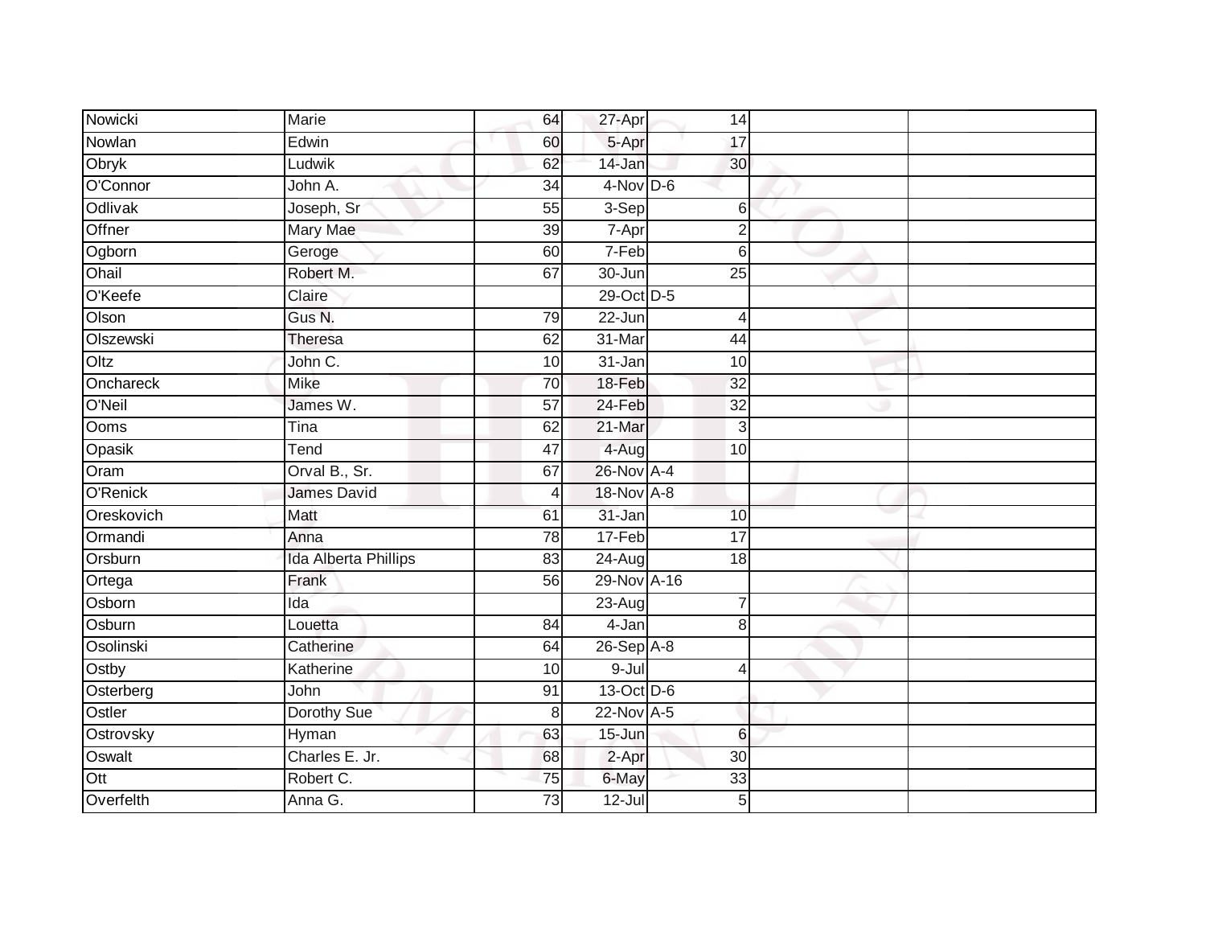| | | | | | | |
|---|---|---|---|---|---|---|
| Nowicki | Marie | 64 | 27-Apr | 14 | | |
| Nowlan | Edwin | 60 | 5-Apr | 17 | | |
| Obryk | Ludwik | 62 | 14-Jan | 30 | | |
| O'Connor | John A. | 34 | 4-Nov | D-6 | | |
| Odlivak | Joseph, Sr | 55 | 3-Sep | 6 | | |
| Offner | Mary Mae | 39 | 7-Apr | 2 | | |
| Ogborn | Geroge | 60 | 7-Feb | 6 | | |
| Ohail | Robert M. | 67 | 30-Jun | 25 | | |
| O'Keefe | Claire | | 29-Oct | D-5 | | |
| Olson | Gus N. | 79 | 22-Jun | 4 | | |
| Olszewski | Theresa | 62 | 31-Mar | 44 | | |
| Oltz | John C. | 10 | 31-Jan | 10 | | |
| Onchareck | Mike | 70 | 18-Feb | 32 | | |
| O'Neil | James W. | 57 | 24-Feb | 32 | | |
| Ooms | Tina | 62 | 21-Mar | 3 | | |
| Opasik | Tend | 47 | 4-Aug | 10 | | |
| Oram | Orval B., Sr. | 67 | 26-Nov | A-4 | | |
| O'Renick | James David | 4 | 18-Nov | A-8 | | |
| Oreskovich | Matt | 61 | 31-Jan | 10 | | |
| Ormandi | Anna | 78 | 17-Feb | 17 | | |
| Orsburn | Ida Alberta Phillips | 83 | 24-Aug | 18 | | |
| Ortega | Frank | 56 | 29-Nov | A-16 | | |
| Osborn | Ida | | 23-Aug | 7 | | |
| Osburn | Louetta | 84 | 4-Jan | 8 | | |
| Osolinski | Catherine | 64 | 26-Sep | A-8 | | |
| Ostby | Katherine | 10 | 9-Jul | 4 | | |
| Osterberg | John | 91 | 13-Oct | D-6 | | |
| Ostler | Dorothy Sue | 8 | 22-Nov | A-5 | | |
| Ostrovsky | Hyman | 63 | 15-Jun | 6 | | |
| Oswalt | Charles E. Jr. | 68 | 2-Apr | 30 | | |
| Ott | Robert C. | 75 | 6-May | 33 | | |
| Overfelth | Anna G. | 73 | 12-Jul | 5 | | |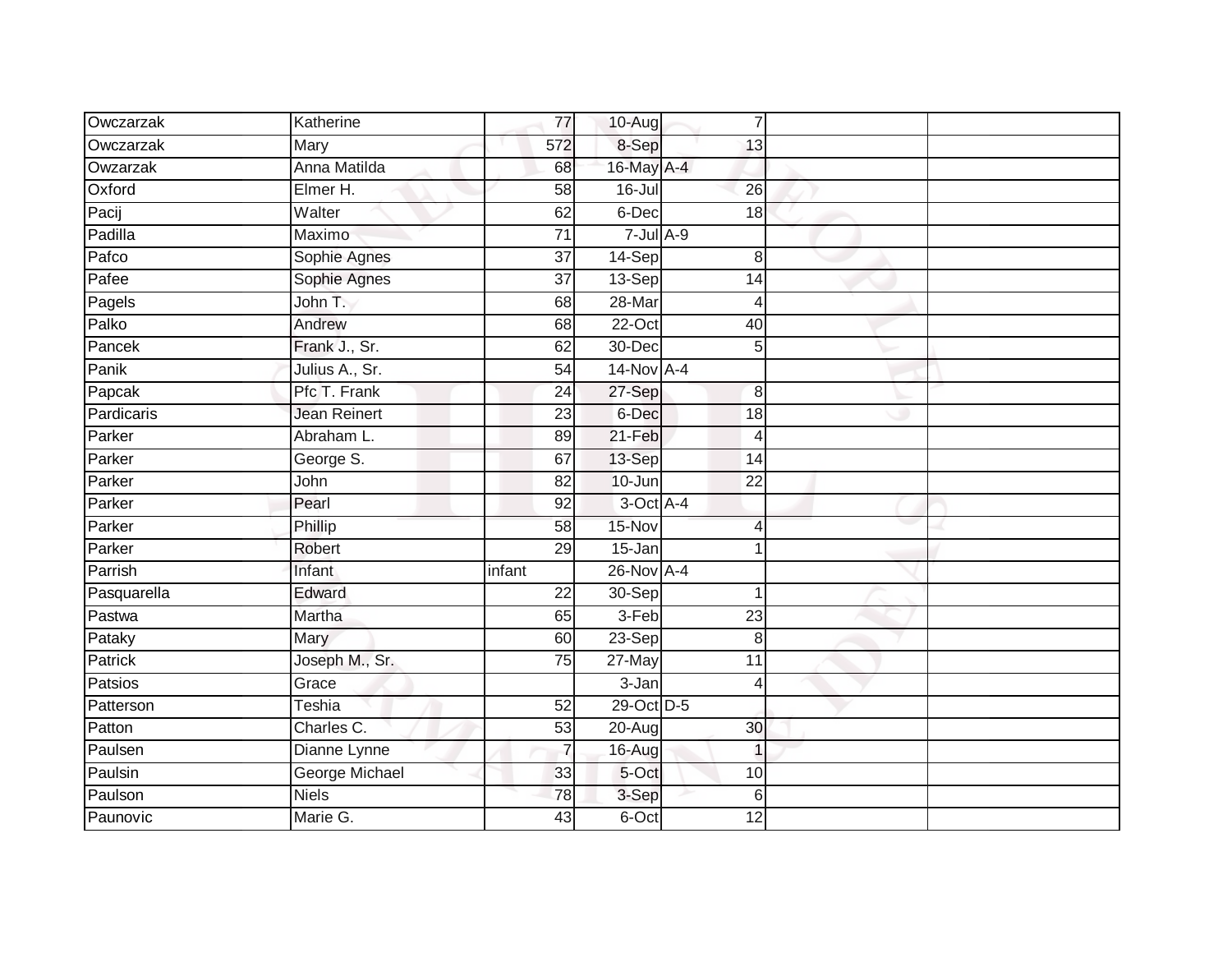| | | | | | | |
|---|---|---|---|---|---|---|
| Owczarzak | Katherine | 77 | 10-Aug | 7 | | |
| Owczarzak | Mary | 572 | 8-Sep | 13 | | |
| Owzarzak | Anna Matilda | 68 | 16-May | A-4 | | |
| Oxford | Elmer H. | 58 | 16-Jul | 26 | | |
| Pacij | Walter | 62 | 6-Dec | 18 | | |
| Padilla | Maximo | 71 | 7-Jul | A-9 | | |
| Pafco | Sophie Agnes | 37 | 14-Sep | 8 | | |
| Pafee | Sophie Agnes | 37 | 13-Sep | 14 | | |
| Pagels | John T. | 68 | 28-Mar | 4 | | |
| Palko | Andrew | 68 | 22-Oct | 40 | | |
| Pancek | Frank J., Sr. | 62 | 30-Dec | 5 | | |
| Panik | Julius A., Sr. | 54 | 14-Nov | A-4 | | |
| Papcak | Pfc T. Frank | 24 | 27-Sep | 8 | | |
| Pardicaris | Jean Reinert | 23 | 6-Dec | 18 | | |
| Parker | Abraham L. | 89 | 21-Feb | 4 | | |
| Parker | George S. | 67 | 13-Sep | 14 | | |
| Parker | John | 82 | 10-Jun | 22 | | |
| Parker | Pearl | 92 | 3-Oct | A-4 | | |
| Parker | Phillip | 58 | 15-Nov | 4 | | |
| Parker | Robert | 29 | 15-Jan | 1 | | |
| Parrish | Infant | infant | 26-Nov | A-4 | | |
| Pasquarella | Edward | 22 | 30-Sep | 1 | | |
| Pastwa | Martha | 65 | 3-Feb | 23 | | |
| Pataky | Mary | 60 | 23-Sep | 8 | | |
| Patrick | Joseph M., Sr. | 75 | 27-May | 11 | | |
| Patsios | Grace | | 3-Jan | 4 | | |
| Patterson | Teshia | 52 | 29-Oct | D-5 | | |
| Patton | Charles C. | 53 | 20-Aug | 30 | | |
| Paulsen | Dianne Lynne | 7 | 16-Aug | 1 | | |
| Paulsin | George Michael | 33 | 5-Oct | 10 | | |
| Paulson | Niels | 78 | 3-Sep | 6 | | |
| Paunovic | Marie G. | 43 | 6-Oct | 12 | | |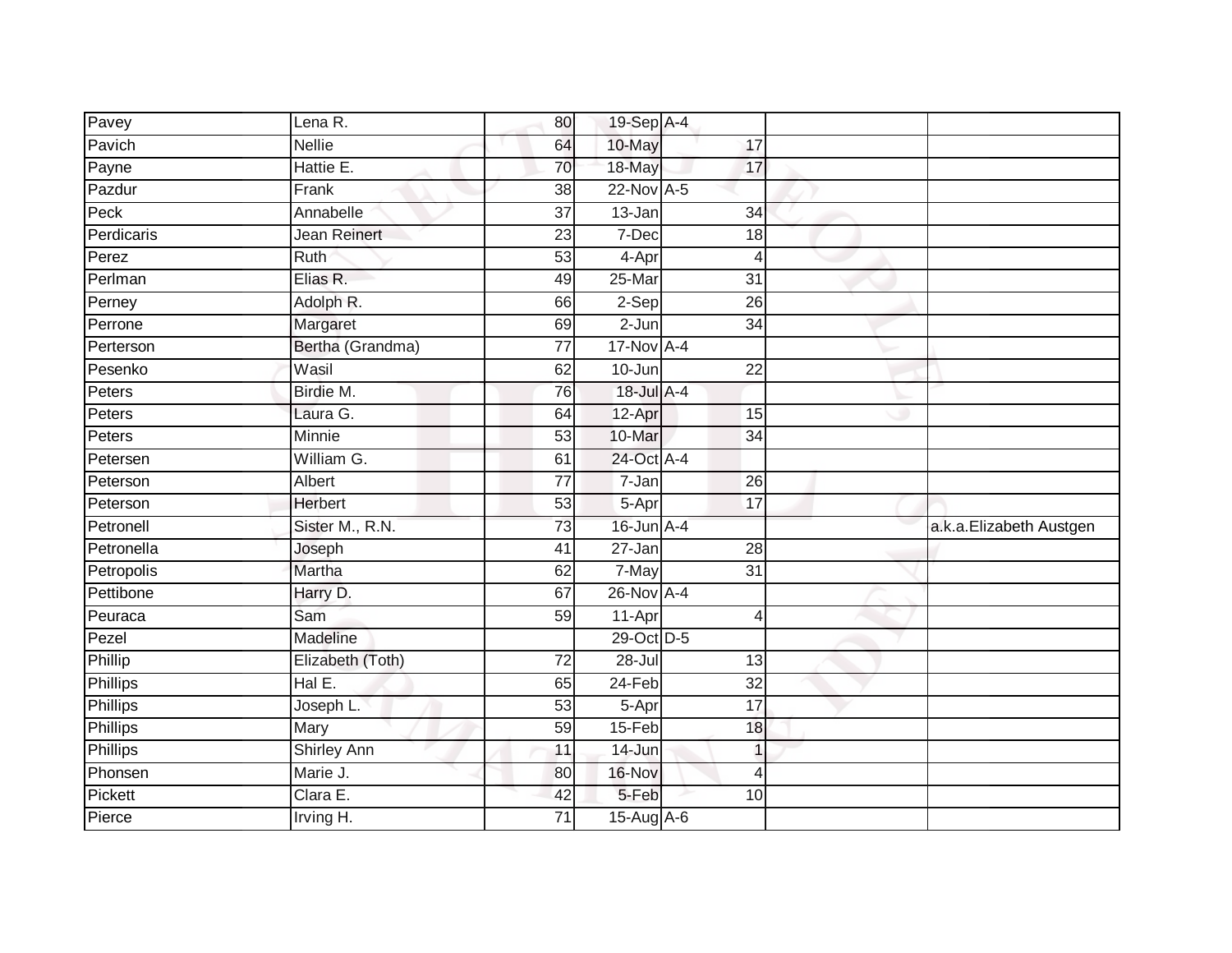| | | | | | | |
|---|---|---|---|---|---|---|
| Pavey | Lena R. | 80 | 19-Sep | A-4 | | |
| Pavich | Nellie | 64 | 10-May | 17 | | |
| Payne | Hattie E. | 70 | 18-May | 17 | | |
| Pazdur | Frank | 38 | 22-Nov | A-5 | | |
| Peck | Annabelle | 37 | 13-Jan | 34 | | |
| Perdicaris | Jean Reinert | 23 | 7-Dec | 18 | | |
| Perez | Ruth | 53 | 4-Apr | 4 | | |
| Perlman | Elias R. | 49 | 25-Mar | 31 | | |
| Perney | Adolph R. | 66 | 2-Sep | 26 | | |
| Perrone | Margaret | 69 | 2-Jun | 34 | | |
| Perterson | Bertha (Grandma) | 77 | 17-Nov | A-4 | | |
| Pesenko | Wasil | 62 | 10-Jun | 22 | | |
| Peters | Birdie M. | 76 | 18-Jul | A-4 | | |
| Peters | Laura G. | 64 | 12-Apr | 15 | | |
| Peters | Minnie | 53 | 10-Mar | 34 | | |
| Petersen | William G. | 61 | 24-Oct | A-4 | | |
| Peterson | Albert | 77 | 7-Jan | 26 | | |
| Peterson | Herbert | 53 | 5-Apr | 17 | | |
| Petronell | Sister M., R.N. | 73 | 16-Jun | A-4 | | a.k.a.Elizabeth Austgen |
| Petronella | Joseph | 41 | 27-Jan | 28 | | |
| Petropolis | Martha | 62 | 7-May | 31 | | |
| Pettibone | Harry D. | 67 | 26-Nov | A-4 | | |
| Peuraca | Sam | 59 | 11-Apr | 4 | | |
| Pezel | Madeline | | 29-Oct | D-5 | | |
| Phillip | Elizabeth (Toth) | 72 | 28-Jul | 13 | | |
| Phillips | Hal E. | 65 | 24-Feb | 32 | | |
| Phillips | Joseph L. | 53 | 5-Apr | 17 | | |
| Phillips | Mary | 59 | 15-Feb | 18 | | |
| Phillips | Shirley Ann | 11 | 14-Jun | 1 | | |
| Phonsen | Marie J. | 80 | 16-Nov | 4 | | |
| Pickett | Clara E. | 42 | 5-Feb | 10 | | |
| Pierce | Irving H. | 71 | 15-Aug | A-6 | | |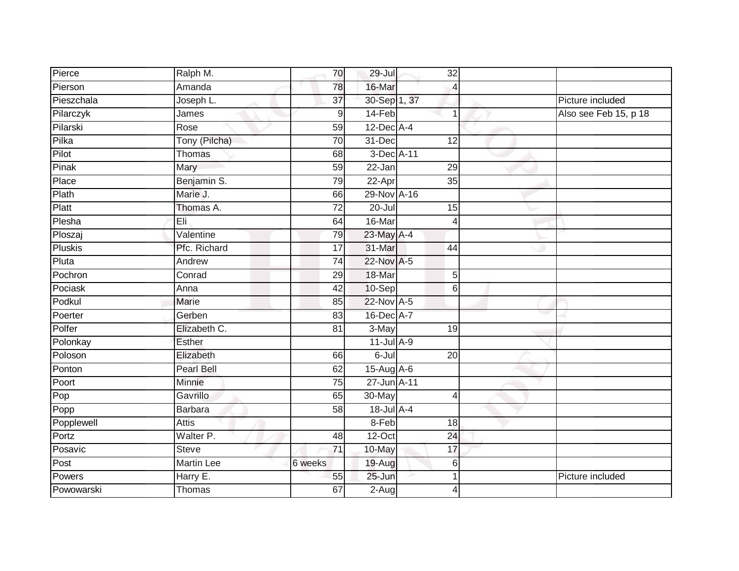| | | | | | | |
|---|---|---|---|---|---|---|
| Pierce | Ralph M. | 70 | 29-Jul | 32 | | |
| Pierson | Amanda | 78 | 16-Mar | 4 | | |
| Pieszchala | Joseph L. | 37 | 30-Sep | 1, 37 | | Picture included |
| Pilarczyk | James | 9 | 14-Feb | 1 | | Also see Feb 15, p 18 |
| Pilarski | Rose | 59 | 12-Dec | A-4 | | |
| Pilka | Tony (Pilcha) | 70 | 31-Dec | 12 | | |
| Pilot | Thomas | 68 | 3-Dec | A-11 | | |
| Pinak | Mary | 59 | 22-Jan | 29 | | |
| Place | Benjamin S. | 79 | 22-Apr | 35 | | |
| Plath | Marie J. | 66 | 29-Nov | A-16 | | |
| Platt | Thomas A. | 72 | 20-Jul | 15 | | |
| Plesha | Eli | 64 | 16-Mar | 4 | | |
| Ploszaj | Valentine | 79 | 23-May | A-4 | | |
| Pluskis | Pfc. Richard | 17 | 31-Mar | 44 | | |
| Pluta | Andrew | 74 | 22-Nov | A-5 | | |
| Pochron | Conrad | 29 | 18-Mar | 5 | | |
| Pociask | Anna | 42 | 10-Sep | 6 | | |
| Podkul | Marie | 85 | 22-Nov | A-5 | | |
| Poerter | Gerben | 83 | 16-Dec | A-7 | | |
| Polfer | Elizabeth C. | 81 | 3-May | 19 | | |
| Polonkay | Esther | | 11-Jul | A-9 | | |
| Poloson | Elizabeth | 66 | 6-Jul | 20 | | |
| Ponton | Pearl Bell | 62 | 15-Aug | A-6 | | |
| Poort | Minnie | 75 | 27-Jun | A-11 | | |
| Pop | Gavrillo | 65 | 30-May | 4 | | |
| Popp | Barbara | 58 | 18-Jul | A-4 | | |
| Popplewell | Attis | | 8-Feb | 18 | | |
| Portz | Walter P. | 48 | 12-Oct | 24 | | |
| Posavic | Steve | 71 | 10-May | 17 | | |
| Post | Martin Lee | 6 weeks | 19-Aug | 6 | | |
| Powers | Harry E. | 55 | 25-Jun | 1 | | Picture included |
| Powowarski | Thomas | 67 | 2-Aug | 4 | | |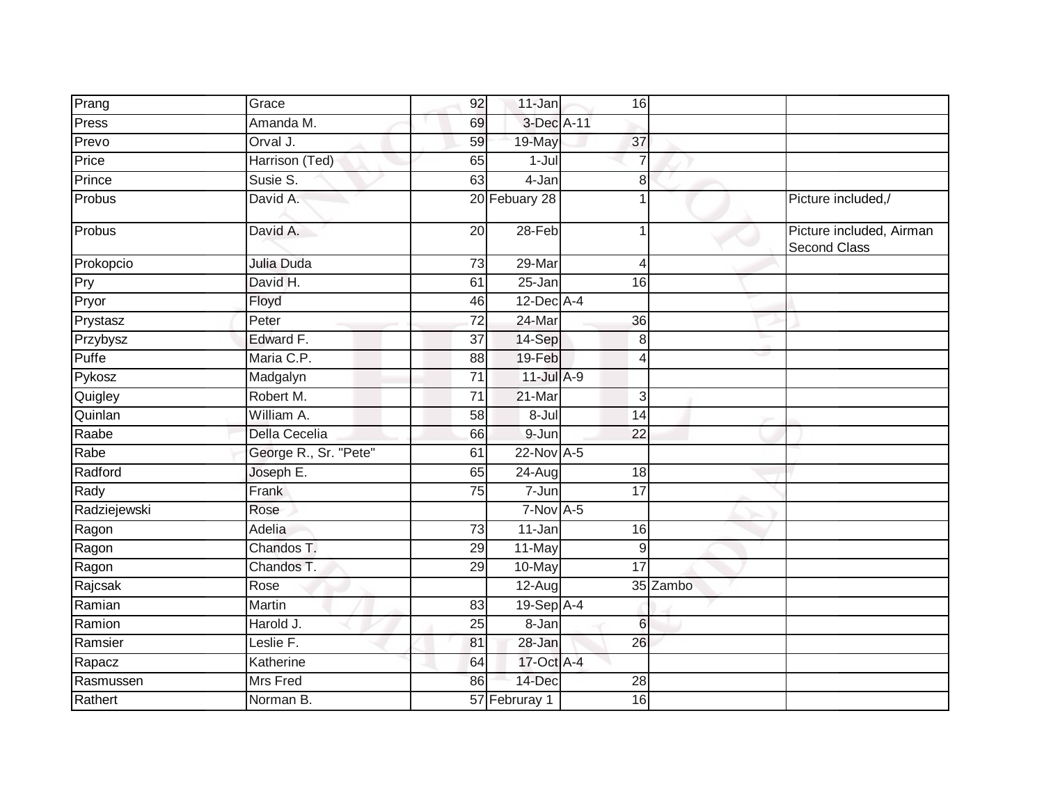| | | | | | | |
|---|---|---|---|---|---|---|
| Prang | Grace | 92 | 11-Jan | 16 | | |
| Press | Amanda M. | 69 | 3-Dec | A-11 | | |
| Prevo | Orval J. | 59 | 19-May | 37 | | |
| Price | Harrison (Ted) | 65 | 1-Jul | 7 | | |
| Prince | Susie S. | 63 | 4-Jan | 8 | | |
| Probus | David A. | 20 | Febuary 28 | 1 | | Picture included,/ |
| Probus | David A. | 20 | 28-Feb | 1 | | Picture included, Airman Second Class |
| Prokopcio | Julia Duda | 73 | 29-Mar | 4 | | |
| Pry | David H. | 61 | 25-Jan | 16 | | |
| Pryor | Floyd | 46 | 12-Dec | A-4 | | |
| Prystasz | Peter | 72 | 24-Mar | 36 | | |
| Przybysz | Edward F. | 37 | 14-Sep | 8 | | |
| Puffe | Maria C.P. | 88 | 19-Feb | 4 | | |
| Pykosz | Madgalyn | 71 | 11-Jul | A-9 | | |
| Quigley | Robert M. | 71 | 21-Mar | 3 | | |
| Quinlan | William A. | 58 | 8-Jul | 14 | | |
| Raabe | Della Cecelia | 66 | 9-Jun | 22 | | |
| Rabe | George R., Sr. "Pete" | 61 | 22-Nov | A-5 | | |
| Radford | Joseph E. | 65 | 24-Aug | 18 | | |
| Rady | Frank | 75 | 7-Jun | 17 | | |
| Radziejewski | Rose | | 7-Nov | A-5 | | |
| Ragon | Adelia | 73 | 11-Jan | 16 | | |
| Ragon | Chandos T. | 29 | 11-May | 9 | | |
| Ragon | Chandos T. | 29 | 10-May | 17 | | |
| Rajcsak | Rose | | 12-Aug | 35 | Zambo | |
| Ramian | Martin | 83 | 19-Sep | A-4 | | |
| Ramion | Harold J. | 25 | 8-Jan | 6 | | |
| Ramsier | Leslie F. | 81 | 28-Jan | 26 | | |
| Rapacz | Katherine | 64 | 17-Oct | A-4 | | |
| Rasmussen | Mrs Fred | 86 | 14-Dec | 28 | | |
| Rathert | Norman B. | 57 | Februray 1 | 16 | | |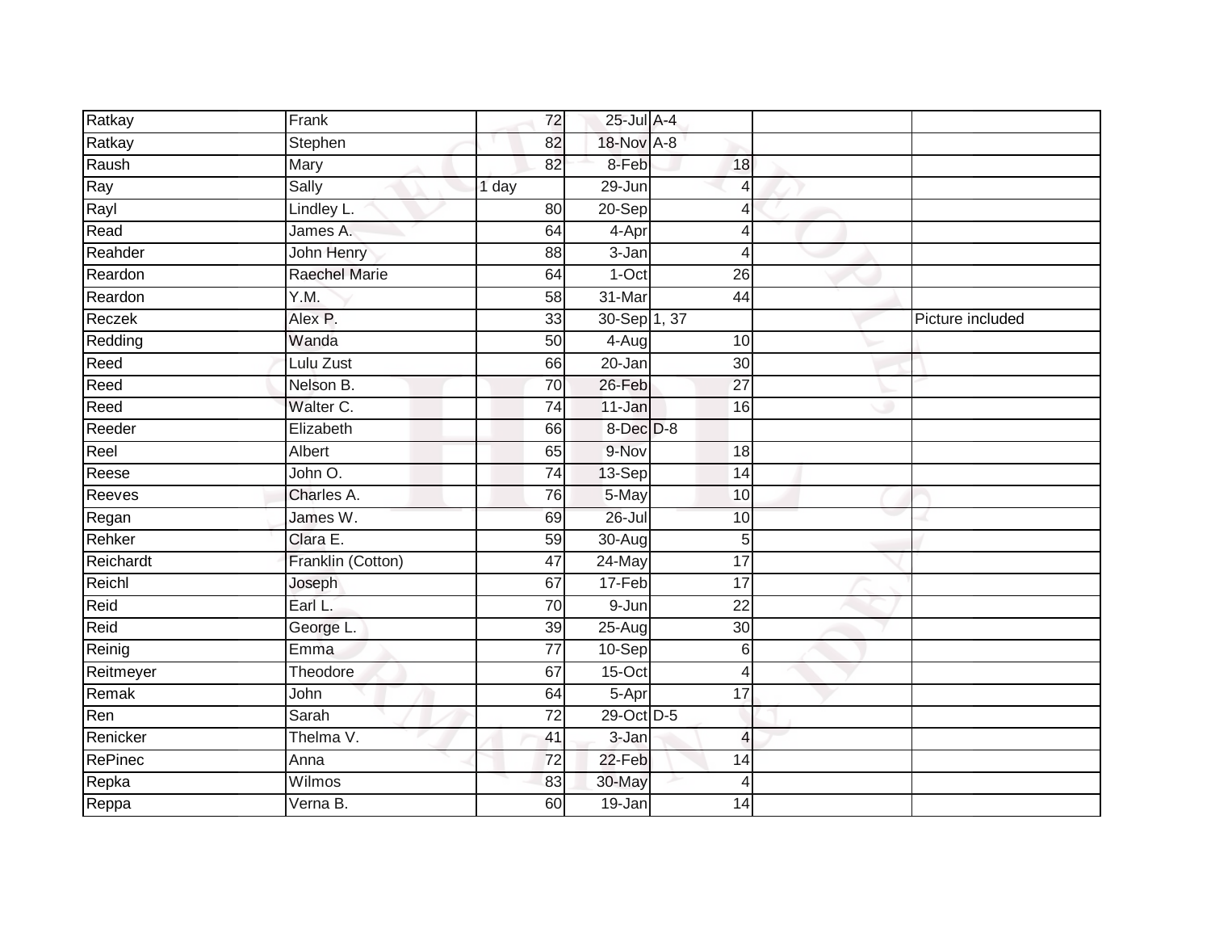| | | | | | | |
|---|---|---|---|---|---|---|
| Ratkay | Frank | 72 | 25-Jul | A-4 | | |
| Ratkay | Stephen | 82 | 18-Nov | A-8 | | |
| Raush | Mary | 82 | 8-Feb | 18 | | |
| Ray | Sally | 1 day | 29-Jun | 4 | | |
| Rayl | Lindley L. | 80 | 20-Sep | 4 | | |
| Read | James A. | 64 | 4-Apr | 4 | | |
| Reahder | John Henry | 88 | 3-Jan | 4 | | |
| Reardon | Raechel Marie | 64 | 1-Oct | 26 | | |
| Reardon | Y.M. | 58 | 31-Mar | 44 | | |
| Reczek | Alex P. | 33 | 30-Sep | 1, 37 | | Picture included |
| Redding | Wanda | 50 | 4-Aug | 10 | | |
| Reed | Lulu Zust | 66 | 20-Jan | 30 | | |
| Reed | Nelson B. | 70 | 26-Feb | 27 | | |
| Reed | Walter C. | 74 | 11-Jan | 16 | | |
| Reeder | Elizabeth | 66 | 8-Dec | D-8 | | |
| Reel | Albert | 65 | 9-Nov | 18 | | |
| Reese | John O. | 74 | 13-Sep | 14 | | |
| Reeves | Charles A. | 76 | 5-May | 10 | | |
| Regan | James W. | 69 | 26-Jul | 10 | | |
| Rehker | Clara E. | 59 | 30-Aug | 5 | | |
| Reichardt | Franklin (Cotton) | 47 | 24-May | 17 | | |
| Reichl | Joseph | 67 | 17-Feb | 17 | | |
| Reid | Earl L. | 70 | 9-Jun | 22 | | |
| Reid | George L. | 39 | 25-Aug | 30 | | |
| Reinig | Emma | 77 | 10-Sep | 6 | | |
| Reitmeyer | Theodore | 67 | 15-Oct | 4 | | |
| Remak | John | 64 | 5-Apr | 17 | | |
| Ren | Sarah | 72 | 29-Oct | D-5 | | |
| Renicker | Thelma V. | 41 | 3-Jan | 4 | | |
| RePinec | Anna | 72 | 22-Feb | 14 | | |
| Repka | Wilmos | 83 | 30-May | 4 | | |
| Reppa | Verna B. | 60 | 19-Jan | 14 | | |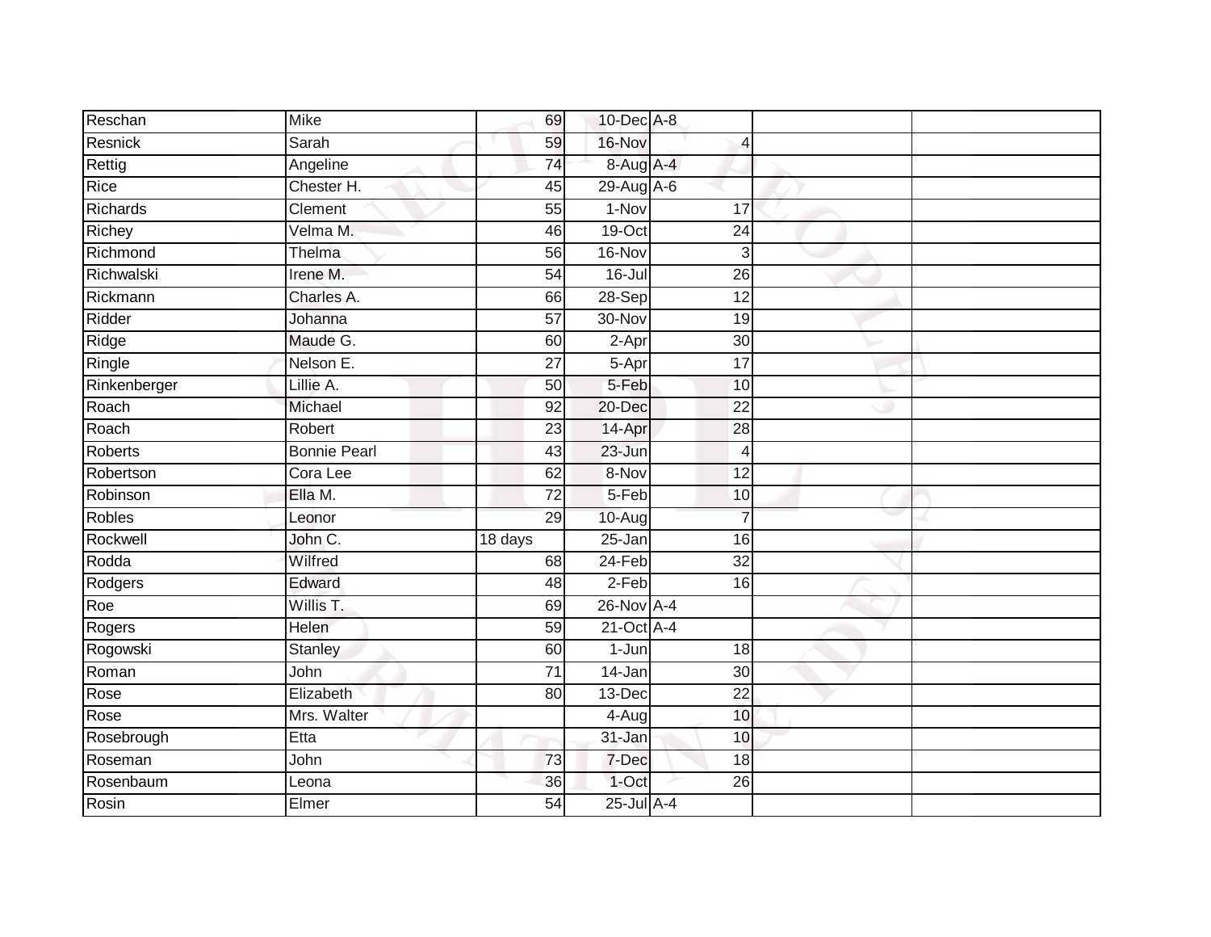| | | | | | | |
|---|---|---|---|---|---|---|
| Reschan | Mike | 69 | 10-Dec | A-8 | | |
| Resnick | Sarah | 59 | 16-Nov | 4 | | |
| Rettig | Angeline | 74 | 8-Aug | A-4 | | |
| Rice | Chester H. | 45 | 29-Aug | A-6 | | |
| Richards | Clement | 55 | 1-Nov | 17 | | |
| Richey | Velma M. | 46 | 19-Oct | 24 | | |
| Richmond | Thelma | 56 | 16-Nov | 3 | | |
| Richwalski | Irene M. | 54 | 16-Jul | 26 | | |
| Rickmann | Charles A. | 66 | 28-Sep | 12 | | |
| Ridder | Johanna | 57 | 30-Nov | 19 | | |
| Ridge | Maude G. | 60 | 2-Apr | 30 | | |
| Ringle | Nelson E. | 27 | 5-Apr | 17 | | |
| Rinkenberger | Lillie A. | 50 | 5-Feb | 10 | | |
| Roach | Michael | 92 | 20-Dec | 22 | | |
| Roach | Robert | 23 | 14-Apr | 28 | | |
| Roberts | Bonnie Pearl | 43 | 23-Jun | 4 | | |
| Robertson | Cora Lee | 62 | 8-Nov | 12 | | |
| Robinson | Ella M. | 72 | 5-Feb | 10 | | |
| Robles | Leonor | 29 | 10-Aug | 7 | | |
| Rockwell | John C. | 18 days | 25-Jan | 16 | | |
| Rodda | Wilfred | 68 | 24-Feb | 32 | | |
| Rodgers | Edward | 48 | 2-Feb | 16 | | |
| Roe | Willis T. | 69 | 26-Nov | A-4 | | |
| Rogers | Helen | 59 | 21-Oct | A-4 | | |
| Rogowski | Stanley | 60 | 1-Jun | 18 | | |
| Roman | John | 71 | 14-Jan | 30 | | |
| Rose | Elizabeth | 80 | 13-Dec | 22 | | |
| Rose | Mrs. Walter | | 4-Aug | 10 | | |
| Rosebrough | Etta | | 31-Jan | 10 | | |
| Roseman | John | 73 | 7-Dec | 18 | | |
| Rosenbaum | Leona | 36 | 1-Oct | 26 | | |
| Rosin | Elmer | 54 | 25-Jul | A-4 | | |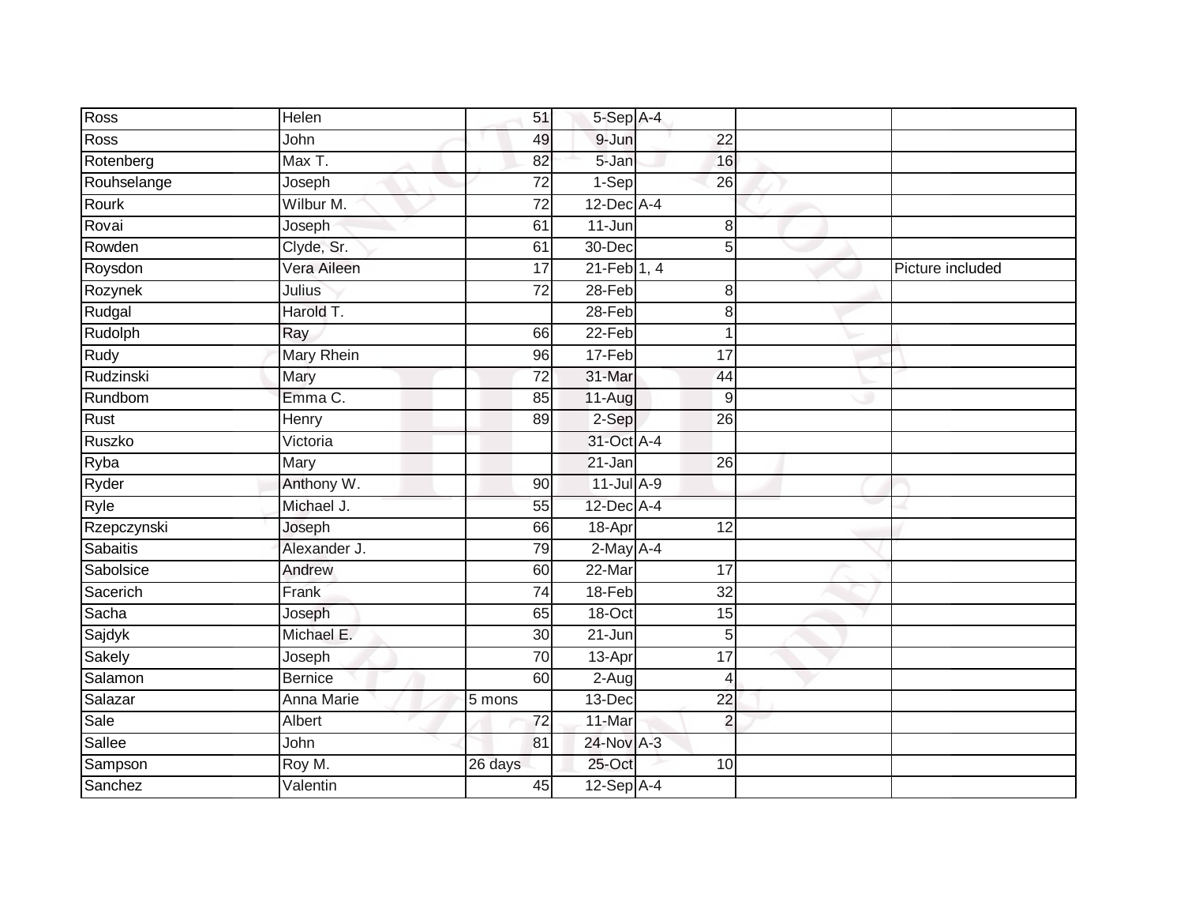| | | | | | | |
|---|---|---|---|---|---|---|
| Ross | Helen | 51 | 5-Sep | A-4 | | |
| Ross | John | 49 | 9-Jun | 22 | | |
| Rotenberg | Max T. | 82 | 5-Jan | 16 | | |
| Rouhselange | Joseph | 72 | 1-Sep | 26 | | |
| Rourk | Wilbur M. | 72 | 12-Dec | A-4 | | |
| Rovai | Joseph | 61 | 11-Jun | 8 | | |
| Rowden | Clyde, Sr. | 61 | 30-Dec | 5 | | |
| Roysdon | Vera Aileen | 17 | 21-Feb | 1, 4 | | Picture included |
| Rozynek | Julius | 72 | 28-Feb | 8 | | |
| Rudgal | Harold T. | | 28-Feb | 8 | | |
| Rudolph | Ray | 66 | 22-Feb | 1 | | |
| Rudy | Mary Rhein | 96 | 17-Feb | 17 | | |
| Rudzinski | Mary | 72 | 31-Mar | 44 | | |
| Rundbom | Emma C. | 85 | 11-Aug | 9 | | |
| Rust | Henry | 89 | 2-Sep | 26 | | |
| Ruszko | Victoria | | 31-Oct | A-4 | | |
| Ryba | Mary | | 21-Jan | 26 | | |
| Ryder | Anthony W. | 90 | 11-Jul | A-9 | | |
| Ryle | Michael J. | 55 | 12-Dec | A-4 | | |
| Rzepczynski | Joseph | 66 | 18-Apr | 12 | | |
| Sabaitis | Alexander J. | 79 | 2-May | A-4 | | |
| Sabolsice | Andrew | 60 | 22-Mar | 17 | | |
| Sacerich | Frank | 74 | 18-Feb | 32 | | |
| Sacha | Joseph | 65 | 18-Oct | 15 | | |
| Sajdyk | Michael E. | 30 | 21-Jun | 5 | | |
| Sakely | Joseph | 70 | 13-Apr | 17 | | |
| Salamon | Bernice | 60 | 2-Aug | 4 | | |
| Salazar | Anna Marie | 5 mons | 13-Dec | 22 | | |
| Sale | Albert | 72 | 11-Mar | 2 | | |
| Sallee | John | 81 | 24-Nov | A-3 | | |
| Sampson | Roy M. | 26 days | 25-Oct | 10 | | |
| Sanchez | Valentin | 45 | 12-Sep | A-4 | | |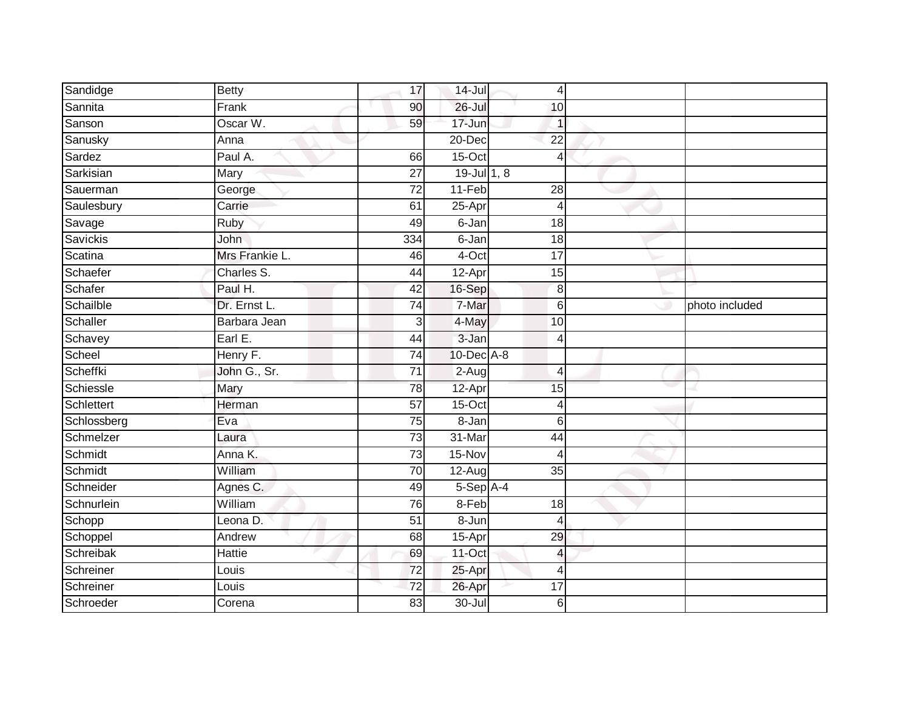| | | | | | | |
|---|---|---|---|---|---|---|
| Sandidge | Betty | 17 | 14-Jul | 4 | | |
| Sannita | Frank | 90 | 26-Jul | 10 | | |
| Sanson | Oscar W. | 59 | 17-Jun | 1 | | |
| Sanusky | Anna | | 20-Dec | 22 | | |
| Sardez | Paul A. | 66 | 15-Oct | 4 | | |
| Sarkisian | Mary | 27 | 19-Jul | 1, 8 | | |
| Sauerman | George | 72 | 11-Feb | 28 | | |
| Saulesbury | Carrie | 61 | 25-Apr | 4 | | |
| Savage | Ruby | 49 | 6-Jan | 18 | | |
| Savickis | John | 334 | 6-Jan | 18 | | |
| Scatina | Mrs Frankie L. | 46 | 4-Oct | 17 | | |
| Schaefer | Charles S. | 44 | 12-Apr | 15 | | |
| Schafer | Paul H. | 42 | 16-Sep | 8 | | |
| Schailble | Dr. Ernst L. | 74 | 7-Mar | 6 | | photo included |
| Schaller | Barbara Jean | 3 | 4-May | 10 | | |
| Schavey | Earl E. | 44 | 3-Jan | 4 | | |
| Scheel | Henry F. | 74 | 10-Dec | A-8 | | |
| Scheffki | John G., Sr. | 71 | 2-Aug | 4 | | |
| Schiessle | Mary | 78 | 12-Apr | 15 | | |
| Schlettert | Herman | 57 | 15-Oct | 4 | | |
| Schlossberg | Eva | 75 | 8-Jan | 6 | | |
| Schmelzer | Laura | 73 | 31-Mar | 44 | | |
| Schmidt | Anna K. | 73 | 15-Nov | 4 | | |
| Schmidt | William | 70 | 12-Aug | 35 | | |
| Schneider | Agnes C. | 49 | 5-Sep | A-4 | | |
| Schnurlein | William | 76 | 8-Feb | 18 | | |
| Schopp | Leona D. | 51 | 8-Jun | 4 | | |
| Schoppel | Andrew | 68 | 15-Apr | 29 | | |
| Schreibak | Hattie | 69 | 11-Oct | 4 | | |
| Schreiner | Louis | 72 | 25-Apr | 4 | | |
| Schreiner | Louis | 72 | 26-Apr | 17 | | |
| Schroeder | Corena | 83 | 30-Jul | 6 | | |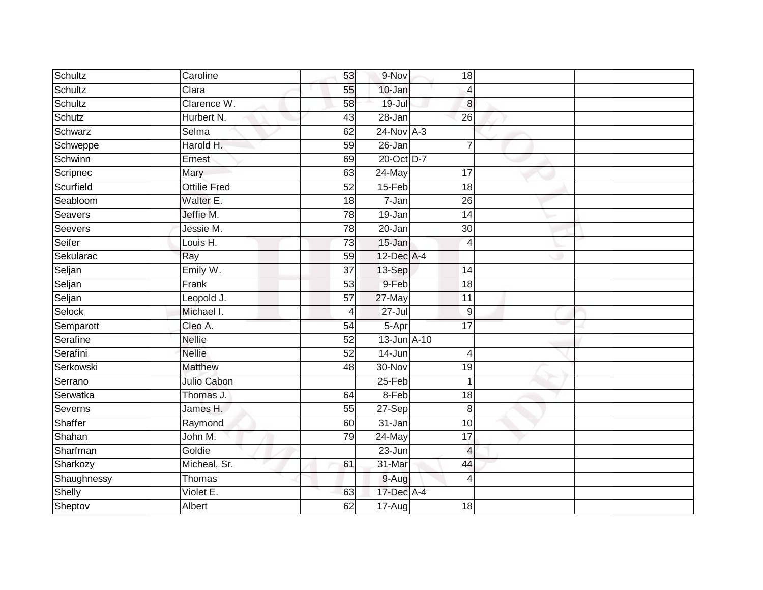| | | | | | | |
|---|---|---|---|---|---|---|
| Schultz | Caroline | 53 | 9-Nov | 18 | | |
| Schultz | Clara | 55 | 10-Jan | 4 | | |
| Schultz | Clarence W. | 58 | 19-Jul | 8 | | |
| Schutz | Hurbert N. | 43 | 28-Jan | 26 | | |
| Schwarz | Selma | 62 | 24-Nov | A-3 | | |
| Schweppe | Harold H. | 59 | 26-Jan | 7 | | |
| Schwinn | Ernest | 69 | 20-Oct | D-7 | | |
| Scripnec | Mary | 63 | 24-May | 17 | | |
| Scurfield | Ottilie Fred | 52 | 15-Feb | 18 | | |
| Seabloom | Walter E. | 18 | 7-Jan | 26 | | |
| Seavers | Jeffie M. | 78 | 19-Jan | 14 | | |
| Seevers | Jessie M. | 78 | 20-Jan | 30 | | |
| Seifer | Louis H. | 73 | 15-Jan | 4 | | |
| Sekularac | Ray | 59 | 12-Dec | A-4 | | |
| Seljan | Emily W. | 37 | 13-Sep | 14 | | |
| Seljan | Frank | 53 | 9-Feb | 18 | | |
| Seljan | Leopold J. | 57 | 27-May | 11 | | |
| Selock | Michael I. | 4 | 27-Jul | 9 | | |
| Semparott | Cleo A. | 54 | 5-Apr | 17 | | |
| Serafine | Nellie | 52 | 13-Jun | A-10 | | |
| Serafini | Nellie | 52 | 14-Jun | 4 | | |
| Serkowski | Matthew | 48 | 30-Nov | 19 | | |
| Serrano | Julio Cabon | | 25-Feb | 1 | | |
| Serwatka | Thomas J. | 64 | 8-Feb | 18 | | |
| Severns | James H. | 55 | 27-Sep | 8 | | |
| Shaffer | Raymond | 60 | 31-Jan | 10 | | |
| Shahan | John M. | 79 | 24-May | 17 | | |
| Sharfman | Goldie | | 23-Jun | 4 | | |
| Sharkozy | Micheal, Sr. | 61 | 31-Mar | 44 | | |
| Shaughnessy | Thomas | | 9-Aug | 4 | | |
| Shelly | Violet E. | 63 | 17-Dec | A-4 | | |
| Sheptov | Albert | 62 | 17-Aug | 18 | | |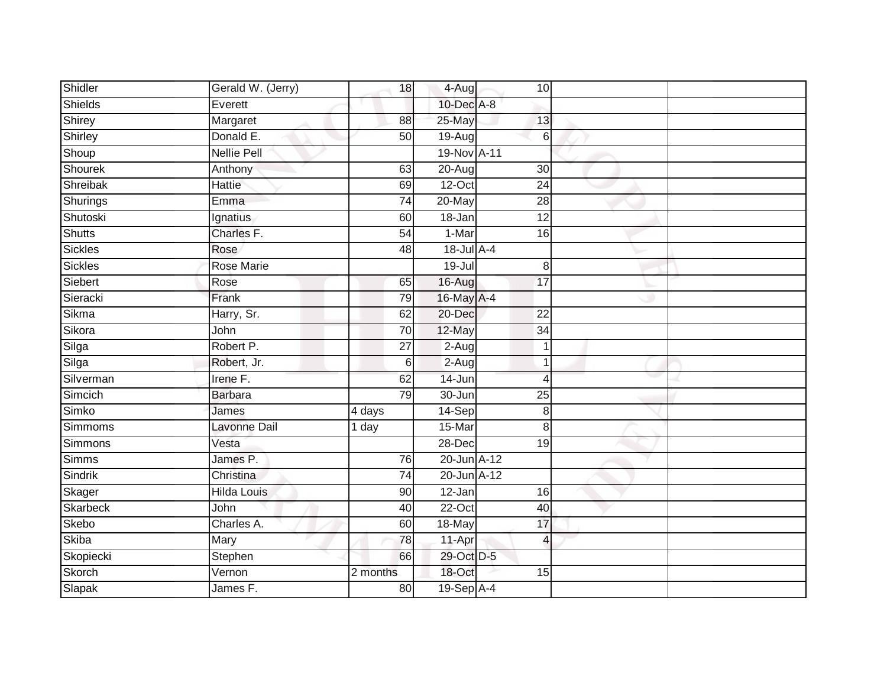| | | | | | | |
|---|---|---|---|---|---|---|
| Shidler | Gerald W. (Jerry) | 18 | 4-Aug | 10 | | |
| Shields | Everett | | 10-Dec | A-8 | | |
| Shirey | Margaret | 88 | 25-May | 13 | | |
| Shirley | Donald E. | 50 | 19-Aug | 6 | | |
| Shoup | Nellie Pell | | 19-Nov | A-11 | | |
| Shourek | Anthony | 63 | 20-Aug | 30 | | |
| Shreibak | Hattie | 69 | 12-Oct | 24 | | |
| Shurings | Emma | 74 | 20-May | 28 | | |
| Shutoski | Ignatius | 60 | 18-Jan | 12 | | |
| Shutts | Charles F. | 54 | 1-Mar | 16 | | |
| Sickles | Rose | 48 | 18-Jul | A-4 | | |
| Sickles | Rose Marie | | 19-Jul | 8 | | |
| Siebert | Rose | 65 | 16-Aug | 17 | | |
| Sieracki | Frank | 79 | 16-May | A-4 | | |
| Sikma | Harry, Sr. | 62 | 20-Dec | 22 | | |
| Sikora | John | 70 | 12-May | 34 | | |
| Silga | Robert P. | 27 | 2-Aug | 1 | | |
| Silga | Robert, Jr. | 6 | 2-Aug | 1 | | |
| Silverman | Irene F. | 62 | 14-Jun | 4 | | |
| Simcich | Barbara | 79 | 30-Jun | 25 | | |
| Simko | James | 4 days | 14-Sep | 8 | | |
| Simmoms | Lavonne Dail | 1 day | 15-Mar | 8 | | |
| Simmons | Vesta | | 28-Dec | 19 | | |
| Simms | James P. | 76 | 20-Jun | A-12 | | |
| Sindrik | Christina | 74 | 20-Jun | A-12 | | |
| Skager | Hilda Louis | 90 | 12-Jan | 16 | | |
| Skarbeck | John | 40 | 22-Oct | 40 | | |
| Skebo | Charles A. | 60 | 18-May | 17 | | |
| Skiba | Mary | 78 | 11-Apr | 4 | | |
| Skopiecki | Stephen | 66 | 29-Oct | D-5 | | |
| Skorch | Vernon | 2 months | 18-Oct | 15 | | |
| Slapak | James F. | 80 | 19-Sep | A-4 | | |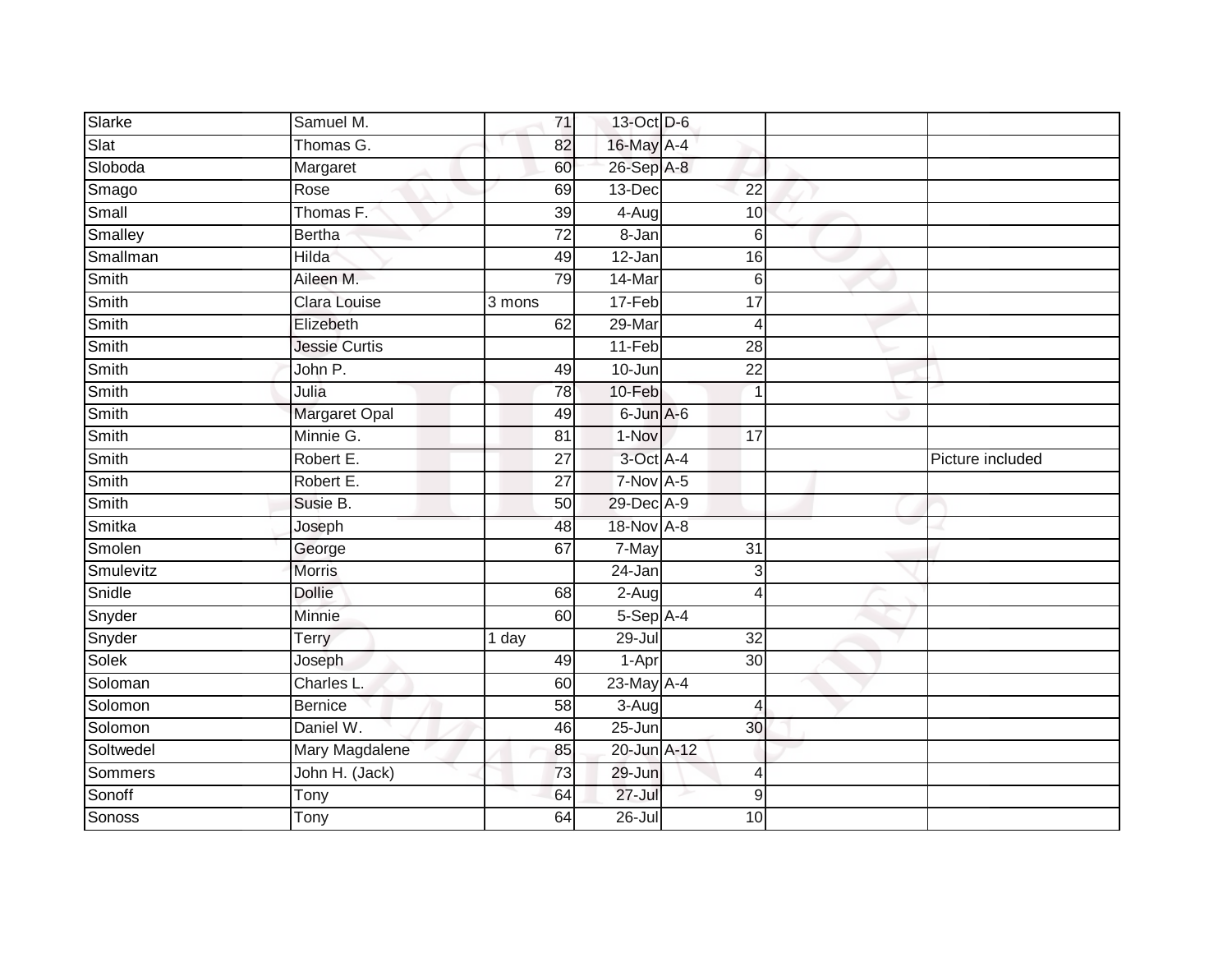| | | | | | | | |
|---|---|---|---|---|---|---|---|
| Slarke | Samuel M. | 71 | 13-Oct | D-6 | | | |
| Slat | Thomas G. | 82 | 16-May | A-4 | | | |
| Sloboda | Margaret | 60 | 26-Sep | A-8 | | | |
| Smago | Rose | 69 | 13-Dec | | 22 | | |
| Small | Thomas F. | 39 | 4-Aug | | 10 | | |
| Smalley | Bertha | 72 | 8-Jan | | 6 | | |
| Smallman | Hilda | 49 | 12-Jan | | 16 | | |
| Smith | Aileen M. | 79 | 14-Mar | | 6 | | |
| Smith | Clara Louise | 3 mons | 17-Feb | | 17 | | |
| Smith | Elizebeth | 62 | 29-Mar | | 4 | | |
| Smith | Jessie Curtis | | 11-Feb | | 28 | | |
| Smith | John P. | 49 | 10-Jun | | 22 | | |
| Smith | Julia | 78 | 10-Feb | | 1 | | |
| Smith | Margaret Opal | 49 | 6-Jun | A-6 | | | |
| Smith | Minnie G. | 81 | 1-Nov | | 17 | | |
| Smith | Robert E. | 27 | 3-Oct | A-4 | | | Picture included |
| Smith | Robert E. | 27 | 7-Nov | A-5 | | | |
| Smith | Susie B. | 50 | 29-Dec | A-9 | | | |
| Smitka | Joseph | 48 | 18-Nov | A-8 | | | |
| Smolen | George | 67 | 7-May | | 31 | | |
| Smulevitz | Morris | | 24-Jan | | 3 | | |
| Snidle | Dollie | 68 | 2-Aug | | 4 | | |
| Snyder | Minnie | 60 | 5-Sep | A-4 | | | |
| Snyder | Terry | 1 day | 29-Jul | | 32 | | |
| Solek | Joseph | 49 | 1-Apr | | 30 | | |
| Soloman | Charles L. | 60 | 23-May | A-4 | | | |
| Solomon | Bernice | 58 | 3-Aug | | 4 | | |
| Solomon | Daniel W. | 46 | 25-Jun | | 30 | | |
| Soltwedel | Mary Magdalene | 85 | 20-Jun | A-12 | | | |
| Sommers | John H. (Jack) | 73 | 29-Jun | | 4 | | |
| Sonoff | Tony | 64 | 27-Jul | | 9 | | |
| Sonoss | Tony | 64 | 26-Jul | | 10 | | |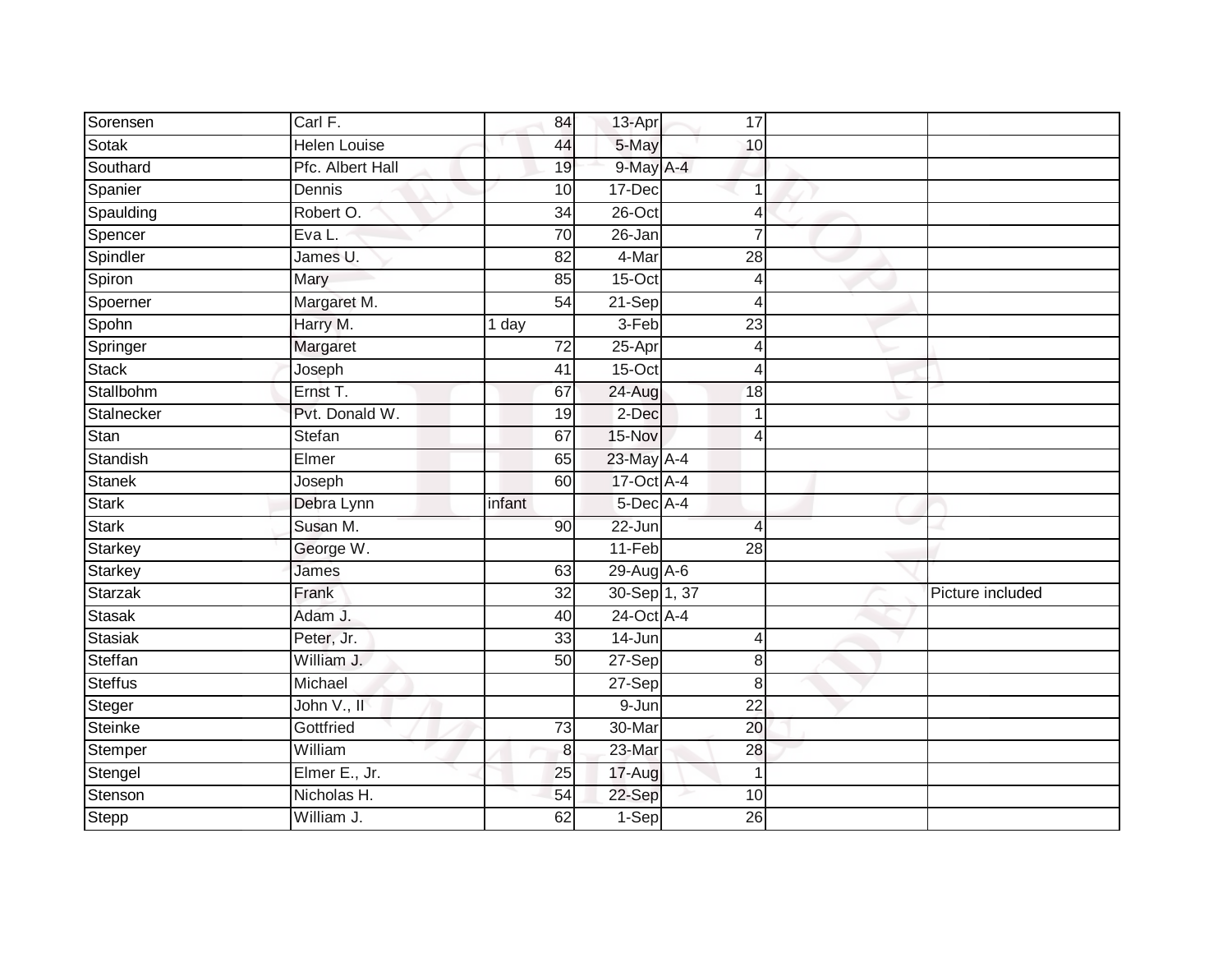| | | | | | | |
|---|---|---|---|---|---|---|
| Sorensen | Carl F. | 84 | 13-Apr | 17 | | |
| Sotak | Helen Louise | 44 | 5-May | 10 | | |
| Southard | Pfc. Albert Hall | 19 | 9-May | A-4 | | |
| Spanier | Dennis | 10 | 17-Dec | 1 | | |
| Spaulding | Robert O. | 34 | 26-Oct | 4 | | |
| Spencer | Eva L. | 70 | 26-Jan | 7 | | |
| Spindler | James U. | 82 | 4-Mar | 28 | | |
| Spiron | Mary | 85 | 15-Oct | 4 | | |
| Spoerner | Margaret M. | 54 | 21-Sep | 4 | | |
| Spohn | Harry M. | 1 day | 3-Feb | 23 | | |
| Springer | Margaret | 72 | 25-Apr | 4 | | |
| Stack | Joseph | 41 | 15-Oct | 4 | | |
| Stallbohm | Ernst T. | 67 | 24-Aug | 18 | | |
| Stalnecker | Pvt. Donald W. | 19 | 2-Dec | 1 | | |
| Stan | Stefan | 67 | 15-Nov | 4 | | |
| Standish | Elmer | 65 | 23-May | A-4 | | |
| Stanek | Joseph | 60 | 17-Oct | A-4 | | |
| Stark | Debra Lynn | infant | 5-Dec | A-4 | | |
| Stark | Susan M. | 90 | 22-Jun | 4 | | |
| Starkey | George W. | | 11-Feb | 28 | | |
| Starkey | James | 63 | 29-Aug | A-6 | | |
| Starzak | Frank | 32 | 30-Sep | 1, 37 | | Picture included |
| Stasak | Adam J. | 40 | 24-Oct | A-4 | | |
| Stasiak | Peter, Jr. | 33 | 14-Jun | 4 | | |
| Steffan | William J. | 50 | 27-Sep | 8 | | |
| Steffus | Michael | | 27-Sep | 8 | | |
| Steger | John V., II | | 9-Jun | 22 | | |
| Steinke | Gottfried | 73 | 30-Mar | 20 | | |
| Stemper | William | 8 | 23-Mar | 28 | | |
| Stengel | Elmer E., Jr. | 25 | 17-Aug | 1 | | |
| Stenson | Nicholas H. | 54 | 22-Sep | 10 | | |
| Stepp | William J. | 62 | 1-Sep | 26 | | |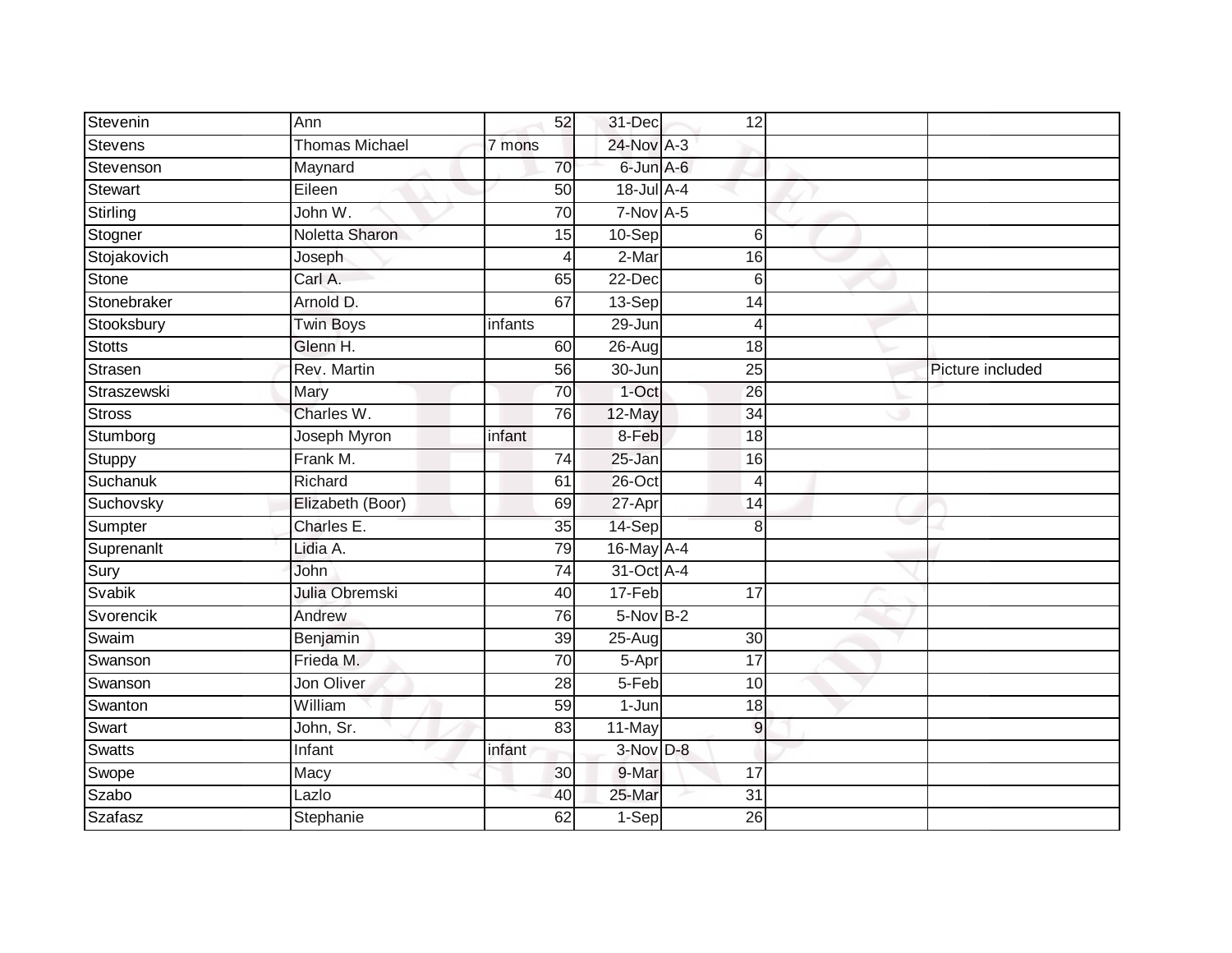| | | | | | | |
|---|---|---|---|---|---|---|
| Stevenin | Ann | 52 | 31-Dec | 12 | | |
| Stevens | Thomas Michael | 7 mons | 24-Nov | A-3 | | |
| Stevenson | Maynard | 70 | 6-Jun | A-6 | | |
| Stewart | Eileen | 50 | 18-Jul | A-4 | | |
| Stirling | John W. | 70 | 7-Nov | A-5 | | |
| Stogner | Noletta Sharon | 15 | 10-Sep | 6 | | |
| Stojakovich | Joseph | 4 | 2-Mar | 16 | | |
| Stone | Carl A. | 65 | 22-Dec | 6 | | |
| Stonebraker | Arnold D. | 67 | 13-Sep | 14 | | |
| Stooksbury | Twin Boys | infants | 29-Jun | 4 | | |
| Stotts | Glenn H. | 60 | 26-Aug | 18 | | |
| Strasen | Rev. Martin | 56 | 30-Jun | 25 | | Picture included |
| Straszewski | Mary | 70 | 1-Oct | 26 | | |
| Stross | Charles W. | 76 | 12-May | 34 | | |
| Stumborg | Joseph Myron | infant | 8-Feb | 18 | | |
| Stuppy | Frank M. | 74 | 25-Jan | 16 | | |
| Suchanuk | Richard | 61 | 26-Oct | 4 | | |
| Suchovsky | Elizabeth (Boor) | 69 | 27-Apr | 14 | | |
| Sumpter | Charles E. | 35 | 14-Sep | 8 | | |
| Suprenanlt | Lidia A. | 79 | 16-May | A-4 | | |
| Sury | John | 74 | 31-Oct | A-4 | | |
| Svabik | Julia Obremski | 40 | 17-Feb | 17 | | |
| Svorencik | Andrew | 76 | 5-Nov | B-2 | | |
| Swaim | Benjamin | 39 | 25-Aug | 30 | | |
| Swanson | Frieda M. | 70 | 5-Apr | 17 | | |
| Swanson | Jon Oliver | 28 | 5-Feb | 10 | | |
| Swanton | William | 59 | 1-Jun | 18 | | |
| Swart | John, Sr. | 83 | 11-May | 9 | | |
| Swatts | Infant | infant | 3-Nov | D-8 | | |
| Swope | Macy | 30 | 9-Mar | 17 | | |
| Szabo | Lazlo | 40 | 25-Mar | 31 | | |
| Szafasz | Stephanie | 62 | 1-Sep | 26 | | |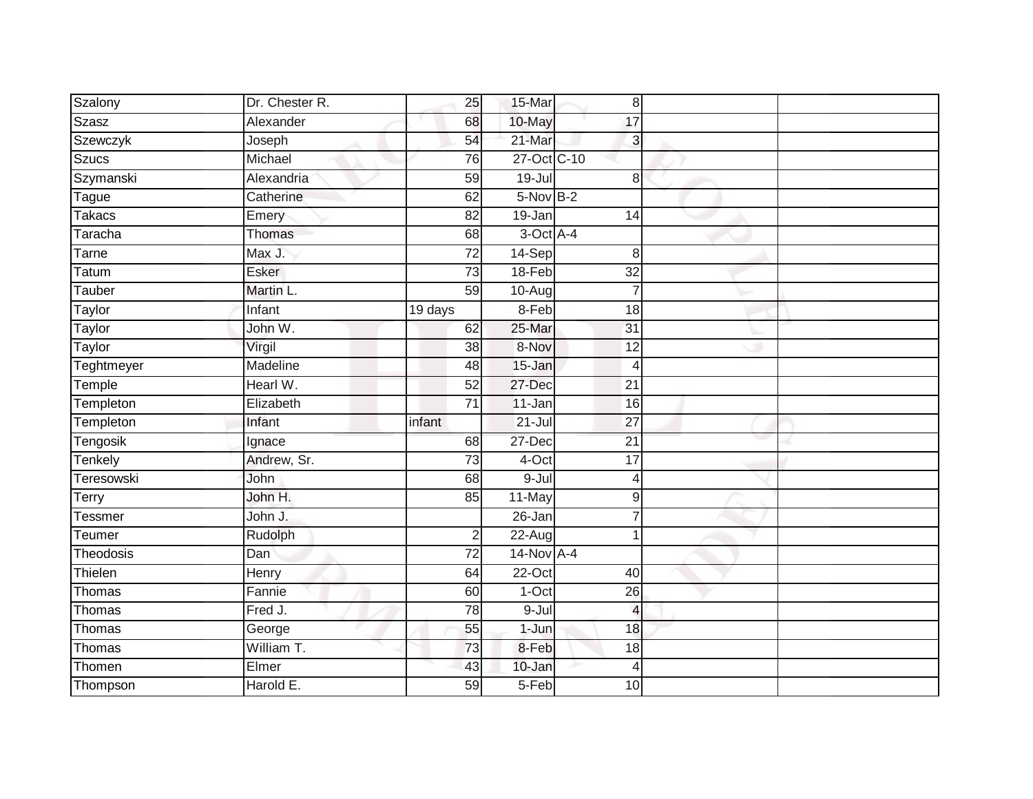| | | | | | | |
|---|---|---|---|---|---|---|
| Szalony | Dr. Chester R. | 25 | 15-Mar | 8 | | |
| Szasz | Alexander | 68 | 10-May | 17 | | |
| Szewczyk | Joseph | 54 | 21-Mar | 3 | | |
| Szucs | Michael | 76 | 27-Oct | C-10 | | |
| Szymanski | Alexandria | 59 | 19-Jul | 8 | | |
| Tague | Catherine | 62 | 5-Nov | B-2 | | |
| Takacs | Emery | 82 | 19-Jan | 14 | | |
| Taracha | Thomas | 68 | 3-Oct | A-4 | | |
| Tarne | Max J. | 72 | 14-Sep | 8 | | |
| Tatum | Esker | 73 | 18-Feb | 32 | | |
| Tauber | Martin L. | 59 | 10-Aug | 7 | | |
| Taylor | Infant | 19 days | 8-Feb | 18 | | |
| Taylor | John W. | 62 | 25-Mar | 31 | | |
| Taylor | Virgil | 38 | 8-Nov | 12 | | |
| Teghtmeyer | Madeline | 48 | 15-Jan | 4 | | |
| Temple | Hearl W. | 52 | 27-Dec | 21 | | |
| Templeton | Elizabeth | 71 | 11-Jan | 16 | | |
| Templeton | Infant | infant | 21-Jul | 27 | | |
| Tengosik | Ignace | 68 | 27-Dec | 21 | | |
| Tenkely | Andrew, Sr. | 73 | 4-Oct | 17 | | |
| Teresowski | John | 68 | 9-Jul | 4 | | |
| Terry | John H. | 85 | 11-May | 9 | | |
| Tessmer | John J. | | 26-Jan | 7 | | |
| Teumer | Rudolph | 2 | 22-Aug | 1 | | |
| Theodosis | Dan | 72 | 14-Nov | A-4 | | |
| Thielen | Henry | 64 | 22-Oct | 40 | | |
| Thomas | Fannie | 60 | 1-Oct | 26 | | |
| Thomas | Fred J. | 78 | 9-Jul | 4 | | |
| Thomas | George | 55 | 1-Jun | 18 | | |
| Thomas | William T. | 73 | 8-Feb | 18 | | |
| Thomen | Elmer | 43 | 10-Jan | 4 | | |
| Thompson | Harold E. | 59 | 5-Feb | 10 | | |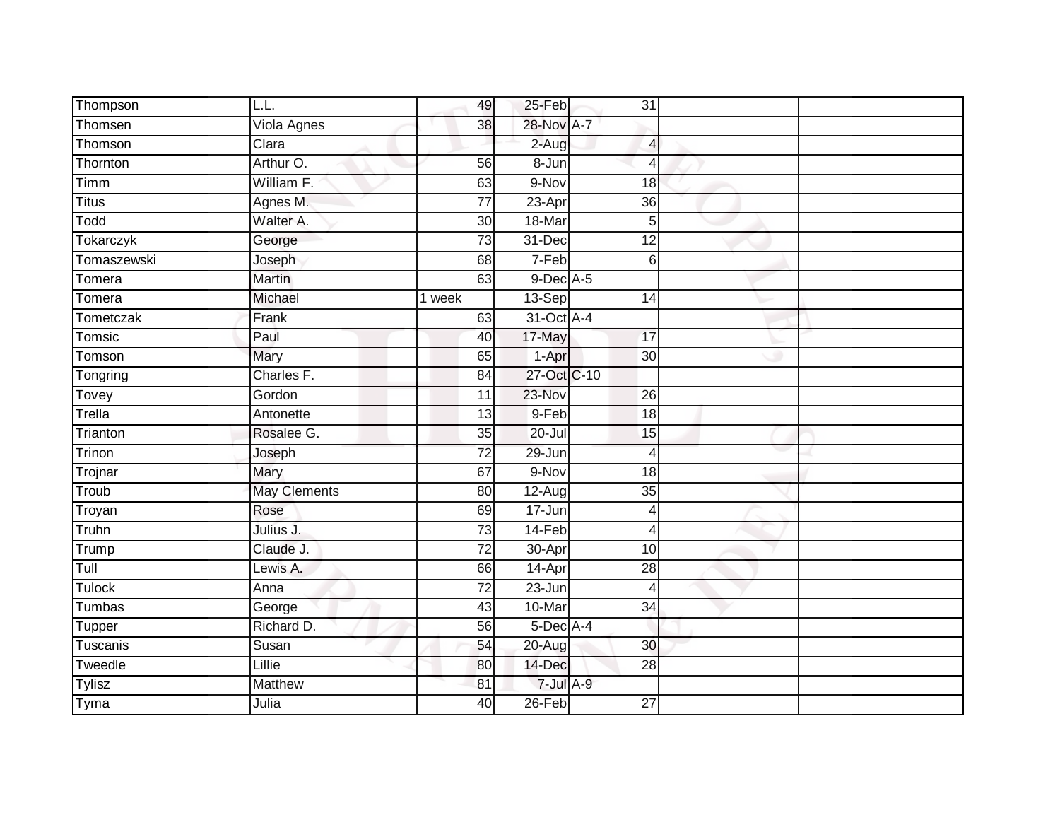| | | | | | | | |
|---|---|---|---|---|---|---|---|
| Thompson | L.L. | 49 | 25-Feb | 31 | | | |
| Thomsen | Viola Agnes | 38 | 28-Nov | A-7 | | | |
| Thomson | Clara | | 2-Aug | 4 | | | |
| Thornton | Arthur O. | 56 | 8-Jun | 4 | | | |
| Timm | William F. | 63 | 9-Nov | 18 | | | |
| Titus | Agnes M. | 77 | 23-Apr | 36 | | | |
| Todd | Walter A. | 30 | 18-Mar | 5 | | | |
| Tokarczyk | George | 73 | 31-Dec | 12 | | | |
| Tomaszewski | Joseph | 68 | 7-Feb | 6 | | | |
| Tomera | Martin | 63 | 9-Dec | A-5 | | | |
| Tomera | Michael | 1 week | 13-Sep | 14 | | | |
| Tometczak | Frank | 63 | 31-Oct | A-4 | | | |
| Tomsic | Paul | 40 | 17-May | 17 | | | |
| Tomson | Mary | 65 | 1-Apr | 30 | | | |
| Tongring | Charles F. | 84 | 27-Oct | C-10 | | | |
| Tovey | Gordon | 11 | 23-Nov | 26 | | | |
| Trella | Antonette | 13 | 9-Feb | 18 | | | |
| Trianton | Rosalee G. | 35 | 20-Jul | 15 | | | |
| Trinon | Joseph | 72 | 29-Jun | 4 | | | |
| Trojnar | Mary | 67 | 9-Nov | 18 | | | |
| Troub | May Clements | 80 | 12-Aug | 35 | | | |
| Troyan | Rose | 69 | 17-Jun | 4 | | | |
| Truhn | Julius J. | 73 | 14-Feb | 4 | | | |
| Trump | Claude J. | 72 | 30-Apr | 10 | | | |
| Tull | Lewis A. | 66 | 14-Apr | 28 | | | |
| Tulock | Anna | 72 | 23-Jun | 4 | | | |
| Tumbas | George | 43 | 10-Mar | 34 | | | |
| Tupper | Richard D. | 56 | 5-Dec | A-4 | | | |
| Tuscanis | Susan | 54 | 20-Aug | 30 | | | |
| Tweedle | Lillie | 80 | 14-Dec | 28 | | | |
| Tylisz | Matthew | 81 | 7-Jul | A-9 | | | |
| Tyma | Julia | 40 | 26-Feb | 27 | | | |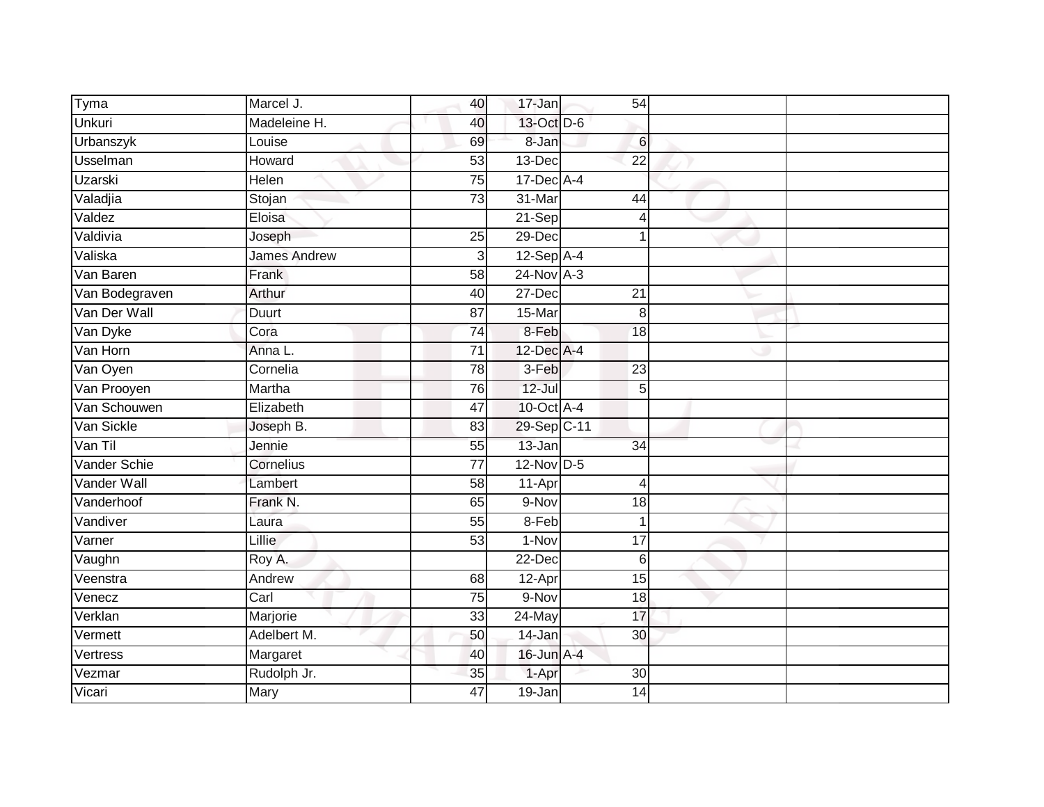| | | | | | | | |
|---|---|---|---|---|---|---|---|
| Tyma | Marcel J. | 40 | 17-Jan | | 54 | | |
| Unkuri | Madeleine H. | 40 | 13-Oct | D-6 | | | |
| Urbanszyk | Louise | 69 | 8-Jan | | 6 | | |
| Usselman | Howard | 53 | 13-Dec | | 22 | | |
| Uzarski | Helen | 75 | 17-Dec | A-4 | | | |
| Valadjia | Stojan | 73 | 31-Mar | | 44 | | |
| Valdez | Eloisa | | 21-Sep | | 4 | | |
| Valdivia | Joseph | 25 | 29-Dec | | 1 | | |
| Valiska | James Andrew | 3 | 12-Sep | A-4 | | | |
| Van Baren | Frank | 58 | 24-Nov | A-3 | | | |
| Van Bodegraven | Arthur | 40 | 27-Dec | | 21 | | |
| Van Der Wall | Duurt | 87 | 15-Mar | | 8 | | |
| Van Dyke | Cora | 74 | 8-Feb | | 18 | | |
| Van Horn | Anna L. | 71 | 12-Dec | A-4 | | | |
| Van Oyen | Cornelia | 78 | 3-Feb | | 23 | | |
| Van Prooyen | Martha | 76 | 12-Jul | | 5 | | |
| Van Schouwen | Elizabeth | 47 | 10-Oct | A-4 | | | |
| Van Sickle | Joseph B. | 83 | 29-Sep | C-11 | | | |
| Van Til | Jennie | 55 | 13-Jan | | 34 | | |
| Vander Schie | Cornelius | 77 | 12-Nov | D-5 | | | |
| Vander Wall | Lambert | 58 | 11-Apr | | 4 | | |
| Vanderhoof | Frank N. | 65 | 9-Nov | | 18 | | |
| Vandiver | Laura | 55 | 8-Feb | | 1 | | |
| Varner | Lillie | 53 | 1-Nov | | 17 | | |
| Vaughn | Roy A. | | 22-Dec | | 6 | | |
| Veenstra | Andrew | 68 | 12-Apr | | 15 | | |
| Venecz | Carl | 75 | 9-Nov | | 18 | | |
| Verklan | Marjorie | 33 | 24-May | | 17 | | |
| Vermett | Adelbert M. | 50 | 14-Jan | | 30 | | |
| Vertress | Margaret | 40 | 16-Jun | A-4 | | | |
| Vezmar | Rudolph Jr. | 35 | 1-Apr | | 30 | | |
| Vicari | Mary | 47 | 19-Jan | | 14 | | |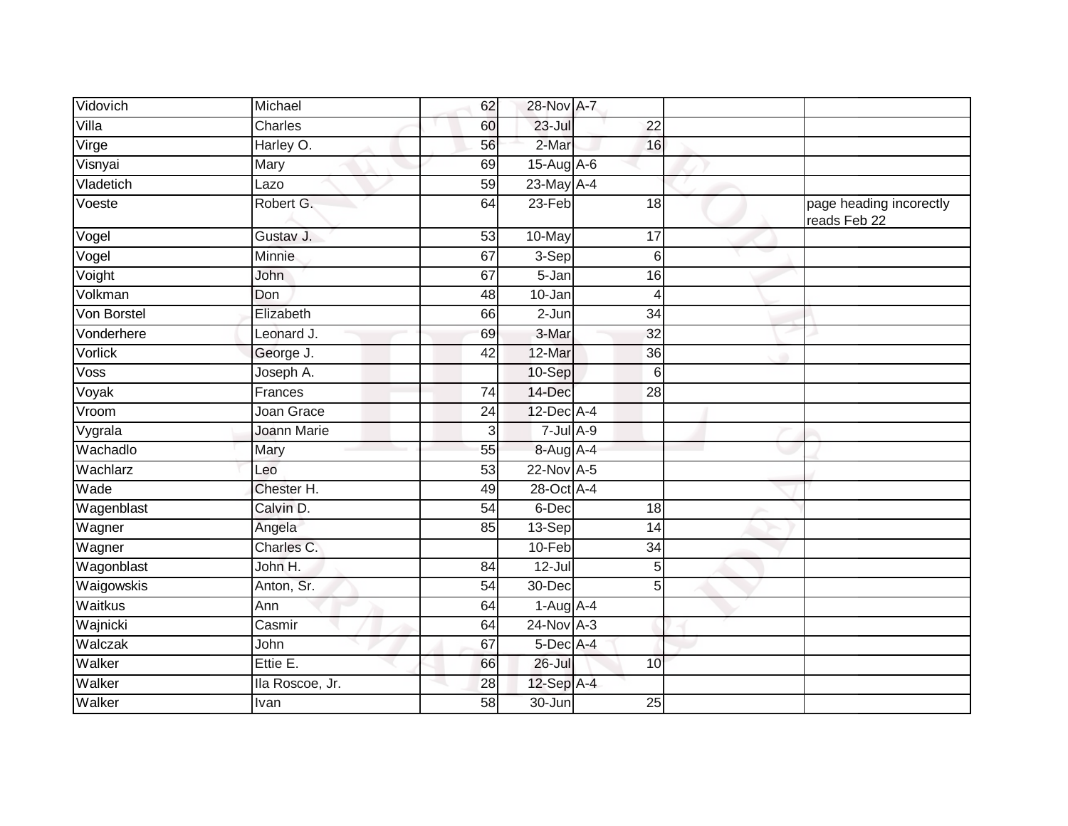| | | | | | | | |
|---|---|---|---|---|---|---|---|
| Vidovich | Michael | 62 | 28-Nov | A-7 | | | |
| Villa | Charles | 60 | 23-Jul | | 22 | | |
| Virge | Harley O. | 56 | 2-Mar | | 16 | | |
| Visnyai | Mary | 69 | 15-Aug | A-6 | | | |
| Vladetich | Lazo | 59 | 23-May | A-4 | | | |
| Voeste | Robert G. | 64 | 23-Feb | | 18 | | page heading incorectly reads Feb 22 |
| Vogel | Gustav J. | 53 | 10-May | | 17 | | |
| Vogel | Minnie | 67 | 3-Sep | | 6 | | |
| Voight | John | 67 | 5-Jan | | 16 | | |
| Volkman | Don | 48 | 10-Jan | | 4 | | |
| Von Borstel | Elizabeth | 66 | 2-Jun | | 34 | | |
| Vonderhere | Leonard J. | 69 | 3-Mar | | 32 | | |
| Vorlick | George J. | 42 | 12-Mar | | 36 | | |
| Voss | Joseph A. | | 10-Sep | | 6 | | |
| Voyak | Frances | 74 | 14-Dec | | 28 | | |
| Vroom | Joan Grace | 24 | 12-Dec | A-4 | | | |
| Vygrala | Joann Marie | 3 | 7-Jul | A-9 | | | |
| Wachadlo | Mary | 55 | 8-Aug | A-4 | | | |
| Wachlarz | Leo | 53 | 22-Nov | A-5 | | | |
| Wade | Chester H. | 49 | 28-Oct | A-4 | | | |
| Wagenblast | Calvin D. | 54 | 6-Dec | | 18 | | |
| Wagner | Angela | 85 | 13-Sep | | 14 | | |
| Wagner | Charles C. | | 10-Feb | | 34 | | |
| Wagonblast | John H. | 84 | 12-Jul | | 5 | | |
| Waigowskis | Anton, Sr. | 54 | 30-Dec | | 5 | | |
| Waitkus | Ann | 64 | 1-Aug | A-4 | | | |
| Wajnicki | Casmir | 64 | 24-Nov | A-3 | | | |
| Walczak | John | 67 | 5-Dec | A-4 | | | |
| Walker | Ettie E. | 66 | 26-Jul | | 10 | | |
| Walker | Ila Roscoe, Jr. | 28 | 12-Sep | A-4 | | | |
| Walker | Ivan | 58 | 30-Jun | | 25 | | |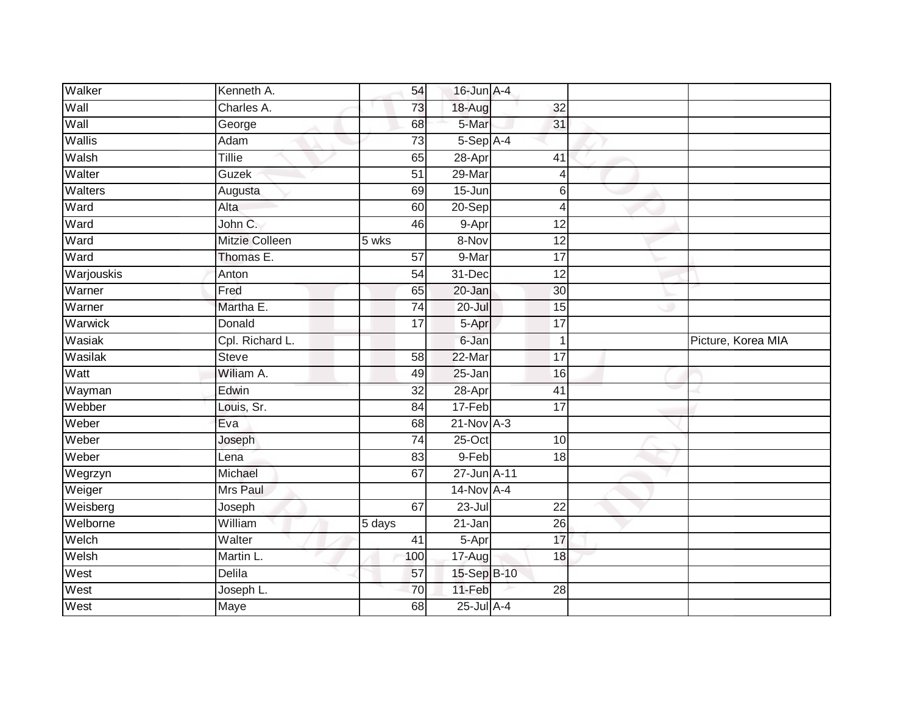| | | | | | | |
|---|---|---|---|---|---|---|
| Walker | Kenneth A. | 54 | 16-Jun | A-4 | | |
| Wall | Charles A. | 73 | 18-Aug | 32 | | |
| Wall | George | 68 | 5-Mar | 31 | | |
| Wallis | Adam | 73 | 5-Sep | A-4 | | |
| Walsh | Tillie | 65 | 28-Apr | 41 | | |
| Walter | Guzek | 51 | 29-Mar | 4 | | |
| Walters | Augusta | 69 | 15-Jun | 6 | | |
| Ward | Alta | 60 | 20-Sep | 4 | | |
| Ward | John C. | 46 | 9-Apr | 12 | | |
| Ward | Mitzie Colleen | 5 wks | 8-Nov | 12 | | |
| Ward | Thomas E. | 57 | 9-Mar | 17 | | |
| Warjouskis | Anton | 54 | 31-Dec | 12 | | |
| Warner | Fred | 65 | 20-Jan | 30 | | |
| Warner | Martha E. | 74 | 20-Jul | 15 | | |
| Warwick | Donald | 17 | 5-Apr | 17 | | |
| Wasiak | Cpl. Richard L. | | 6-Jan | 1 | | Picture, Korea MIA |
| Wasilak | Steve | 58 | 22-Mar | 17 | | |
| Watt | Wiliam A. | 49 | 25-Jan | 16 | | |
| Wayman | Edwin | 32 | 28-Apr | 41 | | |
| Webber | Louis, Sr. | 84 | 17-Feb | 17 | | |
| Weber | Eva | 68 | 21-Nov | A-3 | | |
| Weber | Joseph | 74 | 25-Oct | 10 | | |
| Weber | Lena | 83 | 9-Feb | 18 | | |
| Wegrzyn | Michael | 67 | 27-Jun | A-11 | | |
| Weiger | Mrs Paul | | 14-Nov | A-4 | | |
| Weisberg | Joseph | 67 | 23-Jul | 22 | | |
| Welborne | William | 5 days | 21-Jan | 26 | | |
| Welch | Walter | 41 | 5-Apr | 17 | | |
| Welsh | Martin L. | 100 | 17-Aug | 18 | | |
| West | Delila | 57 | 15-Sep | B-10 | | |
| West | Joseph L. | 70 | 11-Feb | 28 | | |
| West | Maye | 68 | 25-Jul | A-4 | | |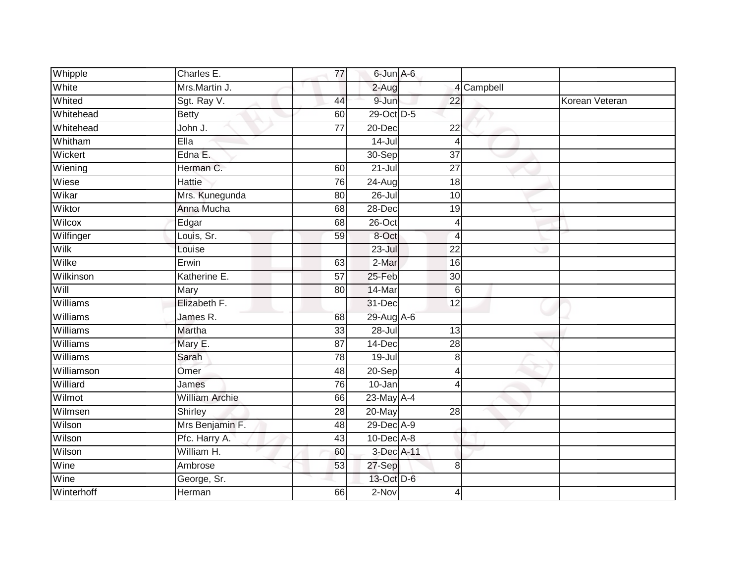| | | | | | | |
|---|---|---|---|---|---|---|
| Whipple | Charles E. | 77 | 6-Jun | A-6 | | |
| White | Mrs.Martin J. | | 2-Aug | 4 | Campbell | |
| Whited | Sgt. Ray V. | 44 | 9-Jun | 22 | | Korean Veteran |
| Whitehead | Betty | 60 | 29-Oct | D-5 | | |
| Whitehead | John J. | 77 | 20-Dec | 22 | | |
| Whitham | Ella | | 14-Jul | 4 | | |
| Wickert | Edna E. | | 30-Sep | 37 | | |
| Wiening | Herman C. | 60 | 21-Jul | 27 | | |
| Wiese | Hattie | 76 | 24-Aug | 18 | | |
| Wikar | Mrs. Kunegunda | 80 | 26-Jul | 10 | | |
| Wiktor | Anna Mucha | 68 | 28-Dec | 19 | | |
| Wilcox | Edgar | 68 | 26-Oct | 4 | | |
| Wilfinger | Louis, Sr. | 59 | 8-Oct | 4 | | |
| Wilk | Louise | | 23-Jul | 22 | | |
| Wilke | Erwin | 63 | 2-Mar | 16 | | |
| Wilkinson | Katherine E. | 57 | 25-Feb | 30 | | |
| Will | Mary | 80 | 14-Mar | 6 | | |
| Williams | Elizabeth F. | | 31-Dec | 12 | | |
| Williams | James R. | 68 | 29-Aug | A-6 | | |
| Williams | Martha | 33 | 28-Jul | 13 | | |
| Williams | Mary E. | 87 | 14-Dec | 28 | | |
| Williams | Sarah | 78 | 19-Jul | 8 | | |
| Williamson | Omer | 48 | 20-Sep | 4 | | |
| Williard | James | 76 | 10-Jan | 4 | | |
| Wilmot | William Archie | 66 | 23-May | A-4 | | |
| Wilmsen | Shirley | 28 | 20-May | 28 | | |
| Wilson | Mrs Benjamin F. | 48 | 29-Dec | A-9 | | |
| Wilson | Pfc. Harry A. | 43 | 10-Dec | A-8 | | |
| Wilson | William H. | 60 | 3-Dec | A-11 | | |
| Wine | Ambrose | 53 | 27-Sep | 8 | | |
| Wine | George, Sr. | | 13-Oct | D-6 | | |
| Winterhoff | Herman | 66 | 2-Nov | 4 | | |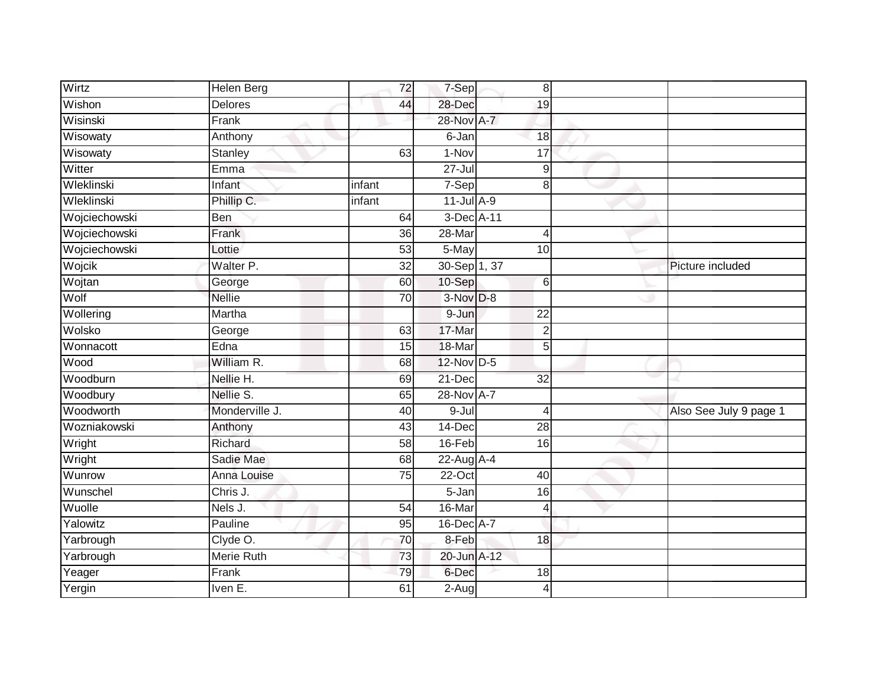| | | | | | | |
|---|---|---|---|---|---|---|
| Wirtz | Helen Berg | 72 | 7-Sep | 8 | | |
| Wishon | Delores | 44 | 28-Dec | 19 | | |
| Wisinski | Frank | | 28-Nov | A-7 | | |
| Wisowaty | Anthony | | 6-Jan | 18 | | |
| Wisowaty | Stanley | 63 | 1-Nov | 17 | | |
| Witter | Emma | | 27-Jul | 9 | | |
| Wleklinski | Infant | infant | 7-Sep | 8 | | |
| Wleklinski | Phillip C. | infant | 11-Jul | A-9 | | |
| Wojciechowski | Ben | 64 | 3-Dec | A-11 | | |
| Wojciechowski | Frank | 36 | 28-Mar | 4 | | |
| Wojciechowski | Lottie | 53 | 5-May | 10 | | |
| Wojcik | Walter P. | 32 | 30-Sep | 1, 37 | | Picture included |
| Wojtan | George | 60 | 10-Sep | 6 | | |
| Wolf | Nellie | 70 | 3-Nov | D-8 | | |
| Wollering | Martha | | 9-Jun | 22 | | |
| Wolsko | George | 63 | 17-Mar | 2 | | |
| Wonnacott | Edna | 15 | 18-Mar | 5 | | |
| Wood | William R. | 68 | 12-Nov | D-5 | | |
| Woodburn | Nellie H. | 69 | 21-Dec | 32 | | |
| Woodbury | Nellie S. | 65 | 28-Nov | A-7 | | |
| Woodworth | Monderville J. | 40 | 9-Jul | 4 | | Also See July 9 page 1 |
| Wozniakowski | Anthony | 43 | 14-Dec | 28 | | |
| Wright | Richard | 58 | 16-Feb | 16 | | |
| Wright | Sadie Mae | 68 | 22-Aug | A-4 | | |
| Wunrow | Anna Louise | 75 | 22-Oct | 40 | | |
| Wunschel | Chris J. | | 5-Jan | 16 | | |
| Wuolle | Nels J. | 54 | 16-Mar | 4 | | |
| Yalowitz | Pauline | 95 | 16-Dec | A-7 | | |
| Yarbrough | Clyde O. | 70 | 8-Feb | 18 | | |
| Yarbrough | Merie Ruth | 73 | 20-Jun | A-12 | | |
| Yeager | Frank | 79 | 6-Dec | 18 | | |
| Yergin | Iven E. | 61 | 2-Aug | 4 | | |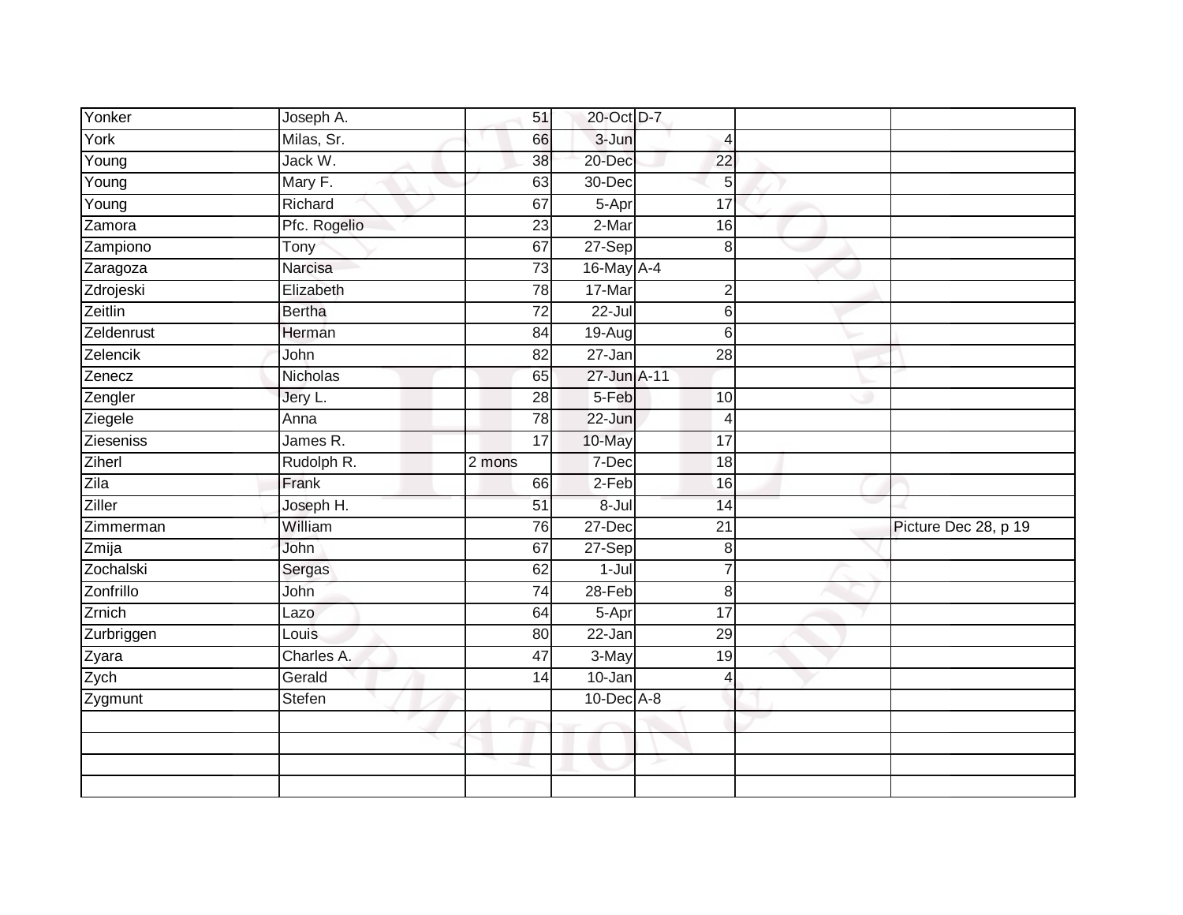| | | | | | | |
|---|---|---|---|---|---|---|
| Yonker | Joseph A. | 51 | 20-Oct | D-7 | | |
| York | Milas, Sr. | 66 | 3-Jun | 4 | | |
| Young | Jack W. | 38 | 20-Dec | 22 | | |
| Young | Mary F. | 63 | 30-Dec | 5 | | |
| Young | Richard | 67 | 5-Apr | 17 | | |
| Zamora | Pfc. Rogelio | 23 | 2-Mar | 16 | | |
| Zampiono | Tony | 67 | 27-Sep | 8 | | |
| Zaragoza | Narcisa | 73 | 16-May | A-4 | | |
| Zdrojeski | Elizabeth | 78 | 17-Mar | 2 | | |
| Zeitlin | Bertha | 72 | 22-Jul | 6 | | |
| Zeldenrust | Herman | 84 | 19-Aug | 6 | | |
| Zelencik | John | 82 | 27-Jan | 28 | | |
| Zenecz | Nicholas | 65 | 27-Jun | A-11 | | |
| Zengler | Jery L. | 28 | 5-Feb | 10 | | |
| Ziegele | Anna | 78 | 22-Jun | 4 | | |
| Zieseniss | James R. | 17 | 10-May | 17 | | |
| Ziherl | Rudolph R. | 2 mons | 7-Dec | 18 | | |
| Zila | Frank | 66 | 2-Feb | 16 | | |
| Ziller | Joseph H. | 51 | 8-Jul | 14 | | |
| Zimmerman | William | 76 | 27-Dec | 21 | | Picture Dec 28, p 19 |
| Zmija | John | 67 | 27-Sep | 8 | | |
| Zochalski | Sergas | 62 | 1-Jul | 7 | | |
| Zonfrillo | John | 74 | 28-Feb | 8 | | |
| Zrnich | Lazo | 64 | 5-Apr | 17 | | |
| Zurbriggen | Louis | 80 | 22-Jan | 29 | | |
| Zyara | Charles A. | 47 | 3-May | 19 | | |
| Zych | Gerald | 14 | 10-Jan | 4 | | |
| Zygmunt | Stefen | | 10-Dec | A-8 | | |